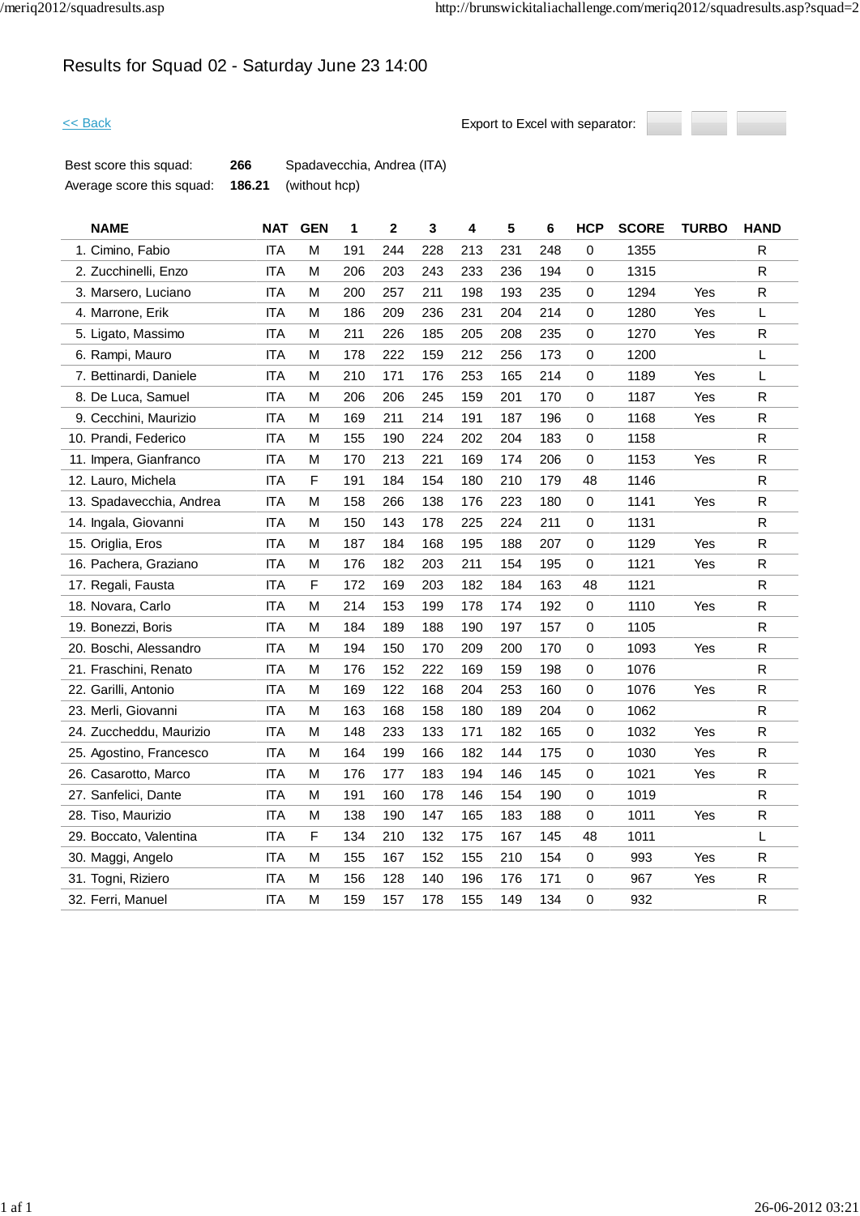# Results for Squad 02 - Saturday June 23 14:00

<< Back

Export to Excel with separator:

| | | |
|---|---|---|
| Best score this squad: | **266** | Spadavecchia, Andrea (ITA) |
| Average score this squad: | **186.21** | (without hcp) |

| NAME | NAT | GEN | 1 | 2 | 3 | 4 | 5 | 6 | HCP | SCORE | TURBO | HAND |
|---|---|---|---|---|---|---|---|---|---|---|---|---|
| 1. Cimino, Fabio | ITA | M | 191 | 244 | 228 | 213 | 231 | 248 | 0 | 1355 | | R |
| 2. Zucchinelli, Enzo | ITA | M | 206 | 203 | 243 | 233 | 236 | 194 | 0 | 1315 | | R |
| 3. Marsero, Luciano | ITA | M | 200 | 257 | 211 | 198 | 193 | 235 | 0 | 1294 | Yes | R |
| 4. Marrone, Erik | ITA | M | 186 | 209 | 236 | 231 | 204 | 214 | 0 | 1280 | Yes | L |
| 5. Ligato, Massimo | ITA | M | 211 | 226 | 185 | 205 | 208 | 235 | 0 | 1270 | Yes | R |
| 6. Rampi, Mauro | ITA | M | 178 | 222 | 159 | 212 | 256 | 173 | 0 | 1200 | | L |
| 7. Bettinardi, Daniele | ITA | M | 210 | 171 | 176 | 253 | 165 | 214 | 0 | 1189 | Yes | L |
| 8. De Luca, Samuel | ITA | M | 206 | 206 | 245 | 159 | 201 | 170 | 0 | 1187 | Yes | R |
| 9. Cecchini, Maurizio | ITA | M | 169 | 211 | 214 | 191 | 187 | 196 | 0 | 1168 | Yes | R |
| 10. Prandi, Federico | ITA | M | 155 | 190 | 224 | 202 | 204 | 183 | 0 | 1158 | | R |
| 11. Impera, Gianfranco | ITA | M | 170 | 213 | 221 | 169 | 174 | 206 | 0 | 1153 | Yes | R |
| 12. Lauro, Michela | ITA | F | 191 | 184 | 154 | 180 | 210 | 179 | 48 | 1146 | | R |
| 13. Spadavecchia, Andrea | ITA | M | 158 | 266 | 138 | 176 | 223 | 180 | 0 | 1141 | Yes | R |
| 14. Ingala, Giovanni | ITA | M | 150 | 143 | 178 | 225 | 224 | 211 | 0 | 1131 | | R |
| 15. Origlia, Eros | ITA | M | 187 | 184 | 168 | 195 | 188 | 207 | 0 | 1129 | Yes | R |
| 16. Pachera, Graziano | ITA | M | 176 | 182 | 203 | 211 | 154 | 195 | 0 | 1121 | Yes | R |
| 17. Regali, Fausta | ITA | F | 172 | 169 | 203 | 182 | 184 | 163 | 48 | 1121 | | R |
| 18. Novara, Carlo | ITA | M | 214 | 153 | 199 | 178 | 174 | 192 | 0 | 1110 | Yes | R |
| 19. Bonezzi, Boris | ITA | M | 184 | 189 | 188 | 190 | 197 | 157 | 0 | 1105 | | R |
| 20. Boschi, Alessandro | ITA | M | 194 | 150 | 170 | 209 | 200 | 170 | 0 | 1093 | Yes | R |
| 21. Fraschini, Renato | ITA | M | 176 | 152 | 222 | 169 | 159 | 198 | 0 | 1076 | | R |
| 22. Garilli, Antonio | ITA | M | 169 | 122 | 168 | 204 | 253 | 160 | 0 | 1076 | Yes | R |
| 23. Merli, Giovanni | ITA | M | 163 | 168 | 158 | 180 | 189 | 204 | 0 | 1062 | | R |
| 24. Zuccheddu, Maurizio | ITA | M | 148 | 233 | 133 | 171 | 182 | 165 | 0 | 1032 | Yes | R |
| 25. Agostino, Francesco | ITA | M | 164 | 199 | 166 | 182 | 144 | 175 | 0 | 1030 | Yes | R |
| 26. Casarotto, Marco | ITA | M | 176 | 177 | 183 | 194 | 146 | 145 | 0 | 1021 | Yes | R |
| 27. Sanfelici, Dante | ITA | M | 191 | 160 | 178 | 146 | 154 | 190 | 0 | 1019 | | R |
| 28. Tiso, Maurizio | ITA | M | 138 | 190 | 147 | 165 | 183 | 188 | 0 | 1011 | Yes | R |
| 29. Boccato, Valentina | ITA | F | 134 | 210 | 132 | 175 | 167 | 145 | 48 | 1011 | | L |
| 30. Maggi, Angelo | ITA | M | 155 | 167 | 152 | 155 | 210 | 154 | 0 | 993 | Yes | R |
| 31. Togni, Riziero | ITA | M | 156 | 128 | 140 | 196 | 176 | 171 | 0 | 967 | Yes | R |
| 32. Ferri, Manuel | ITA | M | 159 | 157 | 178 | 155 | 149 | 134 | 0 | 932 | | R |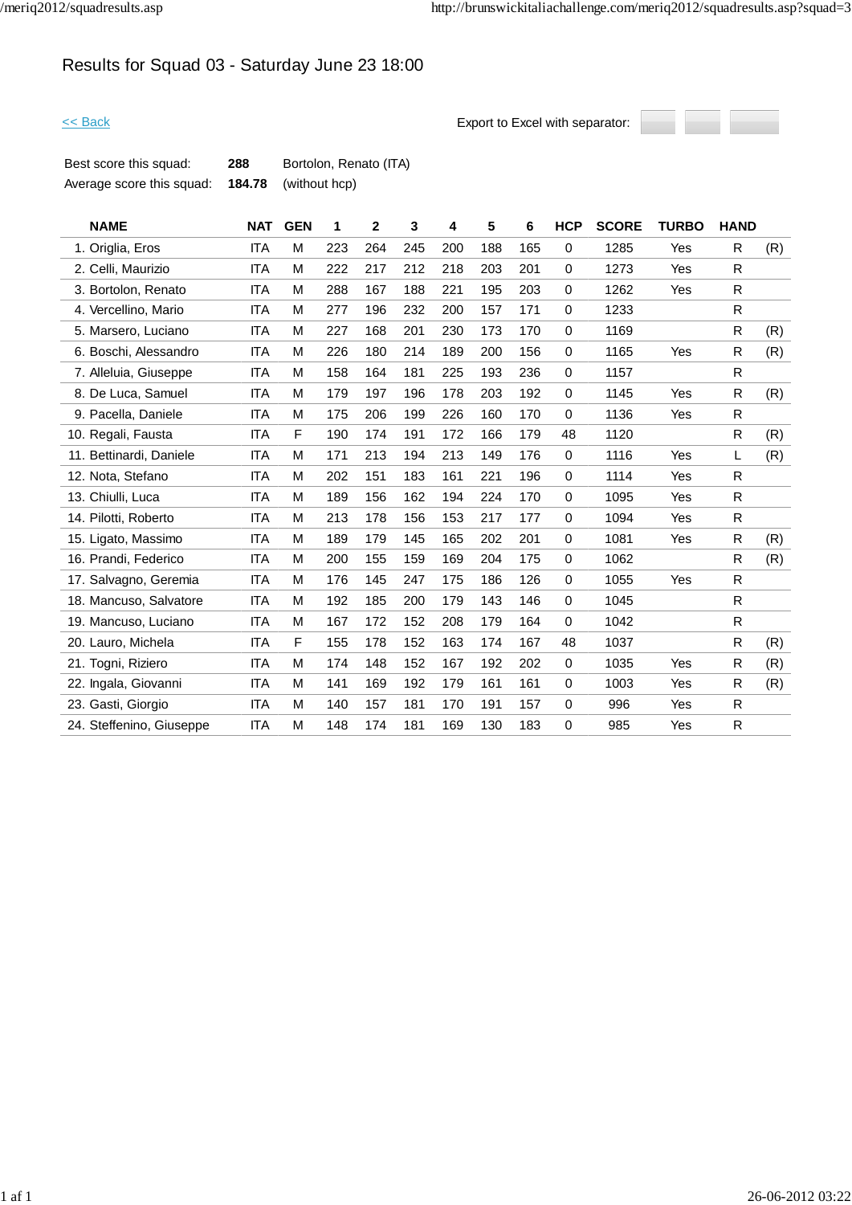# Results for Squad 03 - Saturday June 23 18:00

<< Back

Export to Excel with separator:

| | | |
|---|---|---|
| Best score this squad: | **288** | Bortolon, Renato (ITA) |
| Average score this squad: | **184.78** | (without hcp) |

| NAME | NAT | GEN | 1 | 2 | 3 | 4 | 5 | 6 | HCP | SCORE | TURBO | HAND | |
|---|---|---|---|---|---|---|---|---|---|---|---|---|---|
| 1. Origlia, Eros | ITA | M | 223 | 264 | 245 | 200 | 188 | 165 | 0 | 1285 | Yes | R | (R) |
| 2. Celli, Maurizio | ITA | M | 222 | 217 | 212 | 218 | 203 | 201 | 0 | 1273 | Yes | R | |
| 3. Bortolon, Renato | ITA | M | 288 | 167 | 188 | 221 | 195 | 203 | 0 | 1262 | Yes | R | |
| 4. Vercellino, Mario | ITA | M | 277 | 196 | 232 | 200 | 157 | 171 | 0 | 1233 | | R | |
| 5. Marsero, Luciano | ITA | M | 227 | 168 | 201 | 230 | 173 | 170 | 0 | 1169 | | R | (R) |
| 6. Boschi, Alessandro | ITA | M | 226 | 180 | 214 | 189 | 200 | 156 | 0 | 1165 | Yes | R | (R) |
| 7. Alleluia, Giuseppe | ITA | M | 158 | 164 | 181 | 225 | 193 | 236 | 0 | 1157 | | R | |
| 8. De Luca, Samuel | ITA | M | 179 | 197 | 196 | 178 | 203 | 192 | 0 | 1145 | Yes | R | (R) |
| 9. Pacella, Daniele | ITA | M | 175 | 206 | 199 | 226 | 160 | 170 | 0 | 1136 | Yes | R | |
| 10. Regali, Fausta | ITA | F | 190 | 174 | 191 | 172 | 166 | 179 | 48 | 1120 | | R | (R) |
| 11. Bettinardi, Daniele | ITA | M | 171 | 213 | 194 | 213 | 149 | 176 | 0 | 1116 | Yes | L | (R) |
| 12. Nota, Stefano | ITA | M | 202 | 151 | 183 | 161 | 221 | 196 | 0 | 1114 | Yes | R | |
| 13. Chiulli, Luca | ITA | M | 189 | 156 | 162 | 194 | 224 | 170 | 0 | 1095 | Yes | R | |
| 14. Pilotti, Roberto | ITA | M | 213 | 178 | 156 | 153 | 217 | 177 | 0 | 1094 | Yes | R | |
| 15. Ligato, Massimo | ITA | M | 189 | 179 | 145 | 165 | 202 | 201 | 0 | 1081 | Yes | R | (R) |
| 16. Prandi, Federico | ITA | M | 200 | 155 | 159 | 169 | 204 | 175 | 0 | 1062 | | R | (R) |
| 17. Salvagno, Geremia | ITA | M | 176 | 145 | 247 | 175 | 186 | 126 | 0 | 1055 | Yes | R | |
| 18. Mancuso, Salvatore | ITA | M | 192 | 185 | 200 | 179 | 143 | 146 | 0 | 1045 | | R | |
| 19. Mancuso, Luciano | ITA | M | 167 | 172 | 152 | 208 | 179 | 164 | 0 | 1042 | | R | |
| 20. Lauro, Michela | ITA | F | 155 | 178 | 152 | 163 | 174 | 167 | 48 | 1037 | | R | (R) |
| 21. Togni, Riziero | ITA | M | 174 | 148 | 152 | 167 | 192 | 202 | 0 | 1035 | Yes | R | (R) |
| 22. Ingala, Giovanni | ITA | M | 141 | 169 | 192 | 179 | 161 | 161 | 0 | 1003 | Yes | R | (R) |
| 23. Gasti, Giorgio | ITA | M | 140 | 157 | 181 | 170 | 191 | 157 | 0 | 996 | Yes | R | |
| 24. Steffenino, Giuseppe | ITA | M | 148 | 174 | 181 | 169 | 130 | 183 | 0 | 985 | Yes | R | |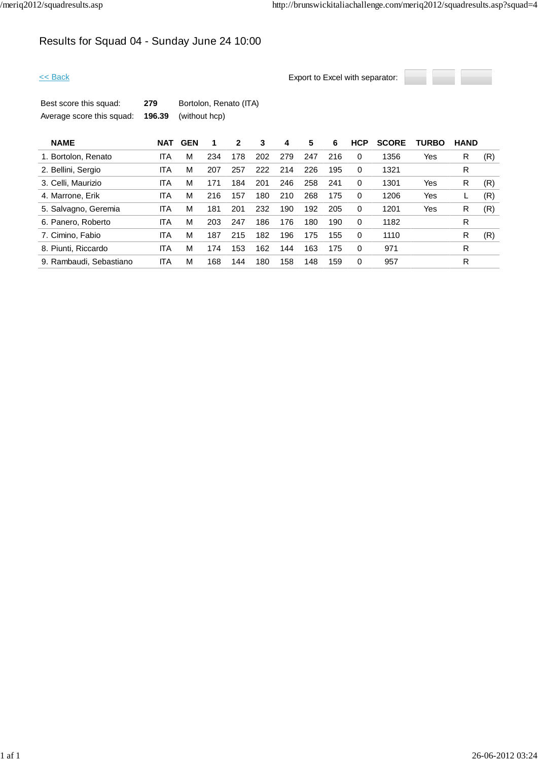# Results for Squad 04 - Sunday June 24 10:00

<< Back

Export to Excel with separator:

| | | |
|---|---|---|
| Best score this squad: | **279** | Bortolon, Renato (ITA) |
| Average score this squad: | **196.39** | (without hcp) |

| NAME | NAT | GEN | 1 | 2 | 3 | 4 | 5 | 6 | HCP | SCORE | TURBO | HAND | |
|---|---|---|---|---|---|---|---|---|---|---|---|---|---|
| 1. Bortolon, Renato | ITA | M | 234 | 178 | 202 | 279 | 247 | 216 | 0 | 1356 | Yes | R | (R) |
| 2. Bellini, Sergio | ITA | M | 207 | 257 | 222 | 214 | 226 | 195 | 0 | 1321 | | R | |
| 3. Celli, Maurizio | ITA | M | 171 | 184 | 201 | 246 | 258 | 241 | 0 | 1301 | Yes | R | (R) |
| 4. Marrone, Erik | ITA | M | 216 | 157 | 180 | 210 | 268 | 175 | 0 | 1206 | Yes | L | (R) |
| 5. Salvagno, Geremia | ITA | M | 181 | 201 | 232 | 190 | 192 | 205 | 0 | 1201 | Yes | R | (R) |
| 6. Panero, Roberto | ITA | M | 203 | 247 | 186 | 176 | 180 | 190 | 0 | 1182 | | R | |
| 7. Cimino, Fabio | ITA | M | 187 | 215 | 182 | 196 | 175 | 155 | 0 | 1110 | | R | (R) |
| 8. Piunti, Riccardo | ITA | M | 174 | 153 | 162 | 144 | 163 | 175 | 0 | 971 | | R | |
| 9. Rambaudi, Sebastiano | ITA | M | 168 | 144 | 180 | 158 | 148 | 159 | 0 | 957 | | R | |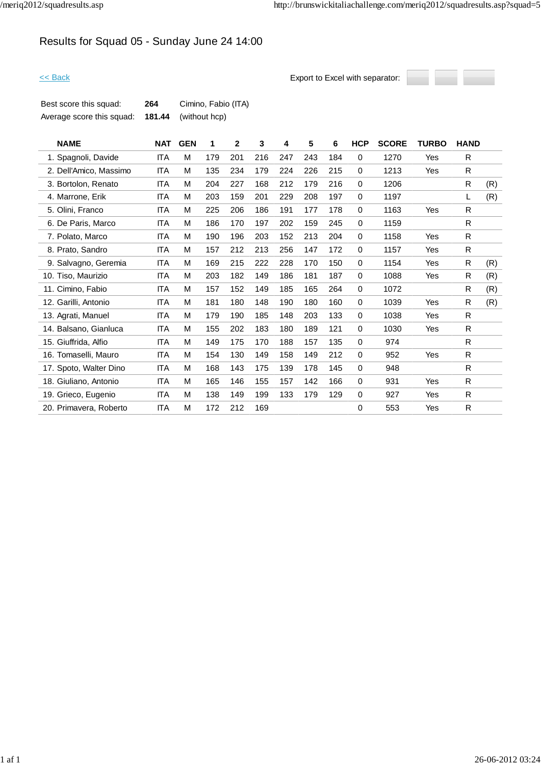# Results for Squad 05 - Sunday June 24 14:00

<< Back

Export to Excel with separator:

| | | |
|---|---|---|
| Best score this squad: | **264** | Cimino, Fabio (ITA) |
| Average score this squad: | **181.44** | (without hcp) |

| NAME | NAT | GEN | 1 | 2 | 3 | 4 | 5 | 6 | HCP | SCORE | TURBO | HAND | |
|---|---|---|---|---|---|---|---|---|---|---|---|---|---|
| 1. Spagnoli, Davide | ITA | M | 179 | 201 | 216 | 247 | 243 | 184 | 0 | 1270 | Yes | R | |
| 2. Dell'Amico, Massimo | ITA | M | 135 | 234 | 179 | 224 | 226 | 215 | 0 | 1213 | Yes | R | |
| 3. Bortolon, Renato | ITA | M | 204 | 227 | 168 | 212 | 179 | 216 | 0 | 1206 | | R | (R) |
| 4. Marrone, Erik | ITA | M | 203 | 159 | 201 | 229 | 208 | 197 | 0 | 1197 | | L | (R) |
| 5. Olini, Franco | ITA | M | 225 | 206 | 186 | 191 | 177 | 178 | 0 | 1163 | Yes | R | |
| 6. De Paris, Marco | ITA | M | 186 | 170 | 197 | 202 | 159 | 245 | 0 | 1159 | | R | |
| 7. Polato, Marco | ITA | M | 190 | 196 | 203 | 152 | 213 | 204 | 0 | 1158 | Yes | R | |
| 8. Prato, Sandro | ITA | M | 157 | 212 | 213 | 256 | 147 | 172 | 0 | 1157 | Yes | R | |
| 9. Salvagno, Geremia | ITA | M | 169 | 215 | 222 | 228 | 170 | 150 | 0 | 1154 | Yes | R | (R) |
| 10. Tiso, Maurizio | ITA | M | 203 | 182 | 149 | 186 | 181 | 187 | 0 | 1088 | Yes | R | (R) |
| 11. Cimino, Fabio | ITA | M | 157 | 152 | 149 | 185 | 165 | 264 | 0 | 1072 | | R | (R) |
| 12. Garilli, Antonio | ITA | M | 181 | 180 | 148 | 190 | 180 | 160 | 0 | 1039 | Yes | R | (R) |
| 13. Agrati, Manuel | ITA | M | 179 | 190 | 185 | 148 | 203 | 133 | 0 | 1038 | Yes | R | |
| 14. Balsano, Gianluca | ITA | M | 155 | 202 | 183 | 180 | 189 | 121 | 0 | 1030 | Yes | R | |
| 15. Giuffrida, Alfio | ITA | M | 149 | 175 | 170 | 188 | 157 | 135 | 0 | 974 | | R | |
| 16. Tomaselli, Mauro | ITA | M | 154 | 130 | 149 | 158 | 149 | 212 | 0 | 952 | Yes | R | |
| 17. Spoto, Walter Dino | ITA | M | 168 | 143 | 175 | 139 | 178 | 145 | 0 | 948 | | R | |
| 18. Giuliano, Antonio | ITA | M | 165 | 146 | 155 | 157 | 142 | 166 | 0 | 931 | Yes | R | |
| 19. Grieco, Eugenio | ITA | M | 138 | 149 | 199 | 133 | 179 | 129 | 0 | 927 | Yes | R | |
| 20. Primavera, Roberto | ITA | M | 172 | 212 | 169 | | | | 0 | 553 | Yes | R | |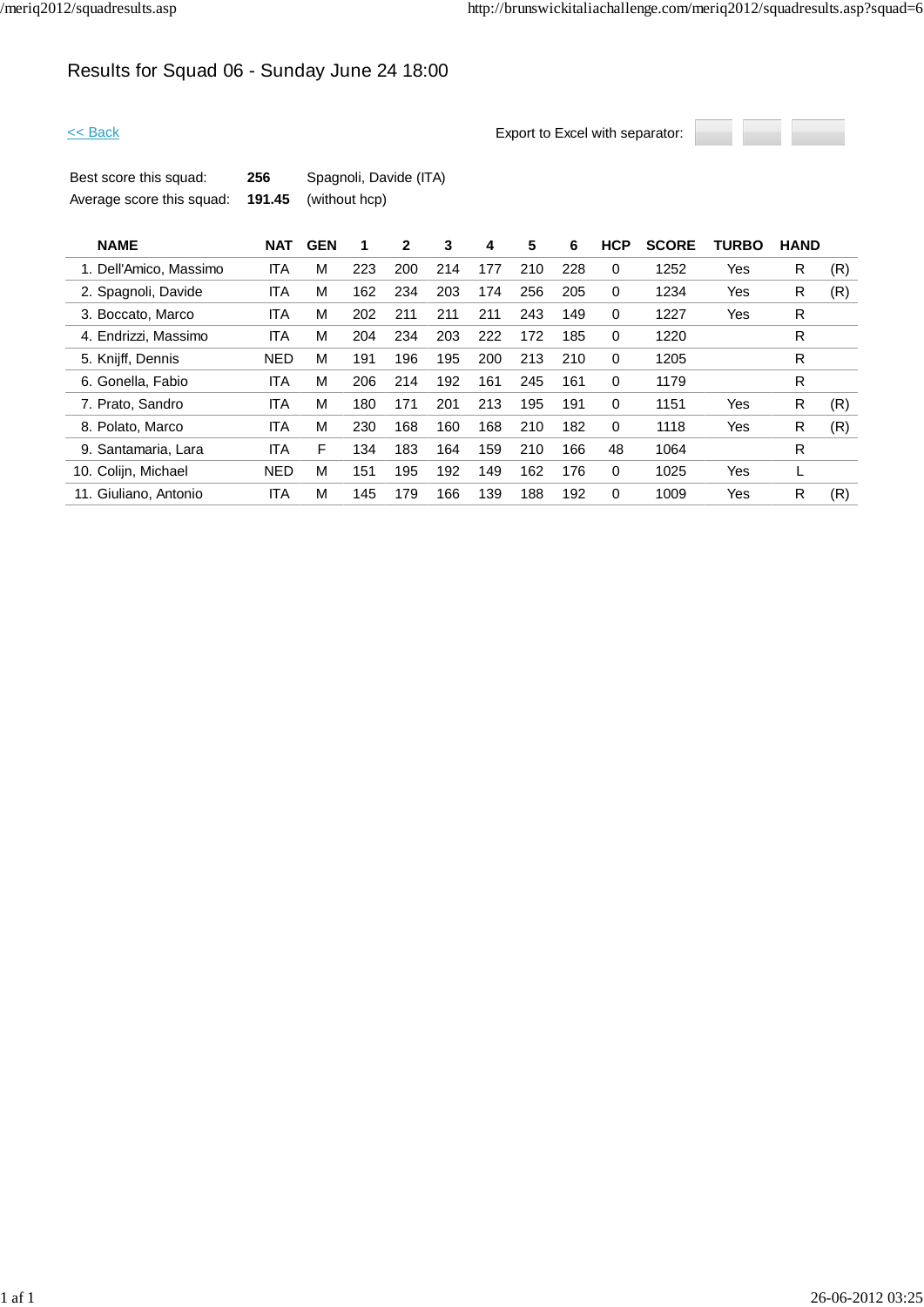# Results for Squad 06 - Sunday June 24 18:00

<< Back

Export to Excel with separator:

| | | |
|---|---|---|
| Best score this squad: | **256** | Spagnoli, Davide (ITA) |
| Average score this squad: | **191.45** | (without hcp) |

| NAME | NAT | GEN | 1 | 2 | 3 | 4 | 5 | 6 | HCP | SCORE | TURBO | HAND | |
|---|---|---|---|---|---|---|---|---|---|---|---|---|---|
| 1. Dell'Amico, Massimo | ITA | M | 223 | 200 | 214 | 177 | 210 | 228 | 0 | 1252 | Yes | R | (R) |
| 2. Spagnoli, Davide | ITA | M | 162 | 234 | 203 | 174 | 256 | 205 | 0 | 1234 | Yes | R | (R) |
| 3. Boccato, Marco | ITA | M | 202 | 211 | 211 | 211 | 243 | 149 | 0 | 1227 | Yes | R | |
| 4. Endrizzi, Massimo | ITA | M | 204 | 234 | 203 | 222 | 172 | 185 | 0 | 1220 | | R | |
| 5. Knijff, Dennis | NED | M | 191 | 196 | 195 | 200 | 213 | 210 | 0 | 1205 | | R | |
| 6. Gonella, Fabio | ITA | M | 206 | 214 | 192 | 161 | 245 | 161 | 0 | 1179 | | R | |
| 7. Prato, Sandro | ITA | M | 180 | 171 | 201 | 213 | 195 | 191 | 0 | 1151 | Yes | R | (R) |
| 8. Polato, Marco | ITA | M | 230 | 168 | 160 | 168 | 210 | 182 | 0 | 1118 | Yes | R | (R) |
| 9. Santamaria, Lara | ITA | F | 134 | 183 | 164 | 159 | 210 | 166 | 48 | 1064 | | R | |
| 10. Colijn, Michael | NED | M | 151 | 195 | 192 | 149 | 162 | 176 | 0 | 1025 | Yes | L | |
| 11. Giuliano, Antonio | ITA | M | 145 | 179 | 166 | 139 | 188 | 192 | 0 | 1009 | Yes | R | (R) |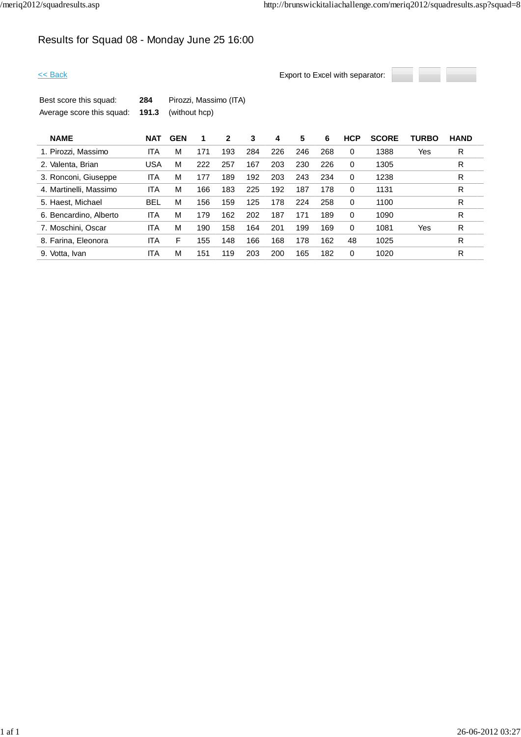# Results for Squad 08 - Monday June 25 16:00

<< Back

Export to Excel with separator:

| | | |
|---|---|---|
| Best score this squad: | **284** | Pirozzi, Massimo (ITA) |
| Average score this squad: | **191.3** | (without hcp) |

| NAME | NAT | GEN | 1 | 2 | 3 | 4 | 5 | 6 | HCP | SCORE | TURBO | HAND |
|---|---|---|---|---|---|---|---|---|---|---|---|---|
| 1. Pirozzi, Massimo | ITA | M | 171 | 193 | 284 | 226 | 246 | 268 | 0 | 1388 | Yes | R |
| 2. Valenta, Brian | USA | M | 222 | 257 | 167 | 203 | 230 | 226 | 0 | 1305 | | R |
| 3. Ronconi, Giuseppe | ITA | M | 177 | 189 | 192 | 203 | 243 | 234 | 0 | 1238 | | R |
| 4. Martinelli, Massimo | ITA | M | 166 | 183 | 225 | 192 | 187 | 178 | 0 | 1131 | | R |
| 5. Haest, Michael | BEL | M | 156 | 159 | 125 | 178 | 224 | 258 | 0 | 1100 | | R |
| 6. Bencardino, Alberto | ITA | M | 179 | 162 | 202 | 187 | 171 | 189 | 0 | 1090 | | R |
| 7. Moschini, Oscar | ITA | M | 190 | 158 | 164 | 201 | 199 | 169 | 0 | 1081 | Yes | R |
| 8. Farina, Eleonora | ITA | F | 155 | 148 | 166 | 168 | 178 | 162 | 48 | 1025 | | R |
| 9. Votta, Ivan | ITA | M | 151 | 119 | 203 | 200 | 165 | 182 | 0 | 1020 | | R |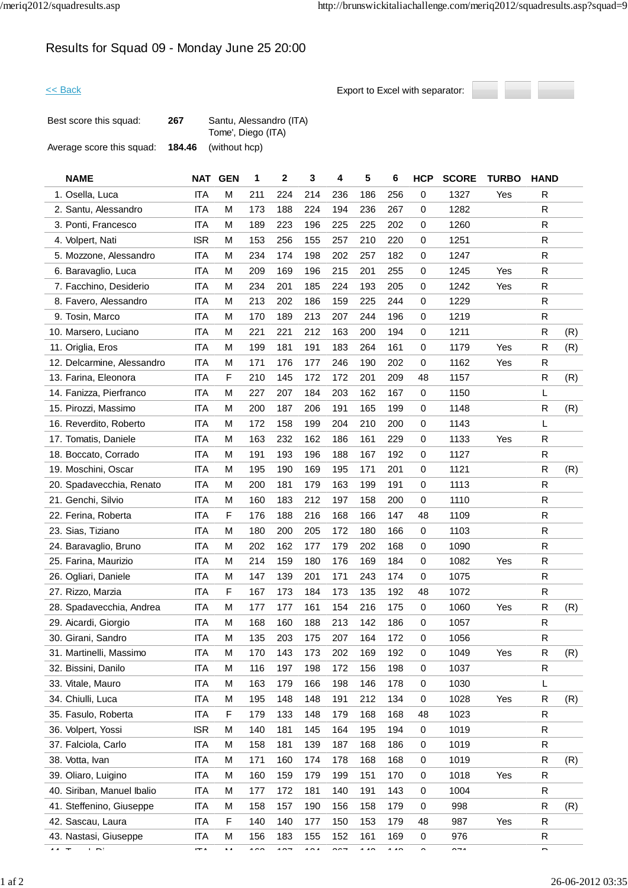# Results for Squad 09 - Monday June 25 20:00

<< Back

Export to Excel with separator:

| | | |
|---|---|---|
| Best score this squad: | **267** | Santu, Alessandro (ITA)<br>Tome', Diego (ITA) |
| Average score this squad: | **184.46** | (without hcp) |

| NAME | NAT | GEN | 1 | 2 | 3 | 4 | 5 | 6 | HCP | SCORE | TURBO | HAND | |
|---|---|---|---|---|---|---|---|---|---|---|---|---|---|
| 1. Osella, Luca | ITA | M | 211 | 224 | 214 | 236 | 186 | 256 | 0 | 1327 | Yes | R | |
| 2. Santu, Alessandro | ITA | M | 173 | 188 | 224 | 194 | 236 | 267 | 0 | 1282 | | R | |
| 3. Ponti, Francesco | ITA | M | 189 | 223 | 196 | 225 | 225 | 202 | 0 | 1260 | | R | |
| 4. Volpert, Nati | ISR | M | 153 | 256 | 155 | 257 | 210 | 220 | 0 | 1251 | | R | |
| 5. Mozzone, Alessandro | ITA | M | 234 | 174 | 198 | 202 | 257 | 182 | 0 | 1247 | | R | |
| 6. Baravaglio, Luca | ITA | M | 209 | 169 | 196 | 215 | 201 | 255 | 0 | 1245 | Yes | R | |
| 7. Facchino, Desiderio | ITA | M | 234 | 201 | 185 | 224 | 193 | 205 | 0 | 1242 | Yes | R | |
| 8. Favero, Alessandro | ITA | M | 213 | 202 | 186 | 159 | 225 | 244 | 0 | 1229 | | R | |
| 9. Tosin, Marco | ITA | M | 170 | 189 | 213 | 207 | 244 | 196 | 0 | 1219 | | R | |
| 10. Marsero, Luciano | ITA | M | 221 | 221 | 212 | 163 | 200 | 194 | 0 | 1211 | | R | (R) |
| 11. Origlia, Eros | ITA | M | 199 | 181 | 191 | 183 | 264 | 161 | 0 | 1179 | Yes | R | (R) |
| 12. Delcarmine, Alessandro | ITA | M | 171 | 176 | 177 | 246 | 190 | 202 | 0 | 1162 | Yes | R | |
| 13. Farina, Eleonora | ITA | F | 210 | 145 | 172 | 172 | 201 | 209 | 48 | 1157 | | R | (R) |
| 14. Fanizza, Pierfranco | ITA | M | 227 | 207 | 184 | 203 | 162 | 167 | 0 | 1150 | | L | |
| 15. Pirozzi, Massimo | ITA | M | 200 | 187 | 206 | 191 | 165 | 199 | 0 | 1148 | | R | (R) |
| 16. Reverdito, Roberto | ITA | M | 172 | 158 | 199 | 204 | 210 | 200 | 0 | 1143 | | L | |
| 17. Tomatis, Daniele | ITA | M | 163 | 232 | 162 | 186 | 161 | 229 | 0 | 1133 | Yes | R | |
| 18. Boccato, Corrado | ITA | M | 191 | 193 | 196 | 188 | 167 | 192 | 0 | 1127 | | R | |
| 19. Moschini, Oscar | ITA | M | 195 | 190 | 169 | 195 | 171 | 201 | 0 | 1121 | | R | (R) |
| 20. Spadavecchia, Renato | ITA | M | 200 | 181 | 179 | 163 | 199 | 191 | 0 | 1113 | | R | |
| 21. Genchi, Silvio | ITA | M | 160 | 183 | 212 | 197 | 158 | 200 | 0 | 1110 | | R | |
| 22. Ferina, Roberta | ITA | F | 176 | 188 | 216 | 168 | 166 | 147 | 48 | 1109 | | R | |
| 23. Sias, Tiziano | ITA | M | 180 | 200 | 205 | 172 | 180 | 166 | 0 | 1103 | | R | |
| 24. Baravaglio, Bruno | ITA | M | 202 | 162 | 177 | 179 | 202 | 168 | 0 | 1090 | | R | |
| 25. Farina, Maurizio | ITA | M | 214 | 159 | 180 | 176 | 169 | 184 | 0 | 1082 | Yes | R | |
| 26. Ogliari, Daniele | ITA | M | 147 | 139 | 201 | 171 | 243 | 174 | 0 | 1075 | | R | |
| 27. Rizzo, Marzia | ITA | F | 167 | 173 | 184 | 173 | 135 | 192 | 48 | 1072 | | R | |
| 28. Spadavecchia, Andrea | ITA | M | 177 | 177 | 161 | 154 | 216 | 175 | 0 | 1060 | Yes | R | (R) |
| 29. Aicardi, Giorgio | ITA | M | 168 | 160 | 188 | 213 | 142 | 186 | 0 | 1057 | | R | |
| 30. Girani, Sandro | ITA | M | 135 | 203 | 175 | 207 | 164 | 172 | 0 | 1056 | | R | |
| 31. Martinelli, Massimo | ITA | M | 170 | 143 | 173 | 202 | 169 | 192 | 0 | 1049 | Yes | R | (R) |
| 32. Bissini, Danilo | ITA | M | 116 | 197 | 198 | 172 | 156 | 198 | 0 | 1037 | | R | |
| 33. Vitale, Mauro | ITA | M | 163 | 179 | 166 | 198 | 146 | 178 | 0 | 1030 | | L | |
| 34. Chiulli, Luca | ITA | M | 195 | 148 | 148 | 191 | 212 | 134 | 0 | 1028 | Yes | R | (R) |
| 35. Fasulo, Roberta | ITA | F | 179 | 133 | 148 | 179 | 168 | 168 | 48 | 1023 | | R | |
| 36. Volpert, Yossi | ISR | M | 140 | 181 | 145 | 164 | 195 | 194 | 0 | 1019 | | R | |
| 37. Falciola, Carlo | ITA | M | 158 | 181 | 139 | 187 | 168 | 186 | 0 | 1019 | | R | |
| 38. Votta, Ivan | ITA | M | 171 | 160 | 174 | 178 | 168 | 168 | 0 | 1019 | | R | (R) |
| 39. Oliaro, Luigino | ITA | M | 160 | 159 | 179 | 199 | 151 | 170 | 0 | 1018 | Yes | R | |
| 40. Siriban, Manuel Ibalio | ITA | M | 177 | 172 | 181 | 140 | 191 | 143 | 0 | 1004 | | R | |
| 41. Steffenino, Giuseppe | ITA | M | 158 | 157 | 190 | 156 | 158 | 179 | 0 | 998 | | R | (R) |
| 42. Sascau, Laura | ITA | F | 140 | 140 | 177 | 150 | 153 | 179 | 48 | 987 | Yes | R | |
| 43. Nastasi, Giuseppe | ITA | M | 156 | 183 | 155 | 152 | 161 | 169 | 0 | 976 | | R | |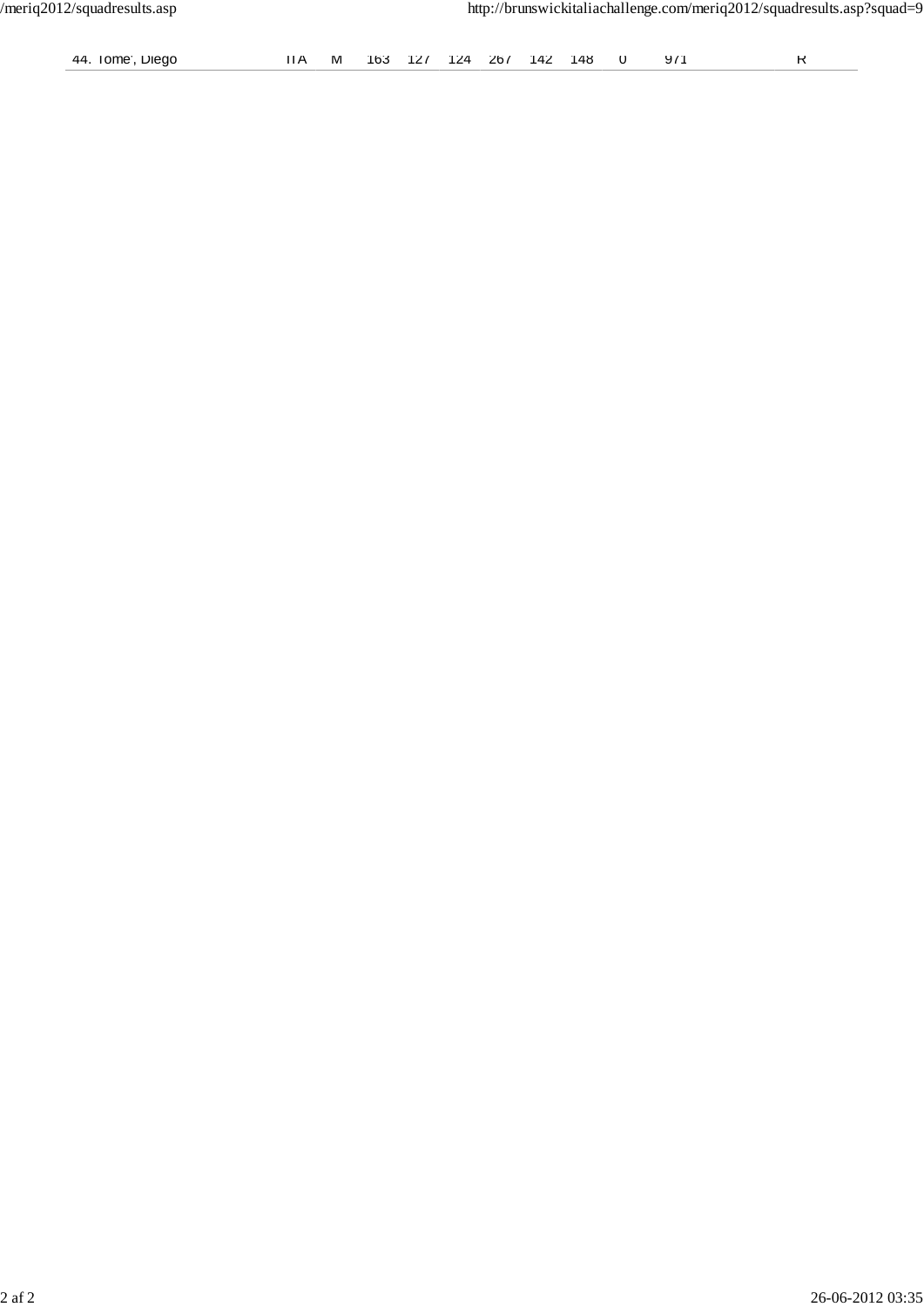| 44. Tome', Diego | ITA | M | 163 | 127 | 124 | 267 | 142 | 148 | 0 | 971 | | R |
| --- | --- | --- | --- | --- | --- | --- | --- | --- | --- | --- | --- | --- |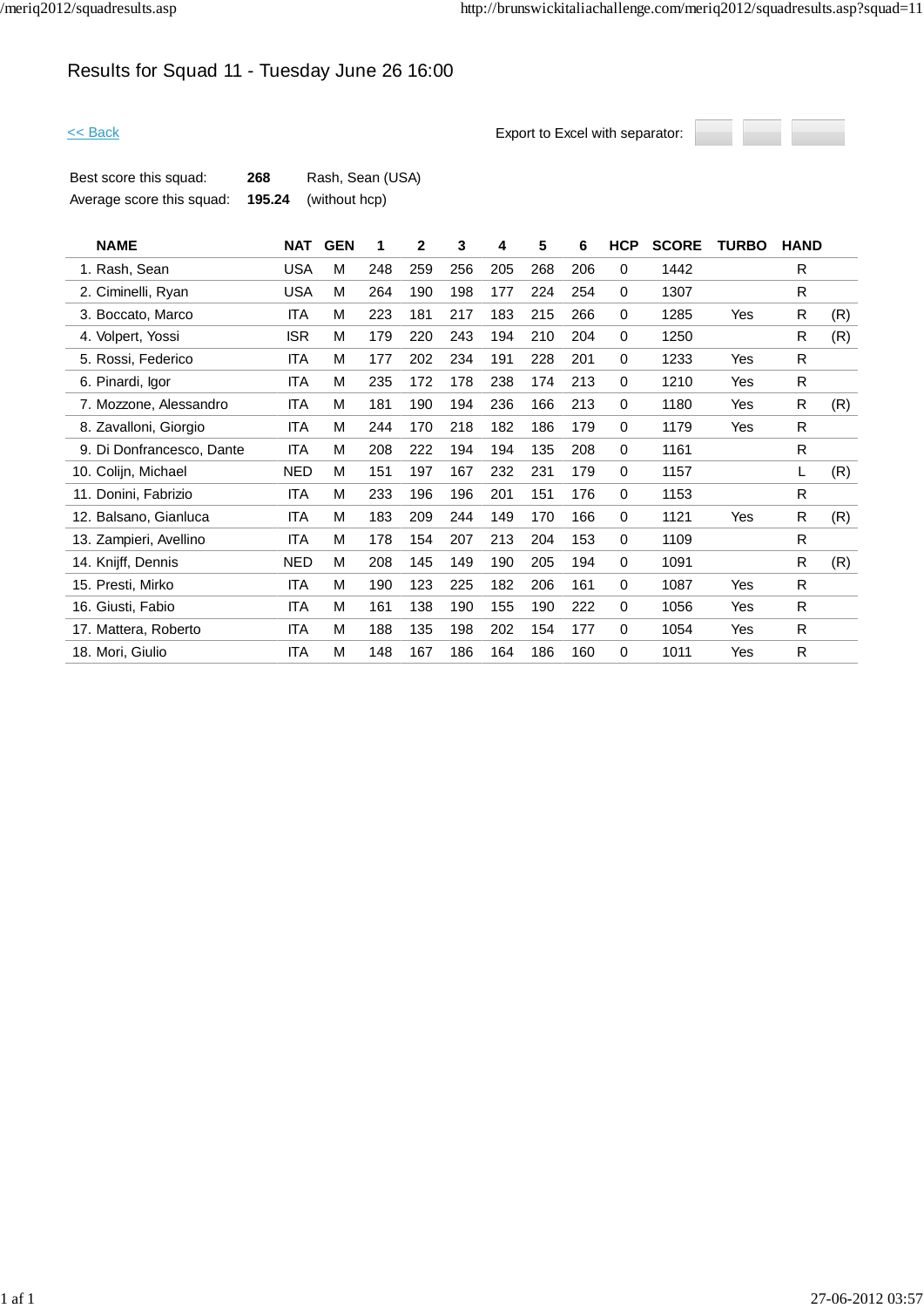# Results for Squad 11 - Tuesday June 26 16:00

<< Back

Export to Excel with separator:

| | | |
|---|---|---|
| Best score this squad: | **268** | Rash, Sean (USA) |
| Average score this squad: | **195.24** | (without hcp) |

| NAME | NAT | GEN | 1 | 2 | 3 | 4 | 5 | 6 | HCP | SCORE | TURBO | HAND | |
|---|---|---|---|---|---|---|---|---|---|---|---|---|---|
| 1. Rash, Sean | USA | M | 248 | 259 | 256 | 205 | 268 | 206 | 0 | 1442 | | R | |
| 2. Ciminelli, Ryan | USA | M | 264 | 190 | 198 | 177 | 224 | 254 | 0 | 1307 | | R | |
| 3. Boccato, Marco | ITA | M | 223 | 181 | 217 | 183 | 215 | 266 | 0 | 1285 | Yes | R | (R) |
| 4. Volpert, Yossi | ISR | M | 179 | 220 | 243 | 194 | 210 | 204 | 0 | 1250 | | R | (R) |
| 5. Rossi, Federico | ITA | M | 177 | 202 | 234 | 191 | 228 | 201 | 0 | 1233 | Yes | R | |
| 6. Pinardi, Igor | ITA | M | 235 | 172 | 178 | 238 | 174 | 213 | 0 | 1210 | Yes | R | |
| 7. Mozzone, Alessandro | ITA | M | 181 | 190 | 194 | 236 | 166 | 213 | 0 | 1180 | Yes | R | (R) |
| 8. Zavalloni, Giorgio | ITA | M | 244 | 170 | 218 | 182 | 186 | 179 | 0 | 1179 | Yes | R | |
| 9. Di Donfrancesco, Dante | ITA | M | 208 | 222 | 194 | 194 | 135 | 208 | 0 | 1161 | | R | |
| 10. Colijn, Michael | NED | M | 151 | 197 | 167 | 232 | 231 | 179 | 0 | 1157 | | L | (R) |
| 11. Donini, Fabrizio | ITA | M | 233 | 196 | 196 | 201 | 151 | 176 | 0 | 1153 | | R | |
| 12. Balsano, Gianluca | ITA | M | 183 | 209 | 244 | 149 | 170 | 166 | 0 | 1121 | Yes | R | (R) |
| 13. Zampieri, Avellino | ITA | M | 178 | 154 | 207 | 213 | 204 | 153 | 0 | 1109 | | R | |
| 14. Knijff, Dennis | NED | M | 208 | 145 | 149 | 190 | 205 | 194 | 0 | 1091 | | R | (R) |
| 15. Presti, Mirko | ITA | M | 190 | 123 | 225 | 182 | 206 | 161 | 0 | 1087 | Yes | R | |
| 16. Giusti, Fabio | ITA | M | 161 | 138 | 190 | 155 | 190 | 222 | 0 | 1056 | Yes | R | |
| 17. Mattera, Roberto | ITA | M | 188 | 135 | 198 | 202 | 154 | 177 | 0 | 1054 | Yes | R | |
| 18. Mori, Giulio | ITA | M | 148 | 167 | 186 | 164 | 186 | 160 | 0 | 1011 | Yes | R | |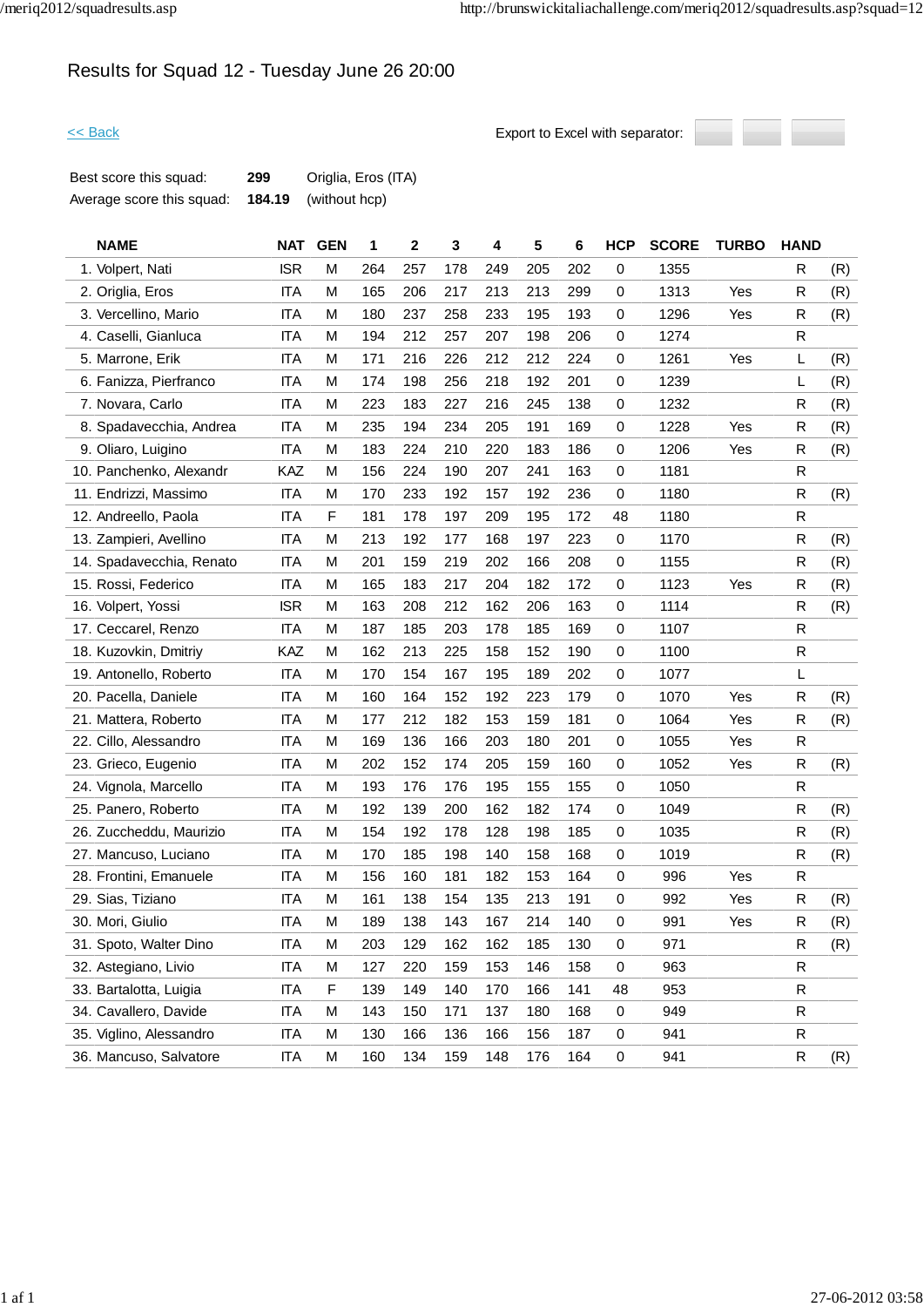# Results for Squad 12 - Tuesday June 26 20:00

<< Back

Export to Excel with separator:

| | | |
|---|---|---|
| Best score this squad: | **299** | Origlia, Eros (ITA) |
| Average score this squad: | **184.19** | (without hcp) |

| NAME | NAT | GEN | 1 | 2 | 3 | 4 | 5 | 6 | HCP | SCORE | TURBO | HAND | |
|---|---|---|---|---|---|---|---|---|---|---|---|---|---|
| 1. Volpert, Nati | ISR | M | 264 | 257 | 178 | 249 | 205 | 202 | 0 | 1355 | | R | (R) |
| 2. Origlia, Eros | ITA | M | 165 | 206 | 217 | 213 | 213 | 299 | 0 | 1313 | Yes | R | (R) |
| 3. Vercellino, Mario | ITA | M | 180 | 237 | 258 | 233 | 195 | 193 | 0 | 1296 | Yes | R | (R) |
| 4. Caselli, Gianluca | ITA | M | 194 | 212 | 257 | 207 | 198 | 206 | 0 | 1274 | | R | |
| 5. Marrone, Erik | ITA | M | 171 | 216 | 226 | 212 | 212 | 224 | 0 | 1261 | Yes | L | (R) |
| 6. Fanizza, Pierfranco | ITA | M | 174 | 198 | 256 | 218 | 192 | 201 | 0 | 1239 | | L | (R) |
| 7. Novara, Carlo | ITA | M | 223 | 183 | 227 | 216 | 245 | 138 | 0 | 1232 | | R | (R) |
| 8. Spadavecchia, Andrea | ITA | M | 235 | 194 | 234 | 205 | 191 | 169 | 0 | 1228 | Yes | R | (R) |
| 9. Oliaro, Luigino | ITA | M | 183 | 224 | 210 | 220 | 183 | 186 | 0 | 1206 | Yes | R | (R) |
| 10. Panchenko, Alexandr | KAZ | M | 156 | 224 | 190 | 207 | 241 | 163 | 0 | 1181 | | R | |
| 11. Endrizzi, Massimo | ITA | M | 170 | 233 | 192 | 157 | 192 | 236 | 0 | 1180 | | R | (R) |
| 12. Andreello, Paola | ITA | F | 181 | 178 | 197 | 209 | 195 | 172 | 48 | 1180 | | R | |
| 13. Zampieri, Avellino | ITA | M | 213 | 192 | 177 | 168 | 197 | 223 | 0 | 1170 | | R | (R) |
| 14. Spadavecchia, Renato | ITA | M | 201 | 159 | 219 | 202 | 166 | 208 | 0 | 1155 | | R | (R) |
| 15. Rossi, Federico | ITA | M | 165 | 183 | 217 | 204 | 182 | 172 | 0 | 1123 | Yes | R | (R) |
| 16. Volpert, Yossi | ISR | M | 163 | 208 | 212 | 162 | 206 | 163 | 0 | 1114 | | R | (R) |
| 17. Ceccarel, Renzo | ITA | M | 187 | 185 | 203 | 178 | 185 | 169 | 0 | 1107 | | R | |
| 18. Kuzovkin, Dmitriy | KAZ | M | 162 | 213 | 225 | 158 | 152 | 190 | 0 | 1100 | | R | |
| 19. Antonello, Roberto | ITA | M | 170 | 154 | 167 | 195 | 189 | 202 | 0 | 1077 | | L | |
| 20. Pacella, Daniele | ITA | M | 160 | 164 | 152 | 192 | 223 | 179 | 0 | 1070 | Yes | R | (R) |
| 21. Mattera, Roberto | ITA | M | 177 | 212 | 182 | 153 | 159 | 181 | 0 | 1064 | Yes | R | (R) |
| 22. Cillo, Alessandro | ITA | M | 169 | 136 | 166 | 203 | 180 | 201 | 0 | 1055 | Yes | R | |
| 23. Grieco, Eugenio | ITA | M | 202 | 152 | 174 | 205 | 159 | 160 | 0 | 1052 | Yes | R | (R) |
| 24. Vignola, Marcello | ITA | M | 193 | 176 | 176 | 195 | 155 | 155 | 0 | 1050 | | R | |
| 25. Panero, Roberto | ITA | M | 192 | 139 | 200 | 162 | 182 | 174 | 0 | 1049 | | R | (R) |
| 26. Zuccheddu, Maurizio | ITA | M | 154 | 192 | 178 | 128 | 198 | 185 | 0 | 1035 | | R | (R) |
| 27. Mancuso, Luciano | ITA | M | 170 | 185 | 198 | 140 | 158 | 168 | 0 | 1019 | | R | (R) |
| 28. Frontini, Emanuele | ITA | M | 156 | 160 | 181 | 182 | 153 | 164 | 0 | 996 | Yes | R | |
| 29. Sias, Tiziano | ITA | M | 161 | 138 | 154 | 135 | 213 | 191 | 0 | 992 | Yes | R | (R) |
| 30. Mori, Giulio | ITA | M | 189 | 138 | 143 | 167 | 214 | 140 | 0 | 991 | Yes | R | (R) |
| 31. Spoto, Walter Dino | ITA | M | 203 | 129 | 162 | 162 | 185 | 130 | 0 | 971 | | R | (R) |
| 32. Astegiano, Livio | ITA | M | 127 | 220 | 159 | 153 | 146 | 158 | 0 | 963 | | R | |
| 33. Bartalotta, Luigia | ITA | F | 139 | 149 | 140 | 170 | 166 | 141 | 48 | 953 | | R | |
| 34. Cavallero, Davide | ITA | M | 143 | 150 | 171 | 137 | 180 | 168 | 0 | 949 | | R | |
| 35. Viglino, Alessandro | ITA | M | 130 | 166 | 136 | 166 | 156 | 187 | 0 | 941 | | R | |
| 36. Mancuso, Salvatore | ITA | M | 160 | 134 | 159 | 148 | 176 | 164 | 0 | 941 | | R | (R) |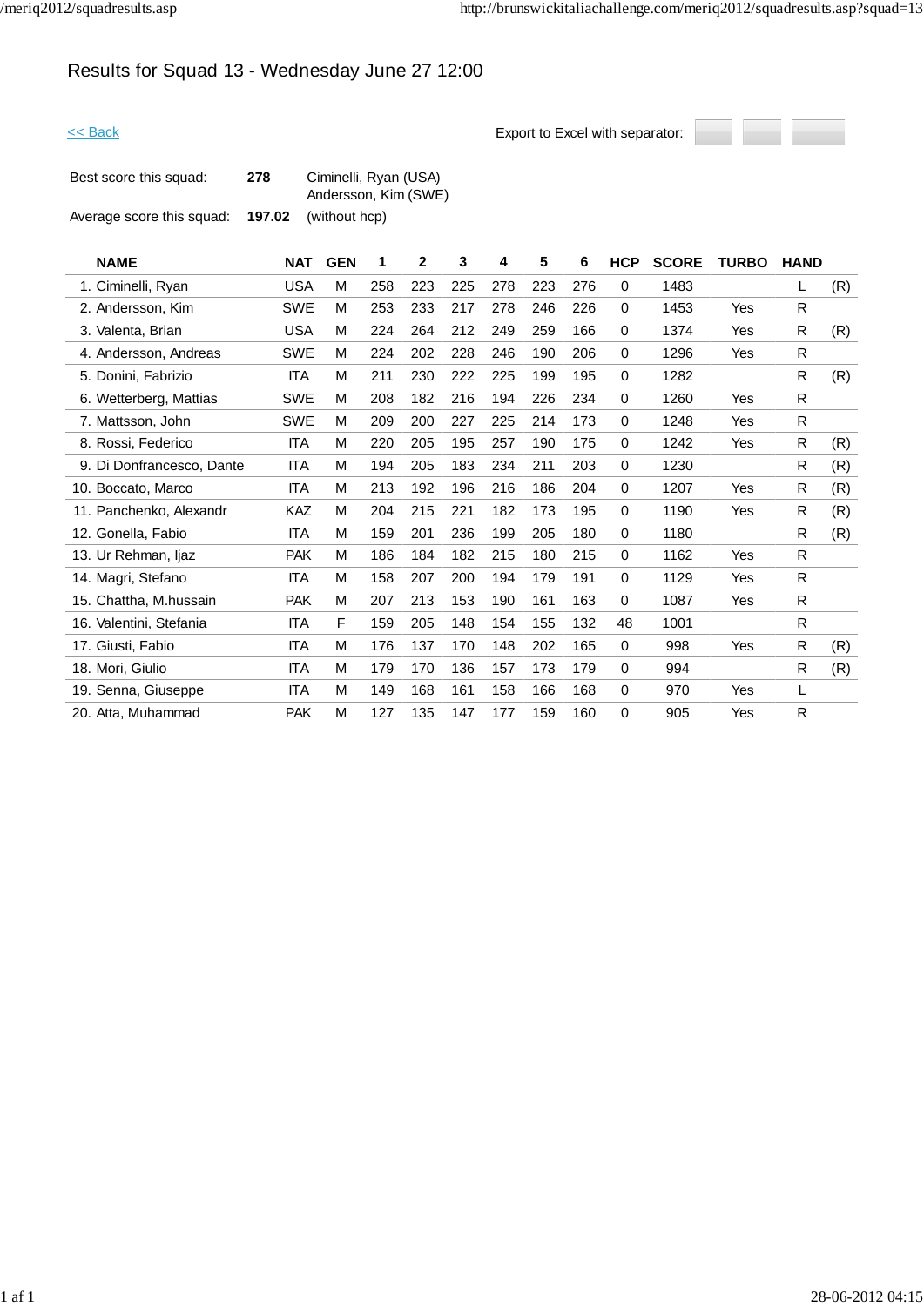# Results for Squad 13 - Wednesday June 27 12:00

<< Back

Export to Excel with separator:

| | | |
|---|---|---|
| Best score this squad: | **278** | Ciminelli, Ryan (USA)<br>Andersson, Kim (SWE) |
| Average score this squad: | **197.02** | (without hcp) |

| NAME | NAT | GEN | 1 | 2 | 3 | 4 | 5 | 6 | HCP | SCORE | TURBO | HAND | |
|---|---|---|---|---|---|---|---|---|---|---|---|---|---|
| 1. Ciminelli, Ryan | USA | M | 258 | 223 | 225 | 278 | 223 | 276 | 0 | 1483 | | L | (R) |
| 2. Andersson, Kim | SWE | M | 253 | 233 | 217 | 278 | 246 | 226 | 0 | 1453 | Yes | R | |
| 3. Valenta, Brian | USA | M | 224 | 264 | 212 | 249 | 259 | 166 | 0 | 1374 | Yes | R | (R) |
| 4. Andersson, Andreas | SWE | M | 224 | 202 | 228 | 246 | 190 | 206 | 0 | 1296 | Yes | R | |
| 5. Donini, Fabrizio | ITA | M | 211 | 230 | 222 | 225 | 199 | 195 | 0 | 1282 | | R | (R) |
| 6. Wetterberg, Mattias | SWE | M | 208 | 182 | 216 | 194 | 226 | 234 | 0 | 1260 | Yes | R | |
| 7. Mattsson, John | SWE | M | 209 | 200 | 227 | 225 | 214 | 173 | 0 | 1248 | Yes | R | |
| 8. Rossi, Federico | ITA | M | 220 | 205 | 195 | 257 | 190 | 175 | 0 | 1242 | Yes | R | (R) |
| 9. Di Donfrancesco, Dante | ITA | M | 194 | 205 | 183 | 234 | 211 | 203 | 0 | 1230 | | R | (R) |
| 10. Boccato, Marco | ITA | M | 213 | 192 | 196 | 216 | 186 | 204 | 0 | 1207 | Yes | R | (R) |
| 11. Panchenko, Alexandr | KAZ | M | 204 | 215 | 221 | 182 | 173 | 195 | 0 | 1190 | Yes | R | (R) |
| 12. Gonella, Fabio | ITA | M | 159 | 201 | 236 | 199 | 205 | 180 | 0 | 1180 | | R | (R) |
| 13. Ur Rehman, Ijaz | PAK | M | 186 | 184 | 182 | 215 | 180 | 215 | 0 | 1162 | Yes | R | |
| 14. Magri, Stefano | ITA | M | 158 | 207 | 200 | 194 | 179 | 191 | 0 | 1129 | Yes | R | |
| 15. Chattha, M.hussain | PAK | M | 207 | 213 | 153 | 190 | 161 | 163 | 0 | 1087 | Yes | R | |
| 16. Valentini, Stefania | ITA | F | 159 | 205 | 148 | 154 | 155 | 132 | 48 | 1001 | | R | |
| 17. Giusti, Fabio | ITA | M | 176 | 137 | 170 | 148 | 202 | 165 | 0 | 998 | Yes | R | (R) |
| 18. Mori, Giulio | ITA | M | 179 | 170 | 136 | 157 | 173 | 179 | 0 | 994 | | R | (R) |
| 19. Senna, Giuseppe | ITA | M | 149 | 168 | 161 | 158 | 166 | 168 | 0 | 970 | Yes | L | |
| 20. Atta, Muhammad | PAK | M | 127 | 135 | 147 | 177 | 159 | 160 | 0 | 905 | Yes | R | |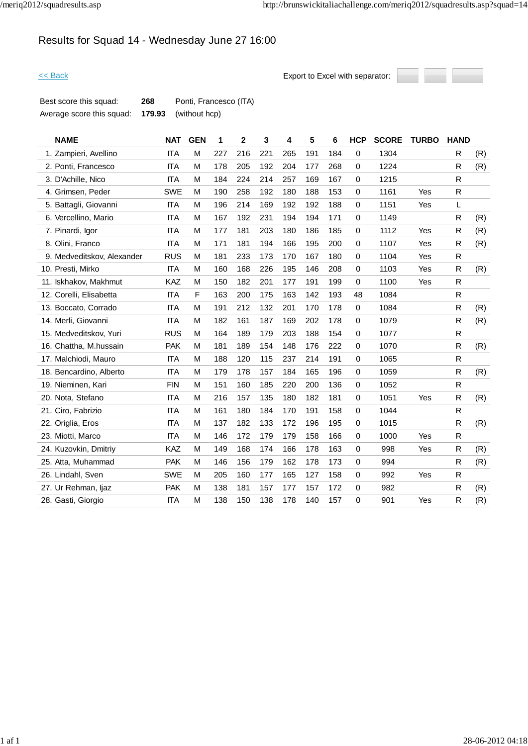# Results for Squad 14 - Wednesday June 27 16:00

<< Back

Export to Excel with separator:

| | | |
|---|---|---|
| Best score this squad: | 268 | Ponti, Francesco (ITA) |
| Average score this squad: | 179.93 | (without hcp) |

| NAME | NAT | GEN | 1 | 2 | 3 | 4 | 5 | 6 | HCP | SCORE | TURBO | HAND | |
|---|---|---|---|---|---|---|---|---|---|---|---|---|---|
| 1. Zampieri, Avellino | ITA | M | 227 | 216 | 221 | 265 | 191 | 184 | 0 | 1304 | | R | (R) |
| 2. Ponti, Francesco | ITA | M | 178 | 205 | 192 | 204 | 177 | 268 | 0 | 1224 | | R | (R) |
| 3. D'Achille, Nico | ITA | M | 184 | 224 | 214 | 257 | 169 | 167 | 0 | 1215 | | R | |
| 4. Grimsen, Peder | SWE | M | 190 | 258 | 192 | 180 | 188 | 153 | 0 | 1161 | Yes | R | |
| 5. Battagli, Giovanni | ITA | M | 196 | 214 | 169 | 192 | 192 | 188 | 0 | 1151 | Yes | L | |
| 6. Vercellino, Mario | ITA | M | 167 | 192 | 231 | 194 | 194 | 171 | 0 | 1149 | | R | (R) |
| 7. Pinardi, Igor | ITA | M | 177 | 181 | 203 | 180 | 186 | 185 | 0 | 1112 | Yes | R | (R) |
| 8. Olini, Franco | ITA | M | 171 | 181 | 194 | 166 | 195 | 200 | 0 | 1107 | Yes | R | (R) |
| 9. Medveditskov, Alexander | RUS | M | 181 | 233 | 173 | 170 | 167 | 180 | 0 | 1104 | Yes | R | |
| 10. Presti, Mirko | ITA | M | 160 | 168 | 226 | 195 | 146 | 208 | 0 | 1103 | Yes | R | (R) |
| 11. Iskhakov, Makhmut | KAZ | M | 150 | 182 | 201 | 177 | 191 | 199 | 0 | 1100 | Yes | R | |
| 12. Corelli, Elisabetta | ITA | F | 163 | 200 | 175 | 163 | 142 | 193 | 48 | 1084 | | R | |
| 13. Boccato, Corrado | ITA | M | 191 | 212 | 132 | 201 | 170 | 178 | 0 | 1084 | | R | (R) |
| 14. Merli, Giovanni | ITA | M | 182 | 161 | 187 | 169 | 202 | 178 | 0 | 1079 | | R | (R) |
| 15. Medveditskov, Yuri | RUS | M | 164 | 189 | 179 | 203 | 188 | 154 | 0 | 1077 | | R | |
| 16. Chattha, M.hussain | PAK | M | 181 | 189 | 154 | 148 | 176 | 222 | 0 | 1070 | | R | (R) |
| 17. Malchiodi, Mauro | ITA | M | 188 | 120 | 115 | 237 | 214 | 191 | 0 | 1065 | | R | |
| 18. Bencardino, Alberto | ITA | M | 179 | 178 | 157 | 184 | 165 | 196 | 0 | 1059 | | R | (R) |
| 19. Nieminen, Kari | FIN | M | 151 | 160 | 185 | 220 | 200 | 136 | 0 | 1052 | | R | |
| 20. Nota, Stefano | ITA | M | 216 | 157 | 135 | 180 | 182 | 181 | 0 | 1051 | Yes | R | (R) |
| 21. Ciro, Fabrizio | ITA | M | 161 | 180 | 184 | 170 | 191 | 158 | 0 | 1044 | | R | |
| 22. Origlia, Eros | ITA | M | 137 | 182 | 133 | 172 | 196 | 195 | 0 | 1015 | | R | (R) |
| 23. Miotti, Marco | ITA | M | 146 | 172 | 179 | 179 | 158 | 166 | 0 | 1000 | Yes | R | |
| 24. Kuzovkin, Dmitriy | KAZ | M | 149 | 168 | 174 | 166 | 178 | 163 | 0 | 998 | Yes | R | (R) |
| 25. Atta, Muhammad | PAK | M | 146 | 156 | 179 | 162 | 178 | 173 | 0 | 994 | | R | (R) |
| 26. Lindahl, Sven | SWE | M | 205 | 160 | 177 | 165 | 127 | 158 | 0 | 992 | Yes | R | |
| 27. Ur Rehman, Ijaz | PAK | M | 138 | 181 | 157 | 177 | 157 | 172 | 0 | 982 | | R | (R) |
| 28. Gasti, Giorgio | ITA | M | 138 | 150 | 138 | 178 | 140 | 157 | 0 | 901 | Yes | R | (R) |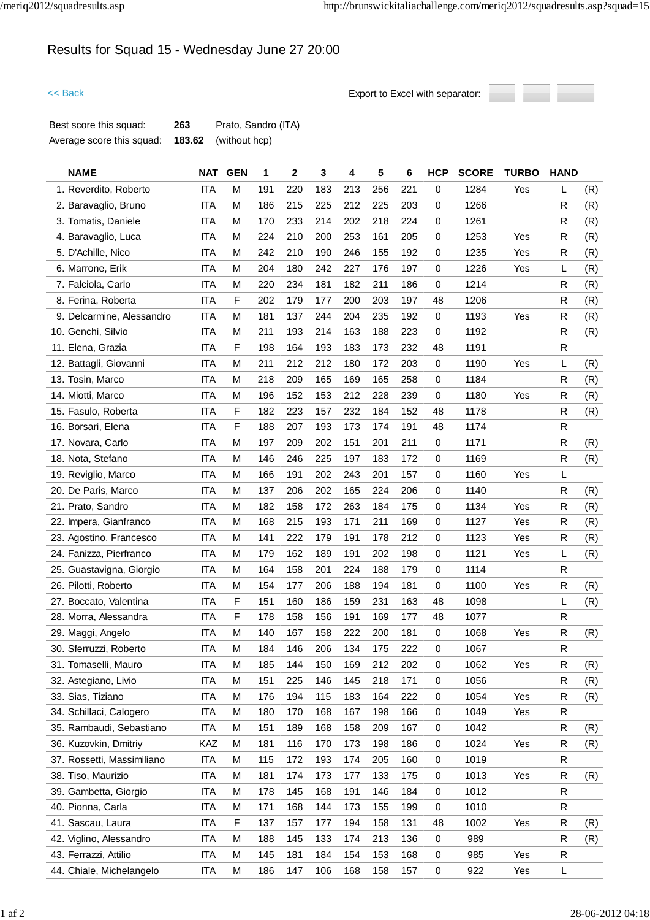# Results for Squad 15 - Wednesday June 27 20:00

<< Back

Export to Excel with separator:

| | | |
|---|---|---|
| Best score this squad: | **263** | Prato, Sandro (ITA) |
| Average score this squad: | **183.62** | (without hcp) |

| NAME | NAT | GEN | 1 | 2 | 3 | 4 | 5 | 6 | HCP | SCORE | TURBO | HAND | |
|---|---|---|---|---|---|---|---|---|---|---|---|---|---|
| 1. Reverdito, Roberto | ITA | M | 191 | 220 | 183 | 213 | 256 | 221 | 0 | 1284 | Yes | L | (R) |
| 2. Baravaglio, Bruno | ITA | M | 186 | 215 | 225 | 212 | 225 | 203 | 0 | 1266 | | R | (R) |
| 3. Tomatis, Daniele | ITA | M | 170 | 233 | 214 | 202 | 218 | 224 | 0 | 1261 | | R | (R) |
| 4. Baravaglio, Luca | ITA | M | 224 | 210 | 200 | 253 | 161 | 205 | 0 | 1253 | Yes | R | (R) |
| 5. D'Achille, Nico | ITA | M | 242 | 210 | 190 | 246 | 155 | 192 | 0 | 1235 | Yes | R | (R) |
| 6. Marrone, Erik | ITA | M | 204 | 180 | 242 | 227 | 176 | 197 | 0 | 1226 | Yes | L | (R) |
| 7. Falciola, Carlo | ITA | M | 220 | 234 | 181 | 182 | 211 | 186 | 0 | 1214 | | R | (R) |
| 8. Ferina, Roberta | ITA | F | 202 | 179 | 177 | 200 | 203 | 197 | 48 | 1206 | | R | (R) |
| 9. Delcarmine, Alessandro | ITA | M | 181 | 137 | 244 | 204 | 235 | 192 | 0 | 1193 | Yes | R | (R) |
| 10. Genchi, Silvio | ITA | M | 211 | 193 | 214 | 163 | 188 | 223 | 0 | 1192 | | R | (R) |
| 11. Elena, Grazia | ITA | F | 198 | 164 | 193 | 183 | 173 | 232 | 48 | 1191 | | R | |
| 12. Battagli, Giovanni | ITA | M | 211 | 212 | 212 | 180 | 172 | 203 | 0 | 1190 | Yes | L | (R) |
| 13. Tosin, Marco | ITA | M | 218 | 209 | 165 | 169 | 165 | 258 | 0 | 1184 | | R | (R) |
| 14. Miotti, Marco | ITA | M | 196 | 152 | 153 | 212 | 228 | 239 | 0 | 1180 | Yes | R | (R) |
| 15. Fasulo, Roberta | ITA | F | 182 | 223 | 157 | 232 | 184 | 152 | 48 | 1178 | | R | (R) |
| 16. Borsari, Elena | ITA | F | 188 | 207 | 193 | 173 | 174 | 191 | 48 | 1174 | | R | |
| 17. Novara, Carlo | ITA | M | 197 | 209 | 202 | 151 | 201 | 211 | 0 | 1171 | | R | (R) |
| 18. Nota, Stefano | ITA | M | 146 | 246 | 225 | 197 | 183 | 172 | 0 | 1169 | | R | (R) |
| 19. Reviglio, Marco | ITA | M | 166 | 191 | 202 | 243 | 201 | 157 | 0 | 1160 | Yes | L | |
| 20. De Paris, Marco | ITA | M | 137 | 206 | 202 | 165 | 224 | 206 | 0 | 1140 | | R | (R) |
| 21. Prato, Sandro | ITA | M | 182 | 158 | 172 | 263 | 184 | 175 | 0 | 1134 | Yes | R | (R) |
| 22. Impera, Gianfranco | ITA | M | 168 | 215 | 193 | 171 | 211 | 169 | 0 | 1127 | Yes | R | (R) |
| 23. Agostino, Francesco | ITA | M | 141 | 222 | 179 | 191 | 178 | 212 | 0 | 1123 | Yes | R | (R) |
| 24. Fanizza, Pierfranco | ITA | M | 179 | 162 | 189 | 191 | 202 | 198 | 0 | 1121 | Yes | L | (R) |
| 25. Guastavigna, Giorgio | ITA | M | 164 | 158 | 201 | 224 | 188 | 179 | 0 | 1114 | | R | |
| 26. Pilotti, Roberto | ITA | M | 154 | 177 | 206 | 188 | 194 | 181 | 0 | 1100 | Yes | R | (R) |
| 27. Boccato, Valentina | ITA | F | 151 | 160 | 186 | 159 | 231 | 163 | 48 | 1098 | | L | (R) |
| 28. Morra, Alessandra | ITA | F | 178 | 158 | 156 | 191 | 169 | 177 | 48 | 1077 | | R | |
| 29. Maggi, Angelo | ITA | M | 140 | 167 | 158 | 222 | 200 | 181 | 0 | 1068 | Yes | R | (R) |
| 30. Sferruzzi, Roberto | ITA | M | 184 | 146 | 206 | 134 | 175 | 222 | 0 | 1067 | | R | |
| 31. Tomaselli, Mauro | ITA | M | 185 | 144 | 150 | 169 | 212 | 202 | 0 | 1062 | Yes | R | (R) |
| 32. Astegiano, Livio | ITA | M | 151 | 225 | 146 | 145 | 218 | 171 | 0 | 1056 | | R | (R) |
| 33. Sias, Tiziano | ITA | M | 176 | 194 | 115 | 183 | 164 | 222 | 0 | 1054 | Yes | R | (R) |
| 34. Schillaci, Calogero | ITA | M | 180 | 170 | 168 | 167 | 198 | 166 | 0 | 1049 | Yes | R | |
| 35. Rambaudi, Sebastiano | ITA | M | 151 | 189 | 168 | 158 | 209 | 167 | 0 | 1042 | | R | (R) |
| 36. Kuzovkin, Dmitriy | KAZ | M | 181 | 116 | 170 | 173 | 198 | 186 | 0 | 1024 | Yes | R | (R) |
| 37. Rossetti, Massimiliano | ITA | M | 115 | 172 | 193 | 174 | 205 | 160 | 0 | 1019 | | R | |
| 38. Tiso, Maurizio | ITA | M | 181 | 174 | 173 | 177 | 133 | 175 | 0 | 1013 | Yes | R | (R) |
| 39. Gambetta, Giorgio | ITA | M | 178 | 145 | 168 | 191 | 146 | 184 | 0 | 1012 | | R | |
| 40. Pionna, Carla | ITA | M | 171 | 168 | 144 | 173 | 155 | 199 | 0 | 1010 | | R | |
| 41. Sascau, Laura | ITA | F | 137 | 157 | 177 | 194 | 158 | 131 | 48 | 1002 | Yes | R | (R) |
| 42. Viglino, Alessandro | ITA | M | 188 | 145 | 133 | 174 | 213 | 136 | 0 | 989 | | R | (R) |
| 43. Ferrazzi, Attilio | ITA | M | 145 | 181 | 184 | 154 | 153 | 168 | 0 | 985 | Yes | R | |
| 44. Chiale, Michelangelo | ITA | M | 186 | 147 | 106 | 168 | 158 | 157 | 0 | 922 | Yes | L | |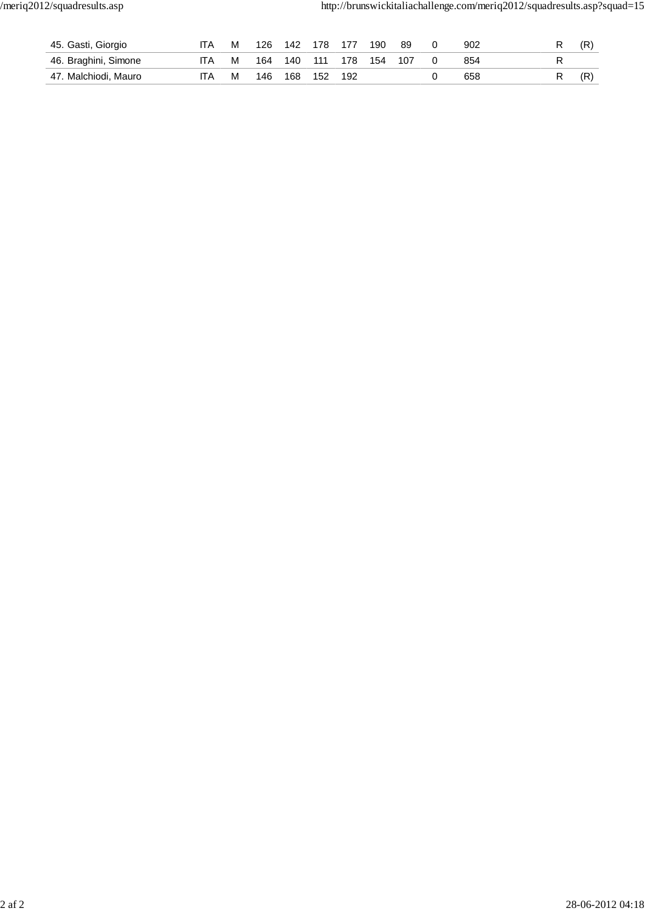| | | | | | | | | | | | | | |
|---|---|---|---|---|---|---|---|---|---|---|---|---|---|
| 45. Gasti, Giorgio | ITA | M | 126 | 142 | 178 | 177 | 190 | 89 | 0 | 902 | | R | (R) |
| 46. Braghini, Simone | ITA | M | 164 | 140 | 111 | 178 | 154 | 107 | 0 | 854 | | R | |
| 47. Malchiodi, Mauro | ITA | M | 146 | 168 | 152 | 192 | | | 0 | 658 | | R | (R) |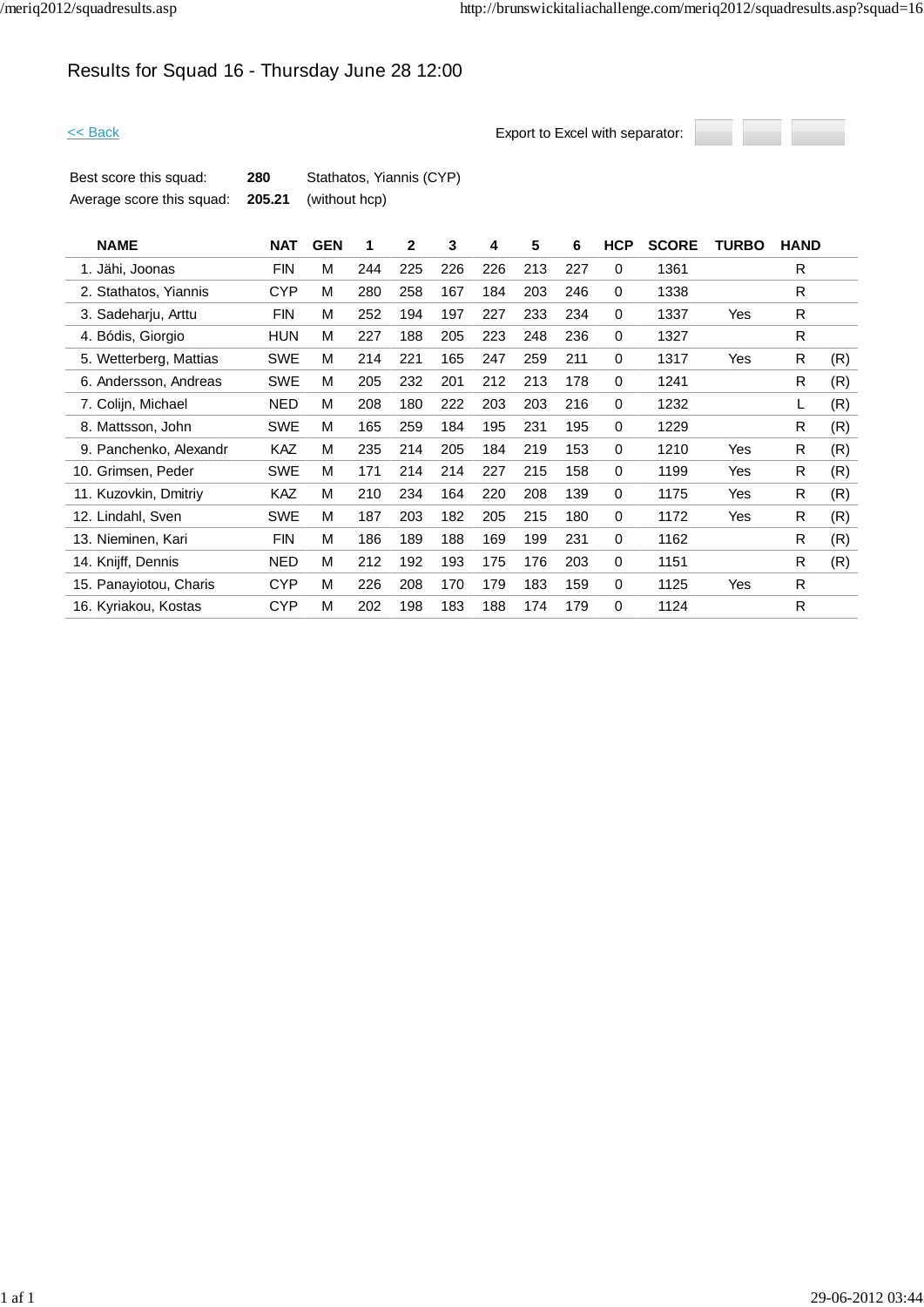# Results for Squad 16 - Thursday June 28 12:00

<< Back

Export to Excel with separator:

| | | |
|---|---|---|
| Best score this squad: | **280** | Stathatos, Yiannis (CYP) |
| Average score this squad: | **205.21** | (without hcp) |

| NAME | NAT | GEN | 1 | 2 | 3 | 4 | 5 | 6 | HCP | SCORE | TURBO | HAND | |
|---|---|---|---|---|---|---|---|---|---|---|---|---|---|
| 1. Jähi, Joonas | FIN | M | 244 | 225 | 226 | 226 | 213 | 227 | 0 | 1361 | | R | |
| 2. Stathatos, Yiannis | CYP | M | 280 | 258 | 167 | 184 | 203 | 246 | 0 | 1338 | | R | |
| 3. Sadeharju, Arttu | FIN | M | 252 | 194 | 197 | 227 | 233 | 234 | 0 | 1337 | Yes | R | |
| 4. Bódis, Giorgio | HUN | M | 227 | 188 | 205 | 223 | 248 | 236 | 0 | 1327 | | R | |
| 5. Wetterberg, Mattias | SWE | M | 214 | 221 | 165 | 247 | 259 | 211 | 0 | 1317 | Yes | R | (R) |
| 6. Andersson, Andreas | SWE | M | 205 | 232 | 201 | 212 | 213 | 178 | 0 | 1241 | | R | (R) |
| 7. Colijn, Michael | NED | M | 208 | 180 | 222 | 203 | 203 | 216 | 0 | 1232 | | L | (R) |
| 8. Mattsson, John | SWE | M | 165 | 259 | 184 | 195 | 231 | 195 | 0 | 1229 | | R | (R) |
| 9. Panchenko, Alexandr | KAZ | M | 235 | 214 | 205 | 184 | 219 | 153 | 0 | 1210 | Yes | R | (R) |
| 10. Grimsen, Peder | SWE | M | 171 | 214 | 214 | 227 | 215 | 158 | 0 | 1199 | Yes | R | (R) |
| 11. Kuzovkin, Dmitriy | KAZ | M | 210 | 234 | 164 | 220 | 208 | 139 | 0 | 1175 | Yes | R | (R) |
| 12. Lindahl, Sven | SWE | M | 187 | 203 | 182 | 205 | 215 | 180 | 0 | 1172 | Yes | R | (R) |
| 13. Nieminen, Kari | FIN | M | 186 | 189 | 188 | 169 | 199 | 231 | 0 | 1162 | | R | (R) |
| 14. Knijff, Dennis | NED | M | 212 | 192 | 193 | 175 | 176 | 203 | 0 | 1151 | | R | (R) |
| 15. Panayiotou, Charis | CYP | M | 226 | 208 | 170 | 179 | 183 | 159 | 0 | 1125 | Yes | R | |
| 16. Kyriakou, Kostas | CYP | M | 202 | 198 | 183 | 188 | 174 | 179 | 0 | 1124 | | R | |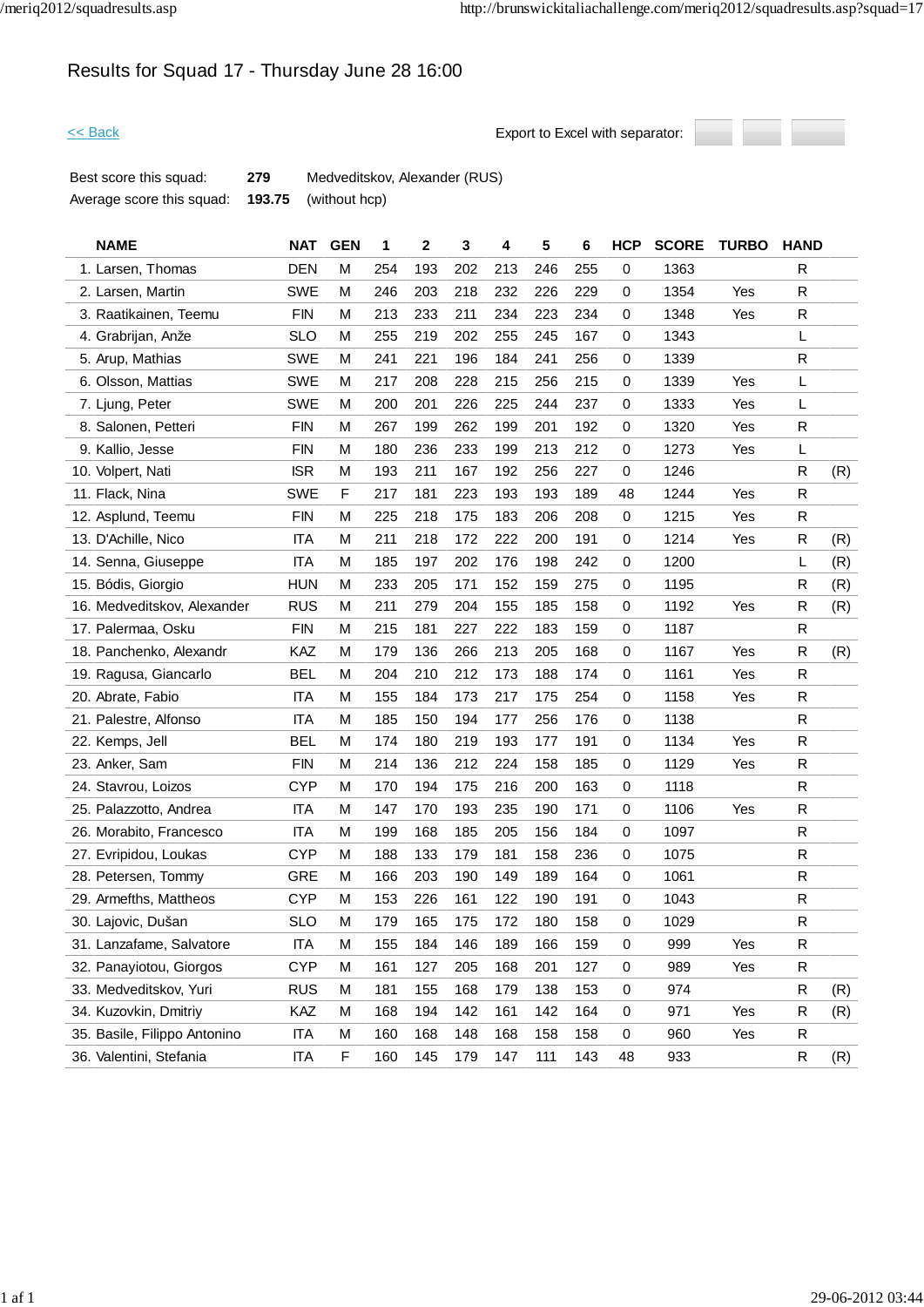# Results for Squad 17 - Thursday June 28 16:00

<< Back

Export to Excel with separator:

| | | |
|---|---|---|
| Best score this squad: | **279** | Medveditskov, Alexander (RUS) |
| Average score this squad: | **193.75** | (without hcp) |

| NAME | NAT | GEN | 1 | 2 | 3 | 4 | 5 | 6 | HCP | SCORE | TURBO | HAND | |
|---|---|---|---|---|---|---|---|---|---|---|---|---|---|
| 1. Larsen, Thomas | DEN | M | 254 | 193 | 202 | 213 | 246 | 255 | 0 | 1363 | | R | |
| 2. Larsen, Martin | SWE | M | 246 | 203 | 218 | 232 | 226 | 229 | 0 | 1354 | Yes | R | |
| 3. Raatikainen, Teemu | FIN | M | 213 | 233 | 211 | 234 | 223 | 234 | 0 | 1348 | Yes | R | |
| 4. Grabrijan, Anže | SLO | M | 255 | 219 | 202 | 255 | 245 | 167 | 0 | 1343 | | L | |
| 5. Arup, Mathias | SWE | M | 241 | 221 | 196 | 184 | 241 | 256 | 0 | 1339 | | R | |
| 6. Olsson, Mattias | SWE | M | 217 | 208 | 228 | 215 | 256 | 215 | 0 | 1339 | Yes | L | |
| 7. Ljung, Peter | SWE | M | 200 | 201 | 226 | 225 | 244 | 237 | 0 | 1333 | Yes | L | |
| 8. Salonen, Petteri | FIN | M | 267 | 199 | 262 | 199 | 201 | 192 | 0 | 1320 | Yes | R | |
| 9. Kallio, Jesse | FIN | M | 180 | 236 | 233 | 199 | 213 | 212 | 0 | 1273 | Yes | L | |
| 10. Volpert, Nati | ISR | M | 193 | 211 | 167 | 192 | 256 | 227 | 0 | 1246 | | R | (R) |
| 11. Flack, Nina | SWE | F | 217 | 181 | 223 | 193 | 193 | 189 | 48 | 1244 | Yes | R | |
| 12. Asplund, Teemu | FIN | M | 225 | 218 | 175 | 183 | 206 | 208 | 0 | 1215 | Yes | R | |
| 13. D'Achille, Nico | ITA | M | 211 | 218 | 172 | 222 | 200 | 191 | 0 | 1214 | Yes | R | (R) |
| 14. Senna, Giuseppe | ITA | M | 185 | 197 | 202 | 176 | 198 | 242 | 0 | 1200 | | L | (R) |
| 15. Bódis, Giorgio | HUN | M | 233 | 205 | 171 | 152 | 159 | 275 | 0 | 1195 | | R | (R) |
| 16. Medveditskov, Alexander | RUS | M | 211 | 279 | 204 | 155 | 185 | 158 | 0 | 1192 | Yes | R | (R) |
| 17. Palermaa, Osku | FIN | M | 215 | 181 | 227 | 222 | 183 | 159 | 0 | 1187 | | R | |
| 18. Panchenko, Alexandr | KAZ | M | 179 | 136 | 266 | 213 | 205 | 168 | 0 | 1167 | Yes | R | (R) |
| 19. Ragusa, Giancarlo | BEL | M | 204 | 210 | 212 | 173 | 188 | 174 | 0 | 1161 | Yes | R | |
| 20. Abrate, Fabio | ITA | M | 155 | 184 | 173 | 217 | 175 | 254 | 0 | 1158 | Yes | R | |
| 21. Palestre, Alfonso | ITA | M | 185 | 150 | 194 | 177 | 256 | 176 | 0 | 1138 | | R | |
| 22. Kemps, Jell | BEL | M | 174 | 180 | 219 | 193 | 177 | 191 | 0 | 1134 | Yes | R | |
| 23. Anker, Sam | FIN | M | 214 | 136 | 212 | 224 | 158 | 185 | 0 | 1129 | Yes | R | |
| 24. Stavrou, Loizos | CYP | M | 170 | 194 | 175 | 216 | 200 | 163 | 0 | 1118 | | R | |
| 25. Palazzotto, Andrea | ITA | M | 147 | 170 | 193 | 235 | 190 | 171 | 0 | 1106 | Yes | R | |
| 26. Morabito, Francesco | ITA | M | 199 | 168 | 185 | 205 | 156 | 184 | 0 | 1097 | | R | |
| 27. Evripidou, Loukas | CYP | M | 188 | 133 | 179 | 181 | 158 | 236 | 0 | 1075 | | R | |
| 28. Petersen, Tommy | GRE | M | 166 | 203 | 190 | 149 | 189 | 164 | 0 | 1061 | | R | |
| 29. Armefths, Mattheos | CYP | M | 153 | 226 | 161 | 122 | 190 | 191 | 0 | 1043 | | R | |
| 30. Lajovic, Dušan | SLO | M | 179 | 165 | 175 | 172 | 180 | 158 | 0 | 1029 | | R | |
| 31. Lanzafame, Salvatore | ITA | M | 155 | 184 | 146 | 189 | 166 | 159 | 0 | 999 | Yes | R | |
| 32. Panayiotou, Giorgos | CYP | M | 161 | 127 | 205 | 168 | 201 | 127 | 0 | 989 | Yes | R | |
| 33. Medveditskov, Yuri | RUS | M | 181 | 155 | 168 | 179 | 138 | 153 | 0 | 974 | | R | (R) |
| 34. Kuzovkin, Dmitriy | KAZ | M | 168 | 194 | 142 | 161 | 142 | 164 | 0 | 971 | Yes | R | (R) |
| 35. Basile, Filippo Antonino | ITA | M | 160 | 168 | 148 | 168 | 158 | 158 | 0 | 960 | Yes | R | |
| 36. Valentini, Stefania | ITA | F | 160 | 145 | 179 | 147 | 111 | 143 | 48 | 933 | | R | (R) |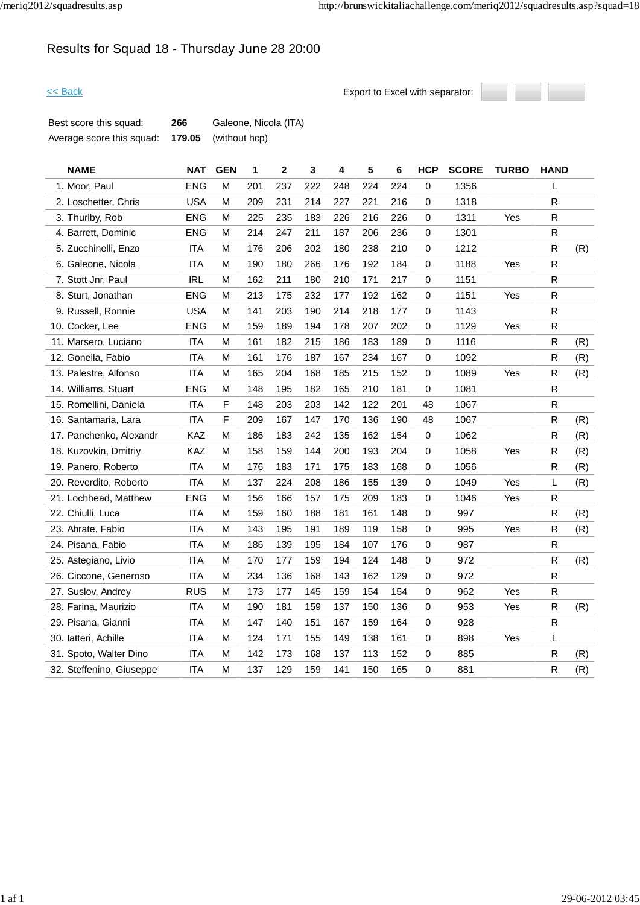# Results for Squad 18 - Thursday June 28 20:00

<< Back

Export to Excel with separator:

| Best score this squad: | **266** | Galeone, Nicola (ITA) |
|---|---|---|
| Average score this squad: | **179.05** | (without hcp) |

| NAME | NAT | GEN | 1 | 2 | 3 | 4 | 5 | 6 | HCP | SCORE | TURBO | HAND | |
|---|---|---|---|---|---|---|---|---|---|---|---|---|---|
| 1. Moor, Paul | ENG | M | 201 | 237 | 222 | 248 | 224 | 224 | 0 | 1356 | | L | |
| 2. Loschetter, Chris | USA | M | 209 | 231 | 214 | 227 | 221 | 216 | 0 | 1318 | | R | |
| 3. Thurlby, Rob | ENG | M | 225 | 235 | 183 | 226 | 216 | 226 | 0 | 1311 | Yes | R | |
| 4. Barrett, Dominic | ENG | M | 214 | 247 | 211 | 187 | 206 | 236 | 0 | 1301 | | R | |
| 5. Zucchinelli, Enzo | ITA | M | 176 | 206 | 202 | 180 | 238 | 210 | 0 | 1212 | | R | (R) |
| 6. Galeone, Nicola | ITA | M | 190 | 180 | 266 | 176 | 192 | 184 | 0 | 1188 | Yes | R | |
| 7. Stott Jnr, Paul | IRL | M | 162 | 211 | 180 | 210 | 171 | 217 | 0 | 1151 | | R | |
| 8. Sturt, Jonathan | ENG | M | 213 | 175 | 232 | 177 | 192 | 162 | 0 | 1151 | Yes | R | |
| 9. Russell, Ronnie | USA | M | 141 | 203 | 190 | 214 | 218 | 177 | 0 | 1143 | | R | |
| 10. Cocker, Lee | ENG | M | 159 | 189 | 194 | 178 | 207 | 202 | 0 | 1129 | Yes | R | |
| 11. Marsero, Luciano | ITA | M | 161 | 182 | 215 | 186 | 183 | 189 | 0 | 1116 | | R | (R) |
| 12. Gonella, Fabio | ITA | M | 161 | 176 | 187 | 167 | 234 | 167 | 0 | 1092 | | R | (R) |
| 13. Palestre, Alfonso | ITA | M | 165 | 204 | 168 | 185 | 215 | 152 | 0 | 1089 | Yes | R | (R) |
| 14. Williams, Stuart | ENG | M | 148 | 195 | 182 | 165 | 210 | 181 | 0 | 1081 | | R | |
| 15. Romellini, Daniela | ITA | F | 148 | 203 | 203 | 142 | 122 | 201 | 48 | 1067 | | R | |
| 16. Santamaria, Lara | ITA | F | 209 | 167 | 147 | 170 | 136 | 190 | 48 | 1067 | | R | (R) |
| 17. Panchenko, Alexandr | KAZ | M | 186 | 183 | 242 | 135 | 162 | 154 | 0 | 1062 | | R | (R) |
| 18. Kuzovkin, Dmitriy | KAZ | M | 158 | 159 | 144 | 200 | 193 | 204 | 0 | 1058 | Yes | R | (R) |
| 19. Panero, Roberto | ITA | M | 176 | 183 | 171 | 175 | 183 | 168 | 0 | 1056 | | R | (R) |
| 20. Reverdito, Roberto | ITA | M | 137 | 224 | 208 | 186 | 155 | 139 | 0 | 1049 | Yes | L | (R) |
| 21. Lochhead, Matthew | ENG | M | 156 | 166 | 157 | 175 | 209 | 183 | 0 | 1046 | Yes | R | |
| 22. Chiulli, Luca | ITA | M | 159 | 160 | 188 | 181 | 161 | 148 | 0 | 997 | | R | (R) |
| 23. Abrate, Fabio | ITA | M | 143 | 195 | 191 | 189 | 119 | 158 | 0 | 995 | Yes | R | (R) |
| 24. Pisana, Fabio | ITA | M | 186 | 139 | 195 | 184 | 107 | 176 | 0 | 987 | | R | |
| 25. Astegiano, Livio | ITA | M | 170 | 177 | 159 | 194 | 124 | 148 | 0 | 972 | | R | (R) |
| 26. Ciccone, Generoso | ITA | M | 234 | 136 | 168 | 143 | 162 | 129 | 0 | 972 | | R | |
| 27. Suslov, Andrey | RUS | M | 173 | 177 | 145 | 159 | 154 | 154 | 0 | 962 | Yes | R | |
| 28. Farina, Maurizio | ITA | M | 190 | 181 | 159 | 137 | 150 | 136 | 0 | 953 | Yes | R | (R) |
| 29. Pisana, Gianni | ITA | M | 147 | 140 | 151 | 167 | 159 | 164 | 0 | 928 | | R | |
| 30. Iatteri, Achille | ITA | M | 124 | 171 | 155 | 149 | 138 | 161 | 0 | 898 | Yes | L | |
| 31. Spoto, Walter Dino | ITA | M | 142 | 173 | 168 | 137 | 113 | 152 | 0 | 885 | | R | (R) |
| 32. Steffenino, Giuseppe | ITA | M | 137 | 129 | 159 | 141 | 150 | 165 | 0 | 881 | | R | (R) |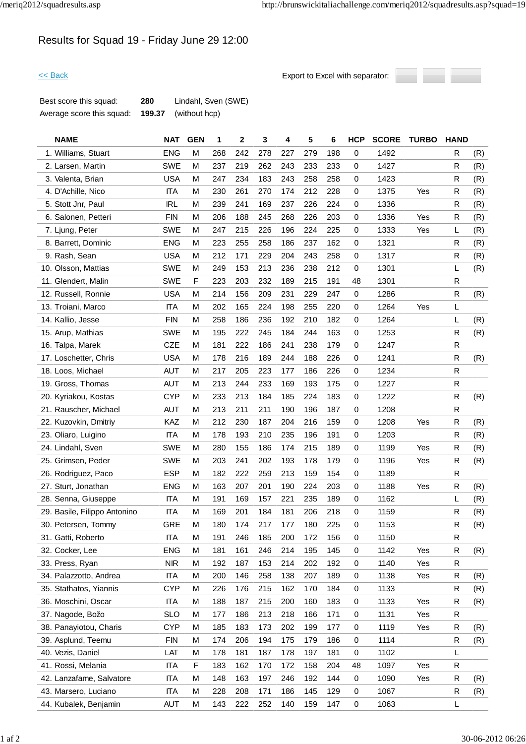# Results for Squad 19 - Friday June 29 12:00

<< Back

Export to Excel with separator:

| | | |
|---|---|---|
| Best score this squad: | **280** | Lindahl, Sven (SWE) |
| Average score this squad: | **199.37** | (without hcp) |

| NAME | NAT | GEN | 1 | 2 | 3 | 4 | 5 | 6 | HCP | SCORE | TURBO | HAND | |
|---|---|---|---|---|---|---|---|---|---|---|---|---|---|
| 1. Williams, Stuart | ENG | M | 268 | 242 | 278 | 227 | 279 | 198 | 0 | 1492 | | R | (R) |
| 2. Larsen, Martin | SWE | M | 237 | 219 | 262 | 243 | 233 | 233 | 0 | 1427 | | R | (R) |
| 3. Valenta, Brian | USA | M | 247 | 234 | 183 | 243 | 258 | 258 | 0 | 1423 | | R | (R) |
| 4. D'Achille, Nico | ITA | M | 230 | 261 | 270 | 174 | 212 | 228 | 0 | 1375 | Yes | R | (R) |
| 5. Stott Jnr, Paul | IRL | M | 239 | 241 | 169 | 237 | 226 | 224 | 0 | 1336 | | R | (R) |
| 6. Salonen, Petteri | FIN | M | 206 | 188 | 245 | 268 | 226 | 203 | 0 | 1336 | Yes | R | (R) |
| 7. Ljung, Peter | SWE | M | 247 | 215 | 226 | 196 | 224 | 225 | 0 | 1333 | Yes | L | (R) |
| 8. Barrett, Dominic | ENG | M | 223 | 255 | 258 | 186 | 237 | 162 | 0 | 1321 | | R | (R) |
| 9. Rash, Sean | USA | M | 212 | 171 | 229 | 204 | 243 | 258 | 0 | 1317 | | R | (R) |
| 10. Olsson, Mattias | SWE | M | 249 | 153 | 213 | 236 | 238 | 212 | 0 | 1301 | | L | (R) |
| 11. Glendert, Malin | SWE | F | 223 | 203 | 232 | 189 | 215 | 191 | 48 | 1301 | | R | |
| 12. Russell, Ronnie | USA | M | 214 | 156 | 209 | 231 | 229 | 247 | 0 | 1286 | | R | (R) |
| 13. Troiani, Marco | ITA | M | 202 | 165 | 224 | 198 | 255 | 220 | 0 | 1264 | Yes | L | |
| 14. Kallio, Jesse | FIN | M | 258 | 186 | 236 | 192 | 210 | 182 | 0 | 1264 | | L | (R) |
| 15. Arup, Mathias | SWE | M | 195 | 222 | 245 | 184 | 244 | 163 | 0 | 1253 | | R | (R) |
| 16. Talpa, Marek | CZE | M | 181 | 222 | 186 | 241 | 238 | 179 | 0 | 1247 | | R | |
| 17. Loschetter, Chris | USA | M | 178 | 216 | 189 | 244 | 188 | 226 | 0 | 1241 | | R | (R) |
| 18. Loos, Michael | AUT | M | 217 | 205 | 223 | 177 | 186 | 226 | 0 | 1234 | | R | |
| 19. Gross, Thomas | AUT | M | 213 | 244 | 233 | 169 | 193 | 175 | 0 | 1227 | | R | |
| 20. Kyriakou, Kostas | CYP | M | 233 | 213 | 184 | 185 | 224 | 183 | 0 | 1222 | | R | (R) |
| 21. Rauscher, Michael | AUT | M | 213 | 211 | 211 | 190 | 196 | 187 | 0 | 1208 | | R | |
| 22. Kuzovkin, Dmitriy | KAZ | M | 212 | 230 | 187 | 204 | 216 | 159 | 0 | 1208 | Yes | R | (R) |
| 23. Oliaro, Luigino | ITA | M | 178 | 193 | 210 | 235 | 196 | 191 | 0 | 1203 | | R | (R) |
| 24. Lindahl, Sven | SWE | M | 280 | 155 | 186 | 174 | 215 | 189 | 0 | 1199 | Yes | R | (R) |
| 25. Grimsen, Peder | SWE | M | 203 | 241 | 202 | 193 | 178 | 179 | 0 | 1196 | Yes | R | (R) |
| 26. Rodriguez, Paco | ESP | M | 182 | 222 | 259 | 213 | 159 | 154 | 0 | 1189 | | R | |
| 27. Sturt, Jonathan | ENG | M | 163 | 207 | 201 | 190 | 224 | 203 | 0 | 1188 | Yes | R | (R) |
| 28. Senna, Giuseppe | ITA | M | 191 | 169 | 157 | 221 | 235 | 189 | 0 | 1162 | | L | (R) |
| 29. Basile, Filippo Antonino | ITA | M | 169 | 201 | 184 | 181 | 206 | 218 | 0 | 1159 | | R | (R) |
| 30. Petersen, Tommy | GRE | M | 180 | 174 | 217 | 177 | 180 | 225 | 0 | 1153 | | R | (R) |
| 31. Gatti, Roberto | ITA | M | 191 | 246 | 185 | 200 | 172 | 156 | 0 | 1150 | | R | |
| 32. Cocker, Lee | ENG | M | 181 | 161 | 246 | 214 | 195 | 145 | 0 | 1142 | Yes | R | (R) |
| 33. Press, Ryan | NIR | M | 192 | 187 | 153 | 214 | 202 | 192 | 0 | 1140 | Yes | R | |
| 34. Palazzotto, Andrea | ITA | M | 200 | 146 | 258 | 138 | 207 | 189 | 0 | 1138 | Yes | R | (R) |
| 35. Stathatos, Yiannis | CYP | M | 226 | 176 | 215 | 162 | 170 | 184 | 0 | 1133 | | R | (R) |
| 36. Moschini, Oscar | ITA | M | 188 | 187 | 215 | 200 | 160 | 183 | 0 | 1133 | Yes | R | (R) |
| 37. Nagode, Božo | SLO | M | 177 | 186 | 213 | 218 | 166 | 171 | 0 | 1131 | Yes | R | |
| 38. Panayiotou, Charis | CYP | M | 185 | 183 | 173 | 202 | 199 | 177 | 0 | 1119 | Yes | R | (R) |
| 39. Asplund, Teemu | FIN | M | 174 | 206 | 194 | 175 | 179 | 186 | 0 | 1114 | | R | (R) |
| 40. Vezis, Daniel | LAT | M | 178 | 181 | 187 | 178 | 197 | 181 | 0 | 1102 | | L | |
| 41. Rossi, Melania | ITA | F | 183 | 162 | 170 | 172 | 158 | 204 | 48 | 1097 | Yes | R | |
| 42. Lanzafame, Salvatore | ITA | M | 148 | 163 | 197 | 246 | 192 | 144 | 0 | 1090 | Yes | R | (R) |
| 43. Marsero, Luciano | ITA | M | 228 | 208 | 171 | 186 | 145 | 129 | 0 | 1067 | | R | (R) |
| 44. Kubalek, Benjamin | AUT | M | 143 | 222 | 252 | 140 | 159 | 147 | 0 | 1063 | | L | |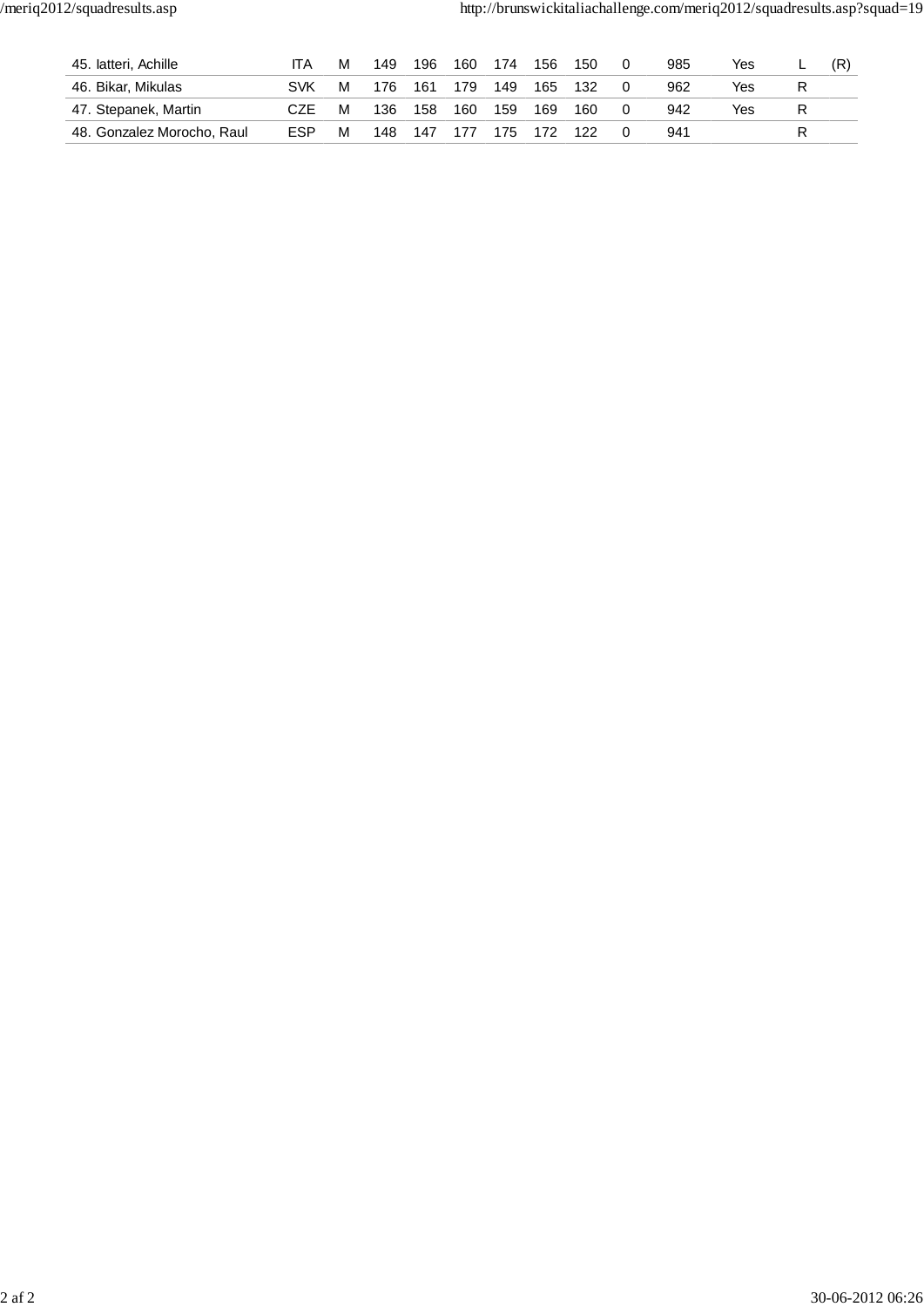| | | | | | | | | | | | | | |
|---|---|---|---|---|---|---|---|---|---|---|---|---|---|
| 45. Iatteri, Achille | ITA | M | 149 | 196 | 160 | 174 | 156 | 150 | 0 | 985 | Yes | L | (R) |
| 46. Bikar, Mikulas | SVK | M | 176 | 161 | 179 | 149 | 165 | 132 | 0 | 962 | Yes | R | |
| 47. Stepanek, Martin | CZE | M | 136 | 158 | 160 | 159 | 169 | 160 | 0 | 942 | Yes | R | |
| 48. Gonzalez Morocho, Raul | ESP | M | 148 | 147 | 177 | 175 | 172 | 122 | 0 | 941 | | R | |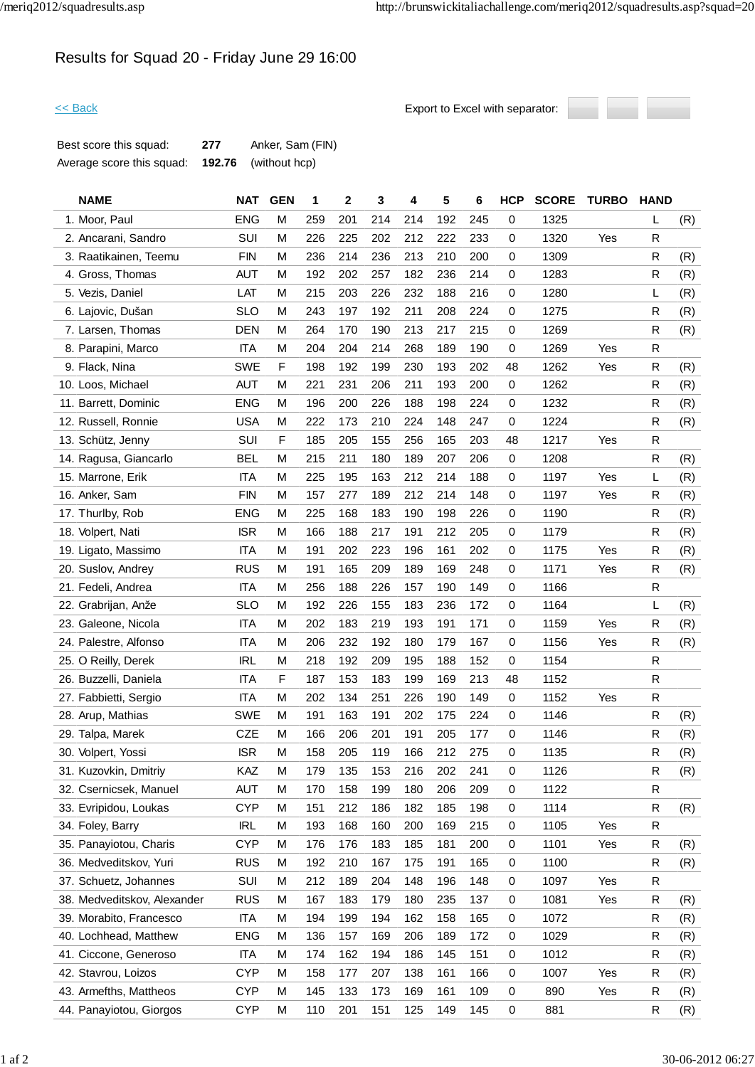# Results for Squad 20 - Friday June 29 16:00

<< Back

Export to Excel with separator:

| | | |
|---|---|---|
| Best score this squad: | 277 | Anker, Sam (FIN) |
| Average score this squad: | 192.76 | (without hcp) |

| NAME | NAT | GEN | 1 | 2 | 3 | 4 | 5 | 6 | HCP | SCORE | TURBO | HAND | |
|---|---|---|---|---|---|---|---|---|---|---|---|---|---|
| 1. Moor, Paul | ENG | M | 259 | 201 | 214 | 214 | 192 | 245 | 0 | 1325 | | L | (R) |
| 2. Ancarani, Sandro | SUI | M | 226 | 225 | 202 | 212 | 222 | 233 | 0 | 1320 | Yes | R | |
| 3. Raatikainen, Teemu | FIN | M | 236 | 214 | 236 | 213 | 210 | 200 | 0 | 1309 | | R | (R) |
| 4. Gross, Thomas | AUT | M | 192 | 202 | 257 | 182 | 236 | 214 | 0 | 1283 | | R | (R) |
| 5. Vezis, Daniel | LAT | M | 215 | 203 | 226 | 232 | 188 | 216 | 0 | 1280 | | L | (R) |
| 6. Lajovic, Dušan | SLO | M | 243 | 197 | 192 | 211 | 208 | 224 | 0 | 1275 | | R | (R) |
| 7. Larsen, Thomas | DEN | M | 264 | 170 | 190 | 213 | 217 | 215 | 0 | 1269 | | R | (R) |
| 8. Parapini, Marco | ITA | M | 204 | 204 | 214 | 268 | 189 | 190 | 0 | 1269 | Yes | R | |
| 9. Flack, Nina | SWE | F | 198 | 192 | 199 | 230 | 193 | 202 | 48 | 1262 | Yes | R | (R) |
| 10. Loos, Michael | AUT | M | 221 | 231 | 206 | 211 | 193 | 200 | 0 | 1262 | | R | (R) |
| 11. Barrett, Dominic | ENG | M | 196 | 200 | 226 | 188 | 198 | 224 | 0 | 1232 | | R | (R) |
| 12. Russell, Ronnie | USA | M | 222 | 173 | 210 | 224 | 148 | 247 | 0 | 1224 | | R | (R) |
| 13. Schütz, Jenny | SUI | F | 185 | 205 | 155 | 256 | 165 | 203 | 48 | 1217 | Yes | R | |
| 14. Ragusa, Giancarlo | BEL | M | 215 | 211 | 180 | 189 | 207 | 206 | 0 | 1208 | | R | (R) |
| 15. Marrone, Erik | ITA | M | 225 | 195 | 163 | 212 | 214 | 188 | 0 | 1197 | Yes | L | (R) |
| 16. Anker, Sam | FIN | M | 157 | 277 | 189 | 212 | 214 | 148 | 0 | 1197 | Yes | R | (R) |
| 17. Thurlby, Rob | ENG | M | 225 | 168 | 183 | 190 | 198 | 226 | 0 | 1190 | | R | (R) |
| 18. Volpert, Nati | ISR | M | 166 | 188 | 217 | 191 | 212 | 205 | 0 | 1179 | | R | (R) |
| 19. Ligato, Massimo | ITA | M | 191 | 202 | 223 | 196 | 161 | 202 | 0 | 1175 | Yes | R | (R) |
| 20. Suslov, Andrey | RUS | M | 191 | 165 | 209 | 189 | 169 | 248 | 0 | 1171 | Yes | R | (R) |
| 21. Fedeli, Andrea | ITA | M | 256 | 188 | 226 | 157 | 190 | 149 | 0 | 1166 | | R | |
| 22. Grabrijan, Anže | SLO | M | 192 | 226 | 155 | 183 | 236 | 172 | 0 | 1164 | | L | (R) |
| 23. Galeone, Nicola | ITA | M | 202 | 183 | 219 | 193 | 191 | 171 | 0 | 1159 | Yes | R | (R) |
| 24. Palestre, Alfonso | ITA | M | 206 | 232 | 192 | 180 | 179 | 167 | 0 | 1156 | Yes | R | (R) |
| 25. O Reilly, Derek | IRL | M | 218 | 192 | 209 | 195 | 188 | 152 | 0 | 1154 | | R | |
| 26. Buzzelli, Daniela | ITA | F | 187 | 153 | 183 | 199 | 169 | 213 | 48 | 1152 | | R | |
| 27. Fabbietti, Sergio | ITA | M | 202 | 134 | 251 | 226 | 190 | 149 | 0 | 1152 | Yes | R | |
| 28. Arup, Mathias | SWE | M | 191 | 163 | 191 | 202 | 175 | 224 | 0 | 1146 | | R | (R) |
| 29. Talpa, Marek | CZE | M | 166 | 206 | 201 | 191 | 205 | 177 | 0 | 1146 | | R | (R) |
| 30. Volpert, Yossi | ISR | M | 158 | 205 | 119 | 166 | 212 | 275 | 0 | 1135 | | R | (R) |
| 31. Kuzovkin, Dmitriy | KAZ | M | 179 | 135 | 153 | 216 | 202 | 241 | 0 | 1126 | | R | (R) |
| 32. Csernicsek, Manuel | AUT | M | 170 | 158 | 199 | 180 | 206 | 209 | 0 | 1122 | | R | |
| 33. Evripidou, Loukas | CYP | M | 151 | 212 | 186 | 182 | 185 | 198 | 0 | 1114 | | R | (R) |
| 34. Foley, Barry | IRL | M | 193 | 168 | 160 | 200 | 169 | 215 | 0 | 1105 | Yes | R | |
| 35. Panayiotou, Charis | CYP | M | 176 | 176 | 183 | 185 | 181 | 200 | 0 | 1101 | Yes | R | (R) |
| 36. Medveditskov, Yuri | RUS | M | 192 | 210 | 167 | 175 | 191 | 165 | 0 | 1100 | | R | (R) |
| 37. Schuetz, Johannes | SUI | M | 212 | 189 | 204 | 148 | 196 | 148 | 0 | 1097 | Yes | R | |
| 38. Medveditskov, Alexander | RUS | M | 167 | 183 | 179 | 180 | 235 | 137 | 0 | 1081 | Yes | R | (R) |
| 39. Morabito, Francesco | ITA | M | 194 | 199 | 194 | 162 | 158 | 165 | 0 | 1072 | | R | (R) |
| 40. Lochhead, Matthew | ENG | M | 136 | 157 | 169 | 206 | 189 | 172 | 0 | 1029 | | R | (R) |
| 41. Ciccone, Generoso | ITA | M | 174 | 162 | 194 | 186 | 145 | 151 | 0 | 1012 | | R | (R) |
| 42. Stavrou, Loizos | CYP | M | 158 | 177 | 207 | 138 | 161 | 166 | 0 | 1007 | Yes | R | (R) |
| 43. Armefths, Mattheos | CYP | M | 145 | 133 | 173 | 169 | 161 | 109 | 0 | 890 | Yes | R | (R) |
| 44. Panayiotou, Giorgos | CYP | M | 110 | 201 | 151 | 125 | 149 | 145 | 0 | 881 | | R | (R) |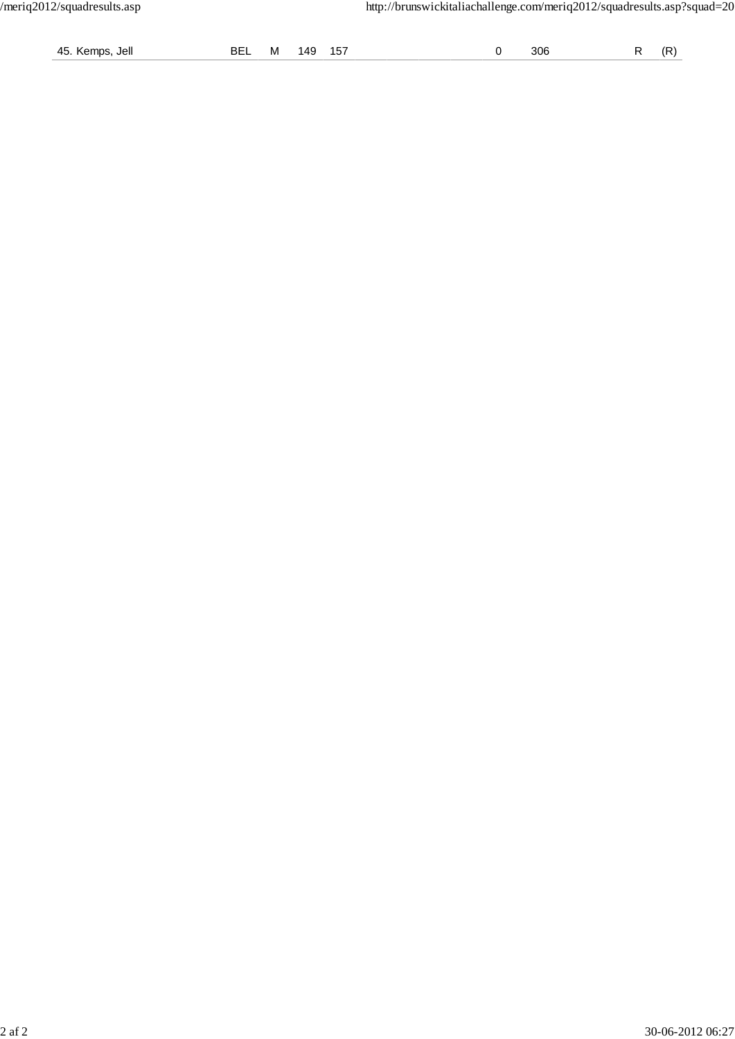| 45. Kemps, Jell | BEL | M | 149 | 157 | | | | 0 | 306 | | R | (R) |
|---|---|---|---|---|---|---|---|---|---|---|---|---|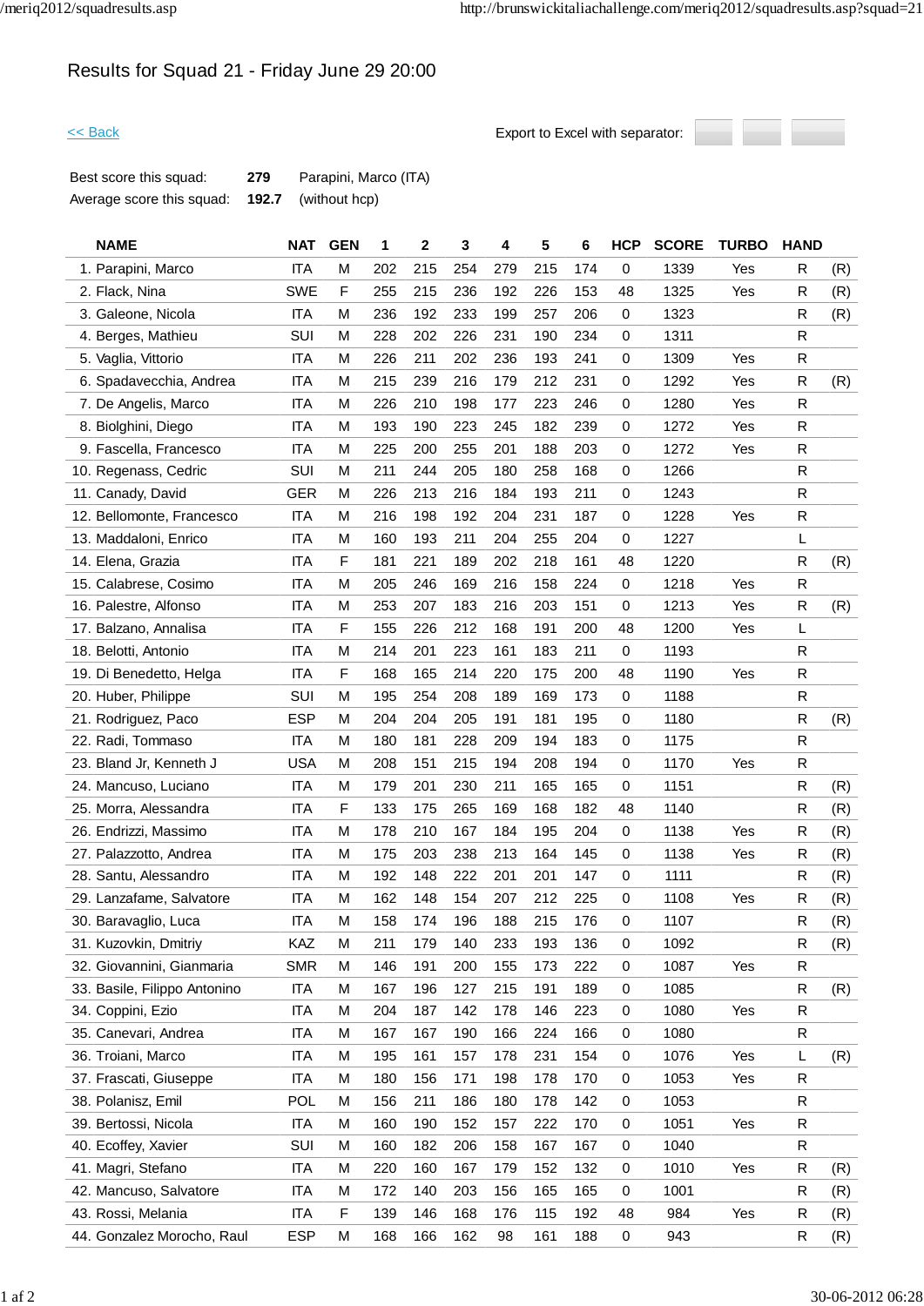# Results for Squad 21 - Friday June 29 20:00

<< Back

Export to Excel with separator:

| | | |
|---|---|---|
| Best score this squad: | **279** | Parapini, Marco (ITA) |
| Average score this squad: | **192.7** | (without hcp) |

| NAME | NAT | GEN | 1 | 2 | 3 | 4 | 5 | 6 | HCP | SCORE | TURBO | HAND | |
|---|---|---|---|---|---|---|---|---|---|---|---|---|---|
| 1. Parapini, Marco | ITA | M | 202 | 215 | 254 | 279 | 215 | 174 | 0 | 1339 | Yes | R | (R) |
| 2. Flack, Nina | SWE | F | 255 | 215 | 236 | 192 | 226 | 153 | 48 | 1325 | Yes | R | (R) |
| 3. Galeone, Nicola | ITA | M | 236 | 192 | 233 | 199 | 257 | 206 | 0 | 1323 | | R | (R) |
| 4. Berges, Mathieu | SUI | M | 228 | 202 | 226 | 231 | 190 | 234 | 0 | 1311 | | R | |
| 5. Vaglia, Vittorio | ITA | M | 226 | 211 | 202 | 236 | 193 | 241 | 0 | 1309 | Yes | R | |
| 6. Spadavecchia, Andrea | ITA | M | 215 | 239 | 216 | 179 | 212 | 231 | 0 | 1292 | Yes | R | (R) |
| 7. De Angelis, Marco | ITA | M | 226 | 210 | 198 | 177 | 223 | 246 | 0 | 1280 | Yes | R | |
| 8. Biolghini, Diego | ITA | M | 193 | 190 | 223 | 245 | 182 | 239 | 0 | 1272 | Yes | R | |
| 9. Fascella, Francesco | ITA | M | 225 | 200 | 255 | 201 | 188 | 203 | 0 | 1272 | Yes | R | |
| 10. Regenass, Cedric | SUI | M | 211 | 244 | 205 | 180 | 258 | 168 | 0 | 1266 | | R | |
| 11. Canady, David | GER | M | 226 | 213 | 216 | 184 | 193 | 211 | 0 | 1243 | | R | |
| 12. Bellomonte, Francesco | ITA | M | 216 | 198 | 192 | 204 | 231 | 187 | 0 | 1228 | Yes | R | |
| 13. Maddaloni, Enrico | ITA | M | 160 | 193 | 211 | 204 | 255 | 204 | 0 | 1227 | | L | |
| 14. Elena, Grazia | ITA | F | 181 | 221 | 189 | 202 | 218 | 161 | 48 | 1220 | | R | (R) |
| 15. Calabrese, Cosimo | ITA | M | 205 | 246 | 169 | 216 | 158 | 224 | 0 | 1218 | Yes | R | |
| 16. Palestre, Alfonso | ITA | M | 253 | 207 | 183 | 216 | 203 | 151 | 0 | 1213 | Yes | R | (R) |
| 17. Balzano, Annalisa | ITA | F | 155 | 226 | 212 | 168 | 191 | 200 | 48 | 1200 | Yes | L | |
| 18. Belotti, Antonio | ITA | M | 214 | 201 | 223 | 161 | 183 | 211 | 0 | 1193 | | R | |
| 19. Di Benedetto, Helga | ITA | F | 168 | 165 | 214 | 220 | 175 | 200 | 48 | 1190 | Yes | R | |
| 20. Huber, Philippe | SUI | M | 195 | 254 | 208 | 189 | 169 | 173 | 0 | 1188 | | R | |
| 21. Rodriguez, Paco | ESP | M | 204 | 204 | 205 | 191 | 181 | 195 | 0 | 1180 | | R | (R) |
| 22. Radi, Tommaso | ITA | M | 180 | 181 | 228 | 209 | 194 | 183 | 0 | 1175 | | R | |
| 23. Bland Jr, Kenneth J | USA | M | 208 | 151 | 215 | 194 | 208 | 194 | 0 | 1170 | Yes | R | |
| 24. Mancuso, Luciano | ITA | M | 179 | 201 | 230 | 211 | 165 | 165 | 0 | 1151 | | R | (R) |
| 25. Morra, Alessandra | ITA | F | 133 | 175 | 265 | 169 | 168 | 182 | 48 | 1140 | | R | (R) |
| 26. Endrizzi, Massimo | ITA | M | 178 | 210 | 167 | 184 | 195 | 204 | 0 | 1138 | Yes | R | (R) |
| 27. Palazzotto, Andrea | ITA | M | 175 | 203 | 238 | 213 | 164 | 145 | 0 | 1138 | Yes | R | (R) |
| 28. Santu, Alessandro | ITA | M | 192 | 148 | 222 | 201 | 201 | 147 | 0 | 1111 | | R | (R) |
| 29. Lanzafame, Salvatore | ITA | M | 162 | 148 | 154 | 207 | 212 | 225 | 0 | 1108 | Yes | R | (R) |
| 30. Baravaglio, Luca | ITA | M | 158 | 174 | 196 | 188 | 215 | 176 | 0 | 1107 | | R | (R) |
| 31. Kuzovkin, Dmitriy | KAZ | M | 211 | 179 | 140 | 233 | 193 | 136 | 0 | 1092 | | R | (R) |
| 32. Giovannini, Gianmaria | SMR | M | 146 | 191 | 200 | 155 | 173 | 222 | 0 | 1087 | Yes | R | |
| 33. Basile, Filippo Antonino | ITA | M | 167 | 196 | 127 | 215 | 191 | 189 | 0 | 1085 | | R | (R) |
| 34. Coppini, Ezio | ITA | M | 204 | 187 | 142 | 178 | 146 | 223 | 0 | 1080 | Yes | R | |
| 35. Canevari, Andrea | ITA | M | 167 | 167 | 190 | 166 | 224 | 166 | 0 | 1080 | | R | |
| 36. Troiani, Marco | ITA | M | 195 | 161 | 157 | 178 | 231 | 154 | 0 | 1076 | Yes | L | (R) |
| 37. Frascati, Giuseppe | ITA | M | 180 | 156 | 171 | 198 | 178 | 170 | 0 | 1053 | Yes | R | |
| 38. Polanisz, Emil | POL | M | 156 | 211 | 186 | 180 | 178 | 142 | 0 | 1053 | | R | |
| 39. Bertossi, Nicola | ITA | M | 160 | 190 | 152 | 157 | 222 | 170 | 0 | 1051 | Yes | R | |
| 40. Ecoffey, Xavier | SUI | M | 160 | 182 | 206 | 158 | 167 | 167 | 0 | 1040 | | R | |
| 41. Magri, Stefano | ITA | M | 220 | 160 | 167 | 179 | 152 | 132 | 0 | 1010 | Yes | R | (R) |
| 42. Mancuso, Salvatore | ITA | M | 172 | 140 | 203 | 156 | 165 | 165 | 0 | 1001 | | R | (R) |
| 43. Rossi, Melania | ITA | F | 139 | 146 | 168 | 176 | 115 | 192 | 48 | 984 | Yes | R | (R) |
| 44. Gonzalez Morocho, Raul | ESP | M | 168 | 166 | 162 | 98 | 161 | 188 | 0 | 943 | | R | (R) |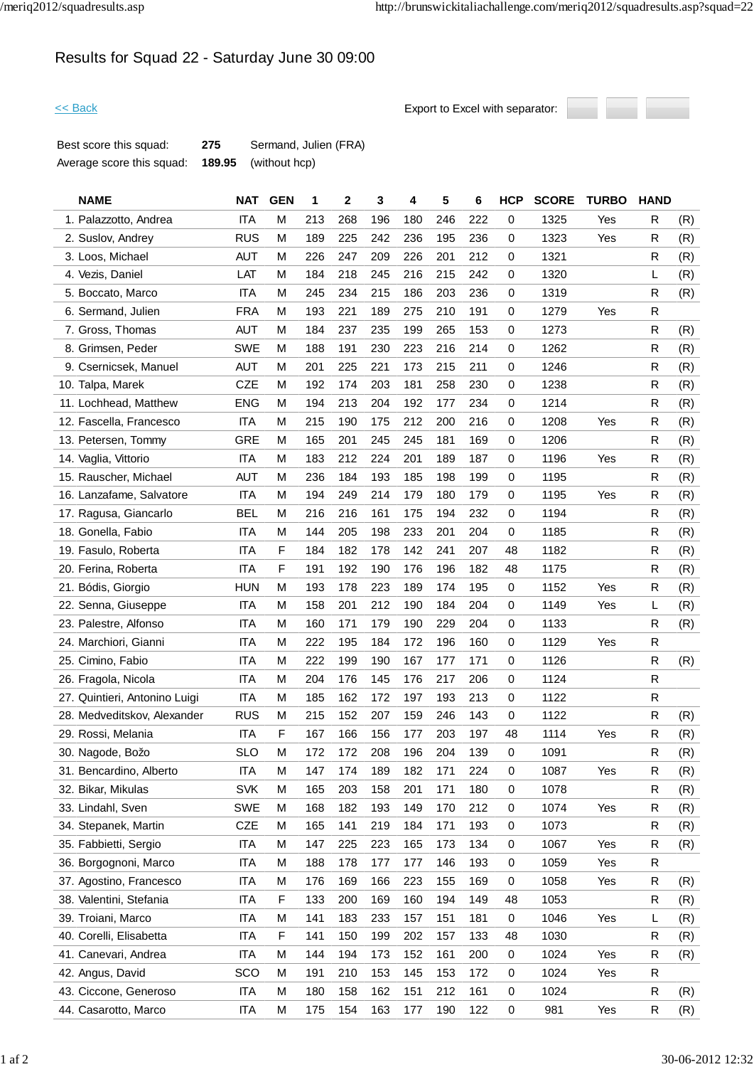# Results for Squad 22 - Saturday June 30 09:00

<< Back

Export to Excel with separator:

| | | |
|---|---|---|
| Best score this squad: | **275** | Sermand, Julien (FRA) |
| Average score this squad: | **189.95** | (without hcp) |

| NAME | NAT | GEN | 1 | 2 | 3 | 4 | 5 | 6 | HCP | SCORE | TURBO | HAND | |
|---|---|---|---|---|---|---|---|---|---|---|---|---|---|
| 1. Palazzotto, Andrea | ITA | M | 213 | 268 | 196 | 180 | 246 | 222 | 0 | 1325 | Yes | R | (R) |
| 2. Suslov, Andrey | RUS | M | 189 | 225 | 242 | 236 | 195 | 236 | 0 | 1323 | Yes | R | (R) |
| 3. Loos, Michael | AUT | M | 226 | 247 | 209 | 226 | 201 | 212 | 0 | 1321 | | R | (R) |
| 4. Vezis, Daniel | LAT | M | 184 | 218 | 245 | 216 | 215 | 242 | 0 | 1320 | | L | (R) |
| 5. Boccato, Marco | ITA | M | 245 | 234 | 215 | 186 | 203 | 236 | 0 | 1319 | | R | (R) |
| 6. Sermand, Julien | FRA | M | 193 | 221 | 189 | 275 | 210 | 191 | 0 | 1279 | Yes | R | |
| 7. Gross, Thomas | AUT | M | 184 | 237 | 235 | 199 | 265 | 153 | 0 | 1273 | | R | (R) |
| 8. Grimsen, Peder | SWE | M | 188 | 191 | 230 | 223 | 216 | 214 | 0 | 1262 | | R | (R) |
| 9. Csernicsek, Manuel | AUT | M | 201 | 225 | 221 | 173 | 215 | 211 | 0 | 1246 | | R | (R) |
| 10. Talpa, Marek | CZE | M | 192 | 174 | 203 | 181 | 258 | 230 | 0 | 1238 | | R | (R) |
| 11. Lochhead, Matthew | ENG | M | 194 | 213 | 204 | 192 | 177 | 234 | 0 | 1214 | | R | (R) |
| 12. Fascella, Francesco | ITA | M | 215 | 190 | 175 | 212 | 200 | 216 | 0 | 1208 | Yes | R | (R) |
| 13. Petersen, Tommy | GRE | M | 165 | 201 | 245 | 245 | 181 | 169 | 0 | 1206 | | R | (R) |
| 14. Vaglia, Vittorio | ITA | M | 183 | 212 | 224 | 201 | 189 | 187 | 0 | 1196 | Yes | R | (R) |
| 15. Rauscher, Michael | AUT | M | 236 | 184 | 193 | 185 | 198 | 199 | 0 | 1195 | | R | (R) |
| 16. Lanzafame, Salvatore | ITA | M | 194 | 249 | 214 | 179 | 180 | 179 | 0 | 1195 | Yes | R | (R) |
| 17. Ragusa, Giancarlo | BEL | M | 216 | 216 | 161 | 175 | 194 | 232 | 0 | 1194 | | R | (R) |
| 18. Gonella, Fabio | ITA | M | 144 | 205 | 198 | 233 | 201 | 204 | 0 | 1185 | | R | (R) |
| 19. Fasulo, Roberta | ITA | F | 184 | 182 | 178 | 142 | 241 | 207 | 48 | 1182 | | R | (R) |
| 20. Ferina, Roberta | ITA | F | 191 | 192 | 190 | 176 | 196 | 182 | 48 | 1175 | | R | (R) |
| 21. Bódis, Giorgio | HUN | M | 193 | 178 | 223 | 189 | 174 | 195 | 0 | 1152 | Yes | R | (R) |
| 22. Senna, Giuseppe | ITA | M | 158 | 201 | 212 | 190 | 184 | 204 | 0 | 1149 | Yes | L | (R) |
| 23. Palestre, Alfonso | ITA | M | 160 | 171 | 179 | 190 | 229 | 204 | 0 | 1133 | | R | (R) |
| 24. Marchiori, Gianni | ITA | M | 222 | 195 | 184 | 172 | 196 | 160 | 0 | 1129 | Yes | R | |
| 25. Cimino, Fabio | ITA | M | 222 | 199 | 190 | 167 | 177 | 171 | 0 | 1126 | | R | (R) |
| 26. Fragola, Nicola | ITA | M | 204 | 176 | 145 | 176 | 217 | 206 | 0 | 1124 | | R | |
| 27. Quintieri, Antonino Luigi | ITA | M | 185 | 162 | 172 | 197 | 193 | 213 | 0 | 1122 | | R | |
| 28. Medveditskov, Alexander | RUS | M | 215 | 152 | 207 | 159 | 246 | 143 | 0 | 1122 | | R | (R) |
| 29. Rossi, Melania | ITA | F | 167 | 166 | 156 | 177 | 203 | 197 | 48 | 1114 | Yes | R | (R) |
| 30. Nagode, Božo | SLO | M | 172 | 172 | 208 | 196 | 204 | 139 | 0 | 1091 | | R | (R) |
| 31. Bencardino, Alberto | ITA | M | 147 | 174 | 189 | 182 | 171 | 224 | 0 | 1087 | Yes | R | (R) |
| 32. Bikar, Mikulas | SVK | M | 165 | 203 | 158 | 201 | 171 | 180 | 0 | 1078 | | R | (R) |
| 33. Lindahl, Sven | SWE | M | 168 | 182 | 193 | 149 | 170 | 212 | 0 | 1074 | Yes | R | (R) |
| 34. Stepanek, Martin | CZE | M | 165 | 141 | 219 | 184 | 171 | 193 | 0 | 1073 | | R | (R) |
| 35. Fabbietti, Sergio | ITA | M | 147 | 225 | 223 | 165 | 173 | 134 | 0 | 1067 | Yes | R | (R) |
| 36. Borgognoni, Marco | ITA | M | 188 | 178 | 177 | 177 | 146 | 193 | 0 | 1059 | Yes | R | |
| 37. Agostino, Francesco | ITA | M | 176 | 169 | 166 | 223 | 155 | 169 | 0 | 1058 | Yes | R | (R) |
| 38. Valentini, Stefania | ITA | F | 133 | 200 | 169 | 160 | 194 | 149 | 48 | 1053 | | R | (R) |
| 39. Troiani, Marco | ITA | M | 141 | 183 | 233 | 157 | 151 | 181 | 0 | 1046 | Yes | L | (R) |
| 40. Corelli, Elisabetta | ITA | F | 141 | 150 | 199 | 202 | 157 | 133 | 48 | 1030 | | R | (R) |
| 41. Canevari, Andrea | ITA | M | 144 | 194 | 173 | 152 | 161 | 200 | 0 | 1024 | Yes | R | (R) |
| 42. Angus, David | SCO | M | 191 | 210 | 153 | 145 | 153 | 172 | 0 | 1024 | Yes | R | |
| 43. Ciccone, Generoso | ITA | M | 180 | 158 | 162 | 151 | 212 | 161 | 0 | 1024 | | R | (R) |
| 44. Casarotto, Marco | ITA | M | 175 | 154 | 163 | 177 | 190 | 122 | 0 | 981 | Yes | R | (R) |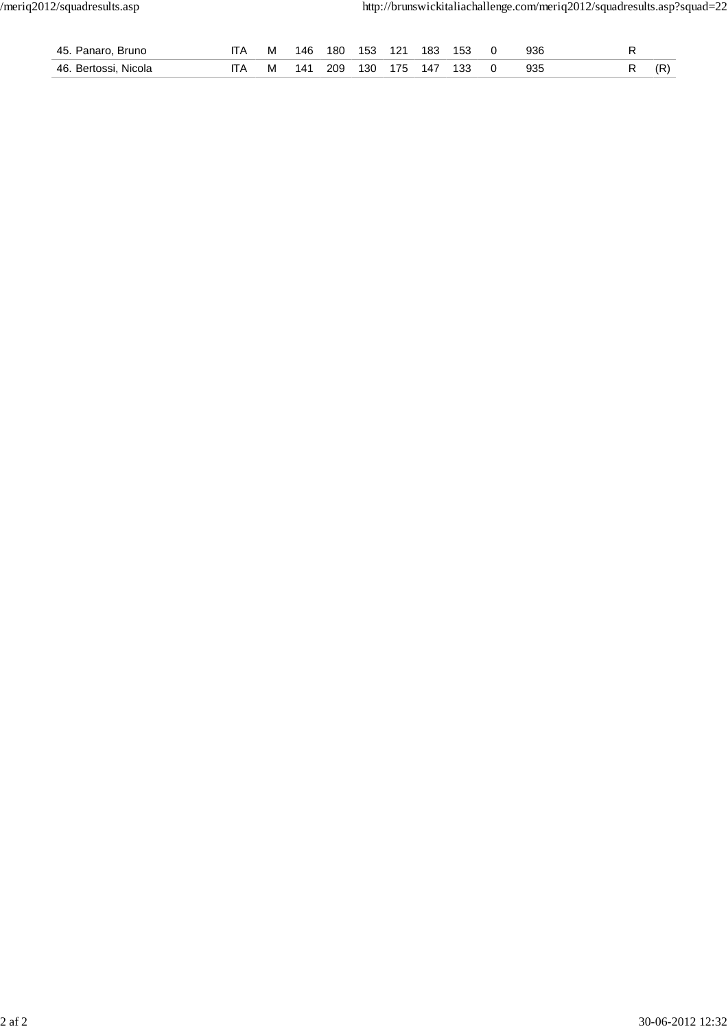| | | | | | | | | | | | | |
|---|---|---|---|---|---|---|---|---|---|---|---|---|
| 45. Panaro, Bruno | ITA | M | 146 | 180 | 153 | 121 | 183 | 153 | 0 | 936 | R | |
| 46. Bertossi, Nicola | ITA | M | 141 | 209 | 130 | 175 | 147 | 133 | 0 | 935 | R | (R) |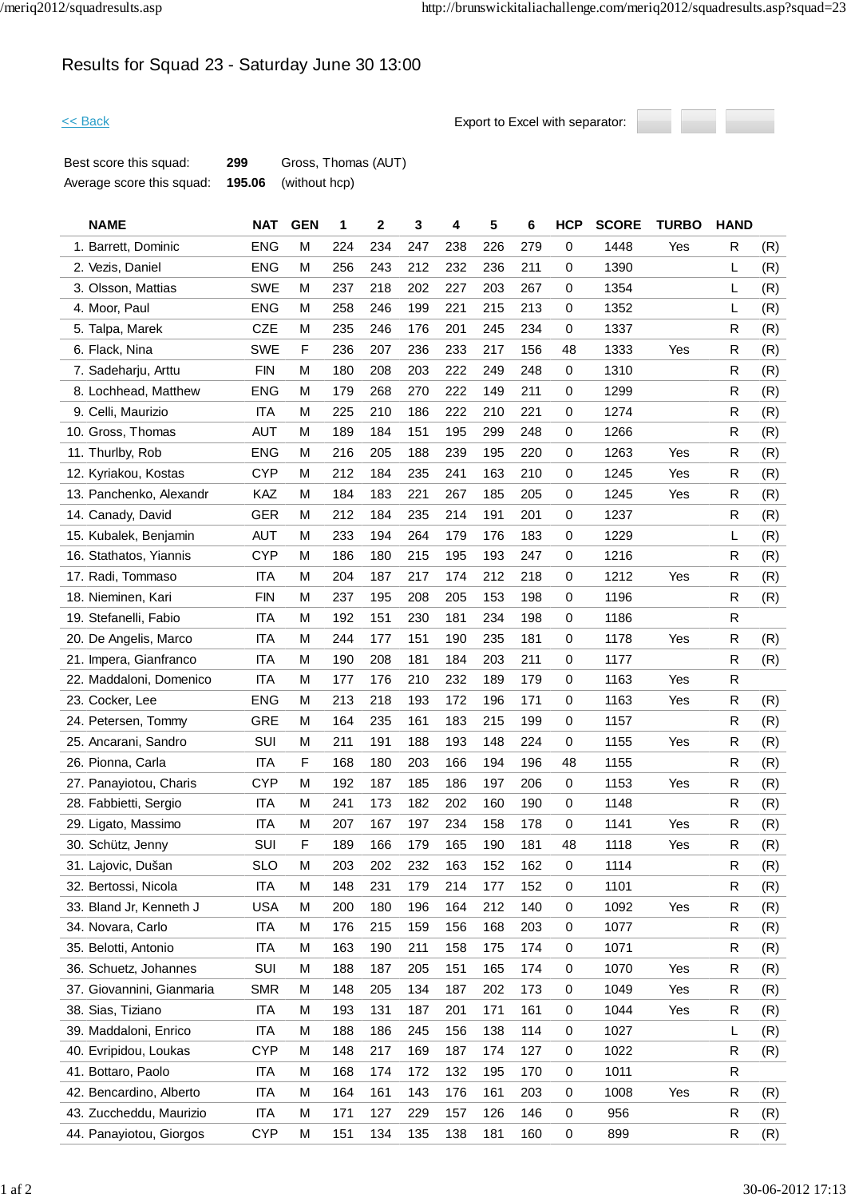# Results for Squad 23 - Saturday June 30 13:00

<< Back

Export to Excel with separator:

| | | |
|---|---|---|
| Best score this squad: | **299** | Gross, Thomas (AUT) |
| Average score this squad: | **195.06** | (without hcp) |

| NAME | NAT | GEN | 1 | 2 | 3 | 4 | 5 | 6 | HCP | SCORE | TURBO | HAND | |
|---|---|---|---|---|---|---|---|---|---|---|---|---|---|
| 1. Barrett, Dominic | ENG | M | 224 | 234 | 247 | 238 | 226 | 279 | 0 | 1448 | Yes | R | (R) |
| 2. Vezis, Daniel | ENG | M | 256 | 243 | 212 | 232 | 236 | 211 | 0 | 1390 | | L | (R) |
| 3. Olsson, Mattias | SWE | M | 237 | 218 | 202 | 227 | 203 | 267 | 0 | 1354 | | L | (R) |
| 4. Moor, Paul | ENG | M | 258 | 246 | 199 | 221 | 215 | 213 | 0 | 1352 | | L | (R) |
| 5. Talpa, Marek | CZE | M | 235 | 246 | 176 | 201 | 245 | 234 | 0 | 1337 | | R | (R) |
| 6. Flack, Nina | SWE | F | 236 | 207 | 236 | 233 | 217 | 156 | 48 | 1333 | Yes | R | (R) |
| 7. Sadeharju, Arttu | FIN | M | 180 | 208 | 203 | 222 | 249 | 248 | 0 | 1310 | | R | (R) |
| 8. Lochhead, Matthew | ENG | M | 179 | 268 | 270 | 222 | 149 | 211 | 0 | 1299 | | R | (R) |
| 9. Celli, Maurizio | ITA | M | 225 | 210 | 186 | 222 | 210 | 221 | 0 | 1274 | | R | (R) |
| 10. Gross, Thomas | AUT | M | 189 | 184 | 151 | 195 | 299 | 248 | 0 | 1266 | | R | (R) |
| 11. Thurlby, Rob | ENG | M | 216 | 205 | 188 | 239 | 195 | 220 | 0 | 1263 | Yes | R | (R) |
| 12. Kyriakou, Kostas | CYP | M | 212 | 184 | 235 | 241 | 163 | 210 | 0 | 1245 | Yes | R | (R) |
| 13. Panchenko, Alexandr | KAZ | M | 184 | 183 | 221 | 267 | 185 | 205 | 0 | 1245 | Yes | R | (R) |
| 14. Canady, David | GER | M | 212 | 184 | 235 | 214 | 191 | 201 | 0 | 1237 | | R | (R) |
| 15. Kubalek, Benjamin | AUT | M | 233 | 194 | 264 | 179 | 176 | 183 | 0 | 1229 | | L | (R) |
| 16. Stathatos, Yiannis | CYP | M | 186 | 180 | 215 | 195 | 193 | 247 | 0 | 1216 | | R | (R) |
| 17. Radi, Tommaso | ITA | M | 204 | 187 | 217 | 174 | 212 | 218 | 0 | 1212 | Yes | R | (R) |
| 18. Nieminen, Kari | FIN | M | 237 | 195 | 208 | 205 | 153 | 198 | 0 | 1196 | | R | (R) |
| 19. Stefanelli, Fabio | ITA | M | 192 | 151 | 230 | 181 | 234 | 198 | 0 | 1186 | | R | |
| 20. De Angelis, Marco | ITA | M | 244 | 177 | 151 | 190 | 235 | 181 | 0 | 1178 | Yes | R | (R) |
| 21. Impera, Gianfranco | ITA | M | 190 | 208 | 181 | 184 | 203 | 211 | 0 | 1177 | | R | (R) |
| 22. Maddaloni, Domenico | ITA | M | 177 | 176 | 210 | 232 | 189 | 179 | 0 | 1163 | Yes | R | |
| 23. Cocker, Lee | ENG | M | 213 | 218 | 193 | 172 | 196 | 171 | 0 | 1163 | Yes | R | (R) |
| 24. Petersen, Tommy | GRE | M | 164 | 235 | 161 | 183 | 215 | 199 | 0 | 1157 | | R | (R) |
| 25. Ancarani, Sandro | SUI | M | 211 | 191 | 188 | 193 | 148 | 224 | 0 | 1155 | Yes | R | (R) |
| 26. Pionna, Carla | ITA | F | 168 | 180 | 203 | 166 | 194 | 196 | 48 | 1155 | | R | (R) |
| 27. Panayiotou, Charis | CYP | M | 192 | 187 | 185 | 186 | 197 | 206 | 0 | 1153 | Yes | R | (R) |
| 28. Fabbietti, Sergio | ITA | M | 241 | 173 | 182 | 202 | 160 | 190 | 0 | 1148 | | R | (R) |
| 29. Ligato, Massimo | ITA | M | 207 | 167 | 197 | 234 | 158 | 178 | 0 | 1141 | Yes | R | (R) |
| 30. Schütz, Jenny | SUI | F | 189 | 166 | 179 | 165 | 190 | 181 | 48 | 1118 | Yes | R | (R) |
| 31. Lajovic, Dušan | SLO | M | 203 | 202 | 232 | 163 | 152 | 162 | 0 | 1114 | | R | (R) |
| 32. Bertossi, Nicola | ITA | M | 148 | 231 | 179 | 214 | 177 | 152 | 0 | 1101 | | R | (R) |
| 33. Bland Jr, Kenneth J | USA | M | 200 | 180 | 196 | 164 | 212 | 140 | 0 | 1092 | Yes | R | (R) |
| 34. Novara, Carlo | ITA | M | 176 | 215 | 159 | 156 | 168 | 203 | 0 | 1077 | | R | (R) |
| 35. Belotti, Antonio | ITA | M | 163 | 190 | 211 | 158 | 175 | 174 | 0 | 1071 | | R | (R) |
| 36. Schuetz, Johannes | SUI | M | 188 | 187 | 205 | 151 | 165 | 174 | 0 | 1070 | Yes | R | (R) |
| 37. Giovannini, Gianmaria | SMR | M | 148 | 205 | 134 | 187 | 202 | 173 | 0 | 1049 | Yes | R | (R) |
| 38. Sias, Tiziano | ITA | M | 193 | 131 | 187 | 201 | 171 | 161 | 0 | 1044 | Yes | R | (R) |
| 39. Maddaloni, Enrico | ITA | M | 188 | 186 | 245 | 156 | 138 | 114 | 0 | 1027 | | L | (R) |
| 40. Evripidou, Loukas | CYP | M | 148 | 217 | 169 | 187 | 174 | 127 | 0 | 1022 | | R | (R) |
| 41. Bottaro, Paolo | ITA | M | 168 | 174 | 172 | 132 | 195 | 170 | 0 | 1011 | | R | |
| 42. Bencardino, Alberto | ITA | M | 164 | 161 | 143 | 176 | 161 | 203 | 0 | 1008 | Yes | R | (R) |
| 43. Zuccheddu, Maurizio | ITA | M | 171 | 127 | 229 | 157 | 126 | 146 | 0 | 956 | | R | (R) |
| 44. Panayiotou, Giorgos | CYP | M | 151 | 134 | 135 | 138 | 181 | 160 | 0 | 899 | | R | (R) |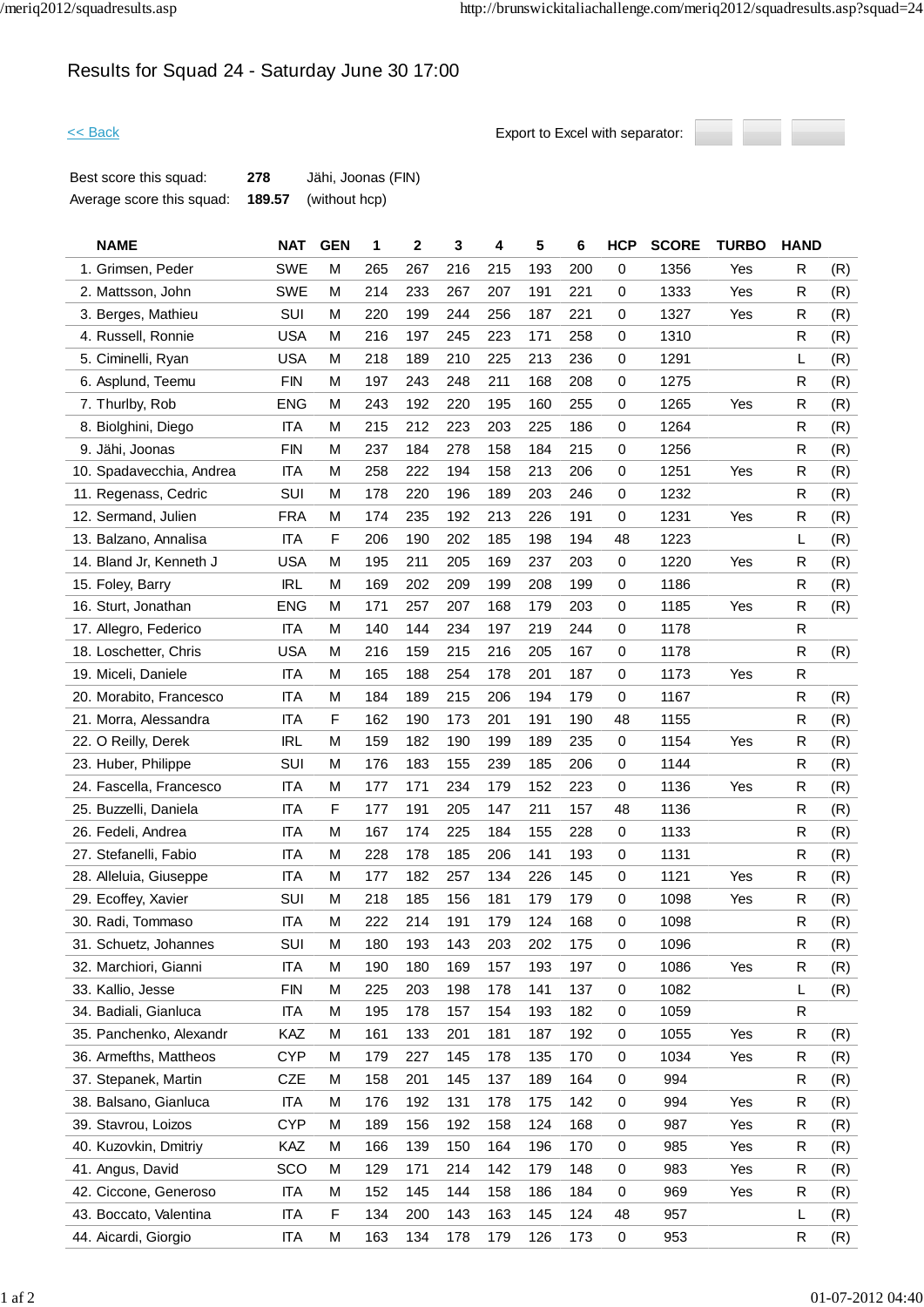# Results for Squad 24 - Saturday June 30 17:00

<< Back

Export to Excel with separator:

| | | |
|---|---|---|
| Best score this squad: | **278** | Jähi, Joonas (FIN) |
| Average score this squad: | **189.57** | (without hcp) |

| NAME | NAT | GEN | 1 | 2 | 3 | 4 | 5 | 6 | HCP | SCORE | TURBO | HAND | |
|---|---|---|---|---|---|---|---|---|---|---|---|---|---|
| 1. Grimsen, Peder | SWE | M | 265 | 267 | 216 | 215 | 193 | 200 | 0 | 1356 | Yes | R | (R) |
| 2. Mattsson, John | SWE | M | 214 | 233 | 267 | 207 | 191 | 221 | 0 | 1333 | Yes | R | (R) |
| 3. Berges, Mathieu | SUI | M | 220 | 199 | 244 | 256 | 187 | 221 | 0 | 1327 | Yes | R | (R) |
| 4. Russell, Ronnie | USA | M | 216 | 197 | 245 | 223 | 171 | 258 | 0 | 1310 | | R | (R) |
| 5. Ciminelli, Ryan | USA | M | 218 | 189 | 210 | 225 | 213 | 236 | 0 | 1291 | | L | (R) |
| 6. Asplund, Teemu | FIN | M | 197 | 243 | 248 | 211 | 168 | 208 | 0 | 1275 | | R | (R) |
| 7. Thurlby, Rob | ENG | M | 243 | 192 | 220 | 195 | 160 | 255 | 0 | 1265 | Yes | R | (R) |
| 8. Biolghini, Diego | ITA | M | 215 | 212 | 223 | 203 | 225 | 186 | 0 | 1264 | | R | (R) |
| 9. Jähi, Joonas | FIN | M | 237 | 184 | 278 | 158 | 184 | 215 | 0 | 1256 | | R | (R) |
| 10. Spadavecchia, Andrea | ITA | M | 258 | 222 | 194 | 158 | 213 | 206 | 0 | 1251 | Yes | R | (R) |
| 11. Regenass, Cedric | SUI | M | 178 | 220 | 196 | 189 | 203 | 246 | 0 | 1232 | | R | (R) |
| 12. Sermand, Julien | FRA | M | 174 | 235 | 192 | 213 | 226 | 191 | 0 | 1231 | Yes | R | (R) |
| 13. Balzano, Annalisa | ITA | F | 206 | 190 | 202 | 185 | 198 | 194 | 48 | 1223 | | L | (R) |
| 14. Bland Jr, Kenneth J | USA | M | 195 | 211 | 205 | 169 | 237 | 203 | 0 | 1220 | Yes | R | (R) |
| 15. Foley, Barry | IRL | M | 169 | 202 | 209 | 199 | 208 | 199 | 0 | 1186 | | R | (R) |
| 16. Sturt, Jonathan | ENG | M | 171 | 257 | 207 | 168 | 179 | 203 | 0 | 1185 | Yes | R | (R) |
| 17. Allegro, Federico | ITA | M | 140 | 144 | 234 | 197 | 219 | 244 | 0 | 1178 | | R | |
| 18. Loschetter, Chris | USA | M | 216 | 159 | 215 | 216 | 205 | 167 | 0 | 1178 | | R | (R) |
| 19. Miceli, Daniele | ITA | M | 165 | 188 | 254 | 178 | 201 | 187 | 0 | 1173 | Yes | R | |
| 20. Morabito, Francesco | ITA | M | 184 | 189 | 215 | 206 | 194 | 179 | 0 | 1167 | | R | (R) |
| 21. Morra, Alessandra | ITA | F | 162 | 190 | 173 | 201 | 191 | 190 | 48 | 1155 | | R | (R) |
| 22. O Reilly, Derek | IRL | M | 159 | 182 | 190 | 199 | 189 | 235 | 0 | 1154 | Yes | R | (R) |
| 23. Huber, Philippe | SUI | M | 176 | 183 | 155 | 239 | 185 | 206 | 0 | 1144 | | R | (R) |
| 24. Fascella, Francesco | ITA | M | 177 | 171 | 234 | 179 | 152 | 223 | 0 | 1136 | Yes | R | (R) |
| 25. Buzzelli, Daniela | ITA | F | 177 | 191 | 205 | 147 | 211 | 157 | 48 | 1136 | | R | (R) |
| 26. Fedeli, Andrea | ITA | M | 167 | 174 | 225 | 184 | 155 | 228 | 0 | 1133 | | R | (R) |
| 27. Stefanelli, Fabio | ITA | M | 228 | 178 | 185 | 206 | 141 | 193 | 0 | 1131 | | R | (R) |
| 28. Alleluia, Giuseppe | ITA | M | 177 | 182 | 257 | 134 | 226 | 145 | 0 | 1121 | Yes | R | (R) |
| 29. Ecoffey, Xavier | SUI | M | 218 | 185 | 156 | 181 | 179 | 179 | 0 | 1098 | Yes | R | (R) |
| 30. Radi, Tommaso | ITA | M | 222 | 214 | 191 | 179 | 124 | 168 | 0 | 1098 | | R | (R) |
| 31. Schuetz, Johannes | SUI | M | 180 | 193 | 143 | 203 | 202 | 175 | 0 | 1096 | | R | (R) |
| 32. Marchiori, Gianni | ITA | M | 190 | 180 | 169 | 157 | 193 | 197 | 0 | 1086 | Yes | R | (R) |
| 33. Kallio, Jesse | FIN | M | 225 | 203 | 198 | 178 | 141 | 137 | 0 | 1082 | | L | (R) |
| 34. Badiali, Gianluca | ITA | M | 195 | 178 | 157 | 154 | 193 | 182 | 0 | 1059 | | R | |
| 35. Panchenko, Alexandr | KAZ | M | 161 | 133 | 201 | 181 | 187 | 192 | 0 | 1055 | Yes | R | (R) |
| 36. Armefths, Mattheos | CYP | M | 179 | 227 | 145 | 178 | 135 | 170 | 0 | 1034 | Yes | R | (R) |
| 37. Stepanek, Martin | CZE | M | 158 | 201 | 145 | 137 | 189 | 164 | 0 | 994 | | R | (R) |
| 38. Balsano, Gianluca | ITA | M | 176 | 192 | 131 | 178 | 175 | 142 | 0 | 994 | Yes | R | (R) |
| 39. Stavrou, Loizos | CYP | M | 189 | 156 | 192 | 158 | 124 | 168 | 0 | 987 | Yes | R | (R) |
| 40. Kuzovkin, Dmitriy | KAZ | M | 166 | 139 | 150 | 164 | 196 | 170 | 0 | 985 | Yes | R | (R) |
| 41. Angus, David | SCO | M | 129 | 171 | 214 | 142 | 179 | 148 | 0 | 983 | Yes | R | (R) |
| 42. Ciccone, Generoso | ITA | M | 152 | 145 | 144 | 158 | 186 | 184 | 0 | 969 | Yes | R | (R) |
| 43. Boccato, Valentina | ITA | F | 134 | 200 | 143 | 163 | 145 | 124 | 48 | 957 | | L | (R) |
| 44. Aicardi, Giorgio | ITA | M | 163 | 134 | 178 | 179 | 126 | 173 | 0 | 953 | | R | (R) |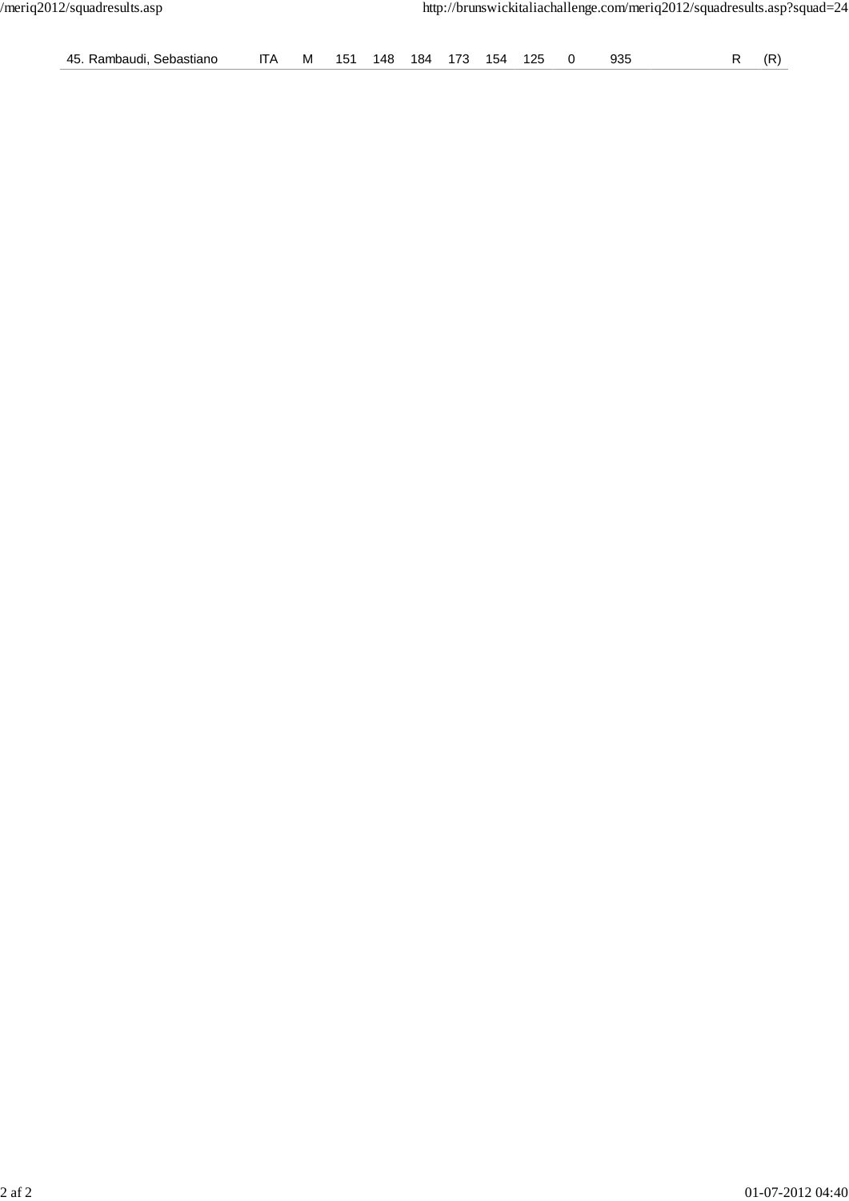| | | | | | | | | | | | | | |
|---|---|---|---|---|---|---|---|---|---|---|---|---|---|
| 45. Rambaudi, Sebastiano | ITA | M | 151 | 148 | 184 | 173 | 154 | 125 | 0 | 935 | | R | (R) |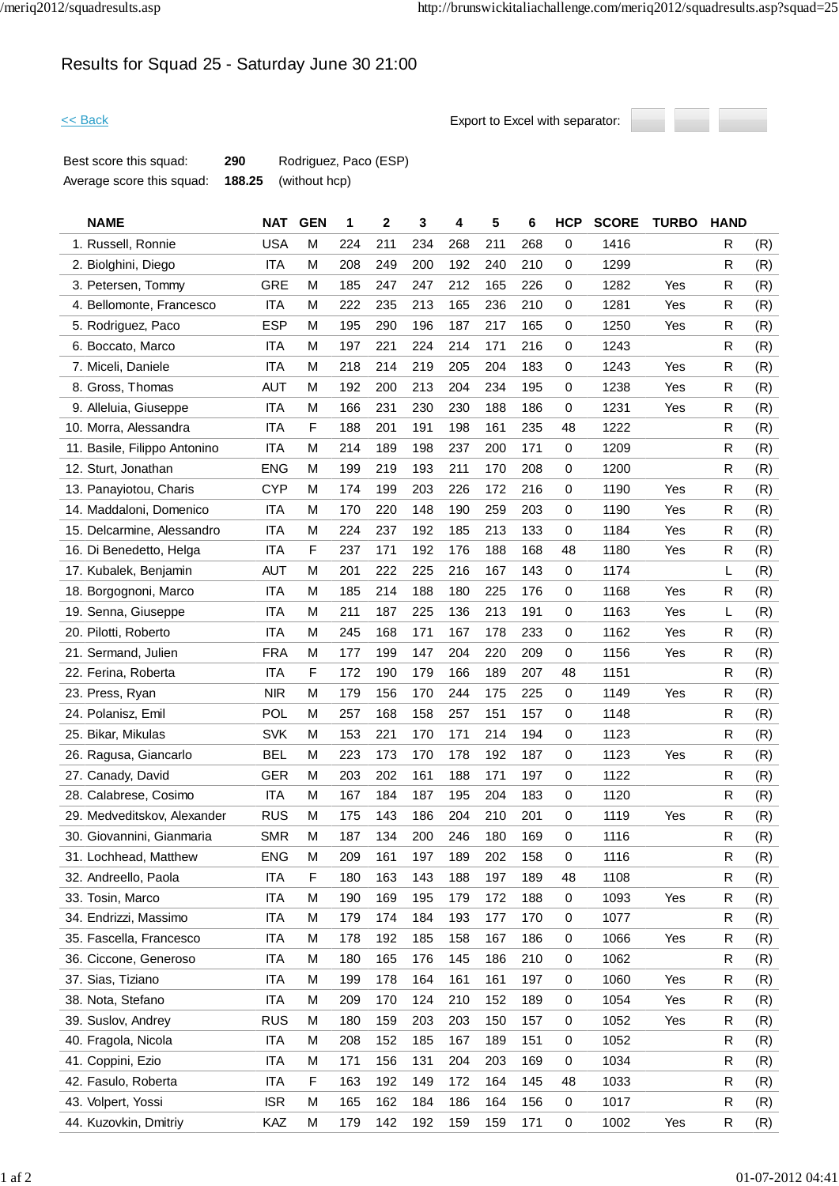# Results for Squad 25 - Saturday June 30 21:00

<< Back

Export to Excel with separator:

| | | |
|---|---|---|
| Best score this squad: | **290** | Rodriguez, Paco (ESP) |
| Average score this squad: | **188.25** | (without hcp) |

| NAME | NAT | GEN | 1 | 2 | 3 | 4 | 5 | 6 | HCP | SCORE | TURBO | HAND | |
|---|---|---|---|---|---|---|---|---|---|---|---|---|---|
| 1. Russell, Ronnie | USA | M | 224 | 211 | 234 | 268 | 211 | 268 | 0 | 1416 | | R | (R) |
| 2. Biolghini, Diego | ITA | M | 208 | 249 | 200 | 192 | 240 | 210 | 0 | 1299 | | R | (R) |
| 3. Petersen, Tommy | GRE | M | 185 | 247 | 247 | 212 | 165 | 226 | 0 | 1282 | Yes | R | (R) |
| 4. Bellomonte, Francesco | ITA | M | 222 | 235 | 213 | 165 | 236 | 210 | 0 | 1281 | Yes | R | (R) |
| 5. Rodriguez, Paco | ESP | M | 195 | 290 | 196 | 187 | 217 | 165 | 0 | 1250 | Yes | R | (R) |
| 6. Boccato, Marco | ITA | M | 197 | 221 | 224 | 214 | 171 | 216 | 0 | 1243 | | R | (R) |
| 7. Miceli, Daniele | ITA | M | 218 | 214 | 219 | 205 | 204 | 183 | 0 | 1243 | Yes | R | (R) |
| 8. Gross, Thomas | AUT | M | 192 | 200 | 213 | 204 | 234 | 195 | 0 | 1238 | Yes | R | (R) |
| 9. Alleluia, Giuseppe | ITA | M | 166 | 231 | 230 | 230 | 188 | 186 | 0 | 1231 | Yes | R | (R) |
| 10. Morra, Alessandra | ITA | F | 188 | 201 | 191 | 198 | 161 | 235 | 48 | 1222 | | R | (R) |
| 11. Basile, Filippo Antonino | ITA | M | 214 | 189 | 198 | 237 | 200 | 171 | 0 | 1209 | | R | (R) |
| 12. Sturt, Jonathan | ENG | M | 199 | 219 | 193 | 211 | 170 | 208 | 0 | 1200 | | R | (R) |
| 13. Panayiotou, Charis | CYP | M | 174 | 199 | 203 | 226 | 172 | 216 | 0 | 1190 | Yes | R | (R) |
| 14. Maddaloni, Domenico | ITA | M | 170 | 220 | 148 | 190 | 259 | 203 | 0 | 1190 | Yes | R | (R) |
| 15. Delcarmine, Alessandro | ITA | M | 224 | 237 | 192 | 185 | 213 | 133 | 0 | 1184 | Yes | R | (R) |
| 16. Di Benedetto, Helga | ITA | F | 237 | 171 | 192 | 176 | 188 | 168 | 48 | 1180 | Yes | R | (R) |
| 17. Kubalek, Benjamin | AUT | M | 201 | 222 | 225 | 216 | 167 | 143 | 0 | 1174 | | L | (R) |
| 18. Borgognoni, Marco | ITA | M | 185 | 214 | 188 | 180 | 225 | 176 | 0 | 1168 | Yes | R | (R) |
| 19. Senna, Giuseppe | ITA | M | 211 | 187 | 225 | 136 | 213 | 191 | 0 | 1163 | Yes | L | (R) |
| 20. Pilotti, Roberto | ITA | M | 245 | 168 | 171 | 167 | 178 | 233 | 0 | 1162 | Yes | R | (R) |
| 21. Sermand, Julien | FRA | M | 177 | 199 | 147 | 204 | 220 | 209 | 0 | 1156 | Yes | R | (R) |
| 22. Ferina, Roberta | ITA | F | 172 | 190 | 179 | 166 | 189 | 207 | 48 | 1151 | | R | (R) |
| 23. Press, Ryan | NIR | M | 179 | 156 | 170 | 244 | 175 | 225 | 0 | 1149 | Yes | R | (R) |
| 24. Polanisz, Emil | POL | M | 257 | 168 | 158 | 257 | 151 | 157 | 0 | 1148 | | R | (R) |
| 25. Bikar, Mikulas | SVK | M | 153 | 221 | 170 | 171 | 214 | 194 | 0 | 1123 | | R | (R) |
| 26. Ragusa, Giancarlo | BEL | M | 223 | 173 | 170 | 178 | 192 | 187 | 0 | 1123 | Yes | R | (R) |
| 27. Canady, David | GER | M | 203 | 202 | 161 | 188 | 171 | 197 | 0 | 1122 | | R | (R) |
| 28. Calabrese, Cosimo | ITA | M | 167 | 184 | 187 | 195 | 204 | 183 | 0 | 1120 | | R | (R) |
| 29. Medveditskov, Alexander | RUS | M | 175 | 143 | 186 | 204 | 210 | 201 | 0 | 1119 | Yes | R | (R) |
| 30. Giovannini, Gianmaria | SMR | M | 187 | 134 | 200 | 246 | 180 | 169 | 0 | 1116 | | R | (R) |
| 31. Lochhead, Matthew | ENG | M | 209 | 161 | 197 | 189 | 202 | 158 | 0 | 1116 | | R | (R) |
| 32. Andreello, Paola | ITA | F | 180 | 163 | 143 | 188 | 197 | 189 | 48 | 1108 | | R | (R) |
| 33. Tosin, Marco | ITA | M | 190 | 169 | 195 | 179 | 172 | 188 | 0 | 1093 | Yes | R | (R) |
| 34. Endrizzi, Massimo | ITA | M | 179 | 174 | 184 | 193 | 177 | 170 | 0 | 1077 | | R | (R) |
| 35. Fascella, Francesco | ITA | M | 178 | 192 | 185 | 158 | 167 | 186 | 0 | 1066 | Yes | R | (R) |
| 36. Ciccone, Generoso | ITA | M | 180 | 165 | 176 | 145 | 186 | 210 | 0 | 1062 | | R | (R) |
| 37. Sias, Tiziano | ITA | M | 199 | 178 | 164 | 161 | 161 | 197 | 0 | 1060 | Yes | R | (R) |
| 38. Nota, Stefano | ITA | M | 209 | 170 | 124 | 210 | 152 | 189 | 0 | 1054 | Yes | R | (R) |
| 39. Suslov, Andrey | RUS | M | 180 | 159 | 203 | 203 | 150 | 157 | 0 | 1052 | Yes | R | (R) |
| 40. Fragola, Nicola | ITA | M | 208 | 152 | 185 | 167 | 189 | 151 | 0 | 1052 | | R | (R) |
| 41. Coppini, Ezio | ITA | M | 171 | 156 | 131 | 204 | 203 | 169 | 0 | 1034 | | R | (R) |
| 42. Fasulo, Roberta | ITA | F | 163 | 192 | 149 | 172 | 164 | 145 | 48 | 1033 | | R | (R) |
| 43. Volpert, Yossi | ISR | M | 165 | 162 | 184 | 186 | 164 | 156 | 0 | 1017 | | R | (R) |
| 44. Kuzovkin, Dmitriy | KAZ | M | 179 | 142 | 192 | 159 | 159 | 171 | 0 | 1002 | Yes | R | (R) |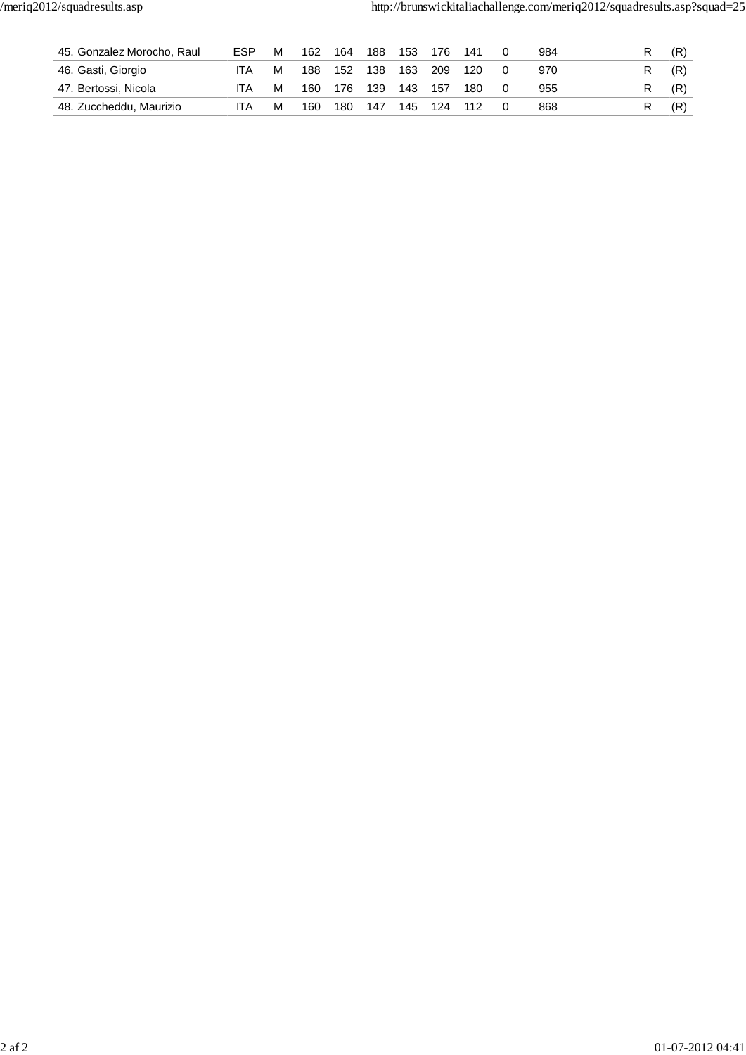| | | | | | | | | | | | | |
|---|---|---|---|---|---|---|---|---|---|---|---|---|
| 45. Gonzalez Morocho, Raul | ESP | M | 162 | 164 | 188 | 153 | 176 | 141 | 0 | 984 | R | (R) |
| 46. Gasti, Giorgio | ITA | M | 188 | 152 | 138 | 163 | 209 | 120 | 0 | 970 | R | (R) |
| 47. Bertossi, Nicola | ITA | M | 160 | 176 | 139 | 143 | 157 | 180 | 0 | 955 | R | (R) |
| 48. Zuccheddu, Maurizio | ITA | M | 160 | 180 | 147 | 145 | 124 | 112 | 0 | 868 | R | (R) |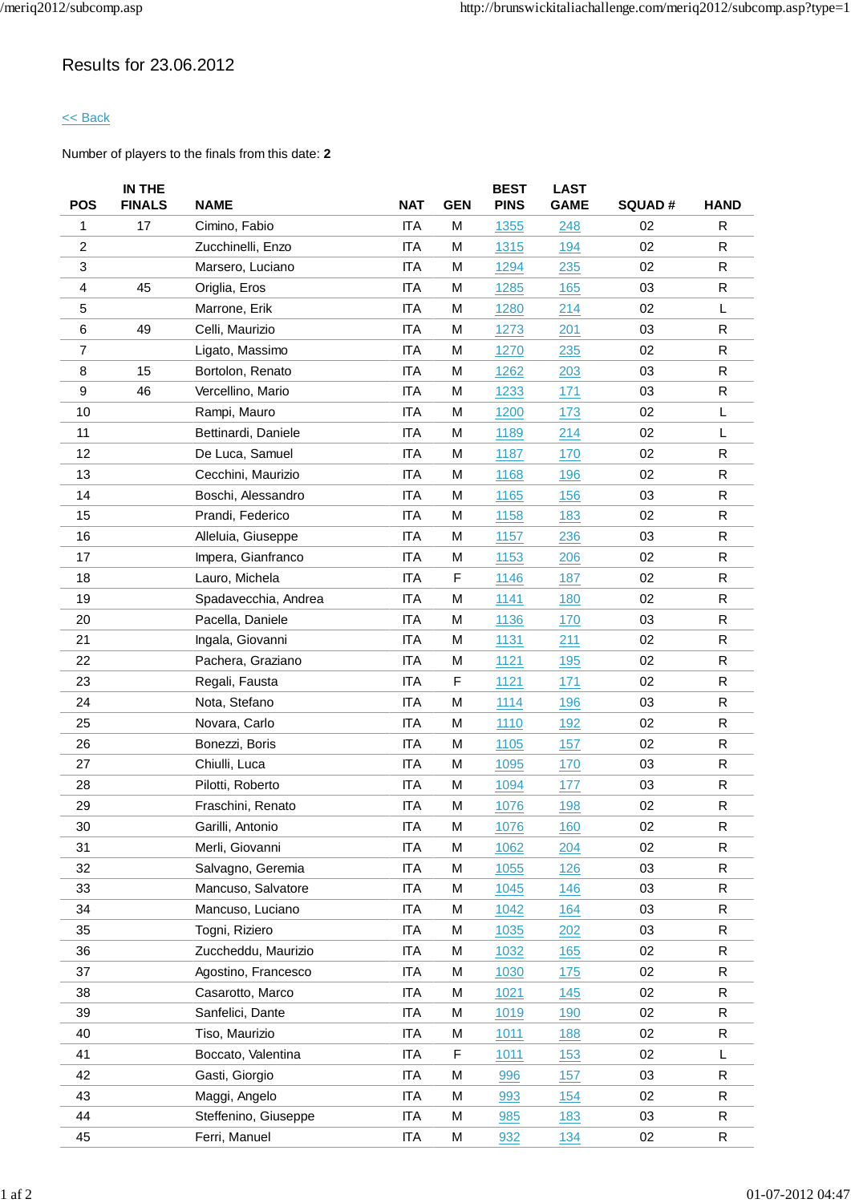# Results for 23.06.2012

<< Back

Number of players to the finals from this date: **2**

| POS | IN THE FINALS | NAME | NAT | GEN | BEST PINS | LAST GAME | SQUAD # | HAND |
|---|---|---|---|---|---|---|---|---|
| 1 | 17 | Cimino, Fabio | ITA | M | 1355 | 248 | 02 | R |
| 2 | | Zucchinelli, Enzo | ITA | M | 1315 | 194 | 02 | R |
| 3 | | Marsero, Luciano | ITA | M | 1294 | 235 | 02 | R |
| 4 | 45 | Origlia, Eros | ITA | M | 1285 | 165 | 03 | R |
| 5 | | Marrone, Erik | ITA | M | 1280 | 214 | 02 | L |
| 6 | 49 | Celli, Maurizio | ITA | M | 1273 | 201 | 03 | R |
| 7 | | Ligato, Massimo | ITA | M | 1270 | 235 | 02 | R |
| 8 | 15 | Bortolon, Renato | ITA | M | 1262 | 203 | 03 | R |
| 9 | 46 | Vercellino, Mario | ITA | M | 1233 | 171 | 03 | R |
| 10 | | Rampi, Mauro | ITA | M | 1200 | 173 | 02 | L |
| 11 | | Bettinardi, Daniele | ITA | M | 1189 | 214 | 02 | L |
| 12 | | De Luca, Samuel | ITA | M | 1187 | 170 | 02 | R |
| 13 | | Cecchini, Maurizio | ITA | M | 1168 | 196 | 02 | R |
| 14 | | Boschi, Alessandro | ITA | M | 1165 | 156 | 03 | R |
| 15 | | Prandi, Federico | ITA | M | 1158 | 183 | 02 | R |
| 16 | | Alleluia, Giuseppe | ITA | M | 1157 | 236 | 03 | R |
| 17 | | Impera, Gianfranco | ITA | M | 1153 | 206 | 02 | R |
| 18 | | Lauro, Michela | ITA | F | 1146 | 187 | 02 | R |
| 19 | | Spadavecchia, Andrea | ITA | M | 1141 | 180 | 02 | R |
| 20 | | Pacella, Daniele | ITA | M | 1136 | 170 | 03 | R |
| 21 | | Ingala, Giovanni | ITA | M | 1131 | 211 | 02 | R |
| 22 | | Pachera, Graziano | ITA | M | 1121 | 195 | 02 | R |
| 23 | | Regali, Fausta | ITA | F | 1121 | 171 | 02 | R |
| 24 | | Nota, Stefano | ITA | M | 1114 | 196 | 03 | R |
| 25 | | Novara, Carlo | ITA | M | 1110 | 192 | 02 | R |
| 26 | | Bonezzi, Boris | ITA | M | 1105 | 157 | 02 | R |
| 27 | | Chiulli, Luca | ITA | M | 1095 | 170 | 03 | R |
| 28 | | Pilotti, Roberto | ITA | M | 1094 | 177 | 03 | R |
| 29 | | Fraschini, Renato | ITA | M | 1076 | 198 | 02 | R |
| 30 | | Garilli, Antonio | ITA | M | 1076 | 160 | 02 | R |
| 31 | | Merli, Giovanni | ITA | M | 1062 | 204 | 02 | R |
| 32 | | Salvagno, Geremia | ITA | M | 1055 | 126 | 03 | R |
| 33 | | Mancuso, Salvatore | ITA | M | 1045 | 146 | 03 | R |
| 34 | | Mancuso, Luciano | ITA | M | 1042 | 164 | 03 | R |
| 35 | | Togni, Riziero | ITA | M | 1035 | 202 | 03 | R |
| 36 | | Zuccheddu, Maurizio | ITA | M | 1032 | 165 | 02 | R |
| 37 | | Agostino, Francesco | ITA | M | 1030 | 175 | 02 | R |
| 38 | | Casarotto, Marco | ITA | M | 1021 | 145 | 02 | R |
| 39 | | Sanfelici, Dante | ITA | M | 1019 | 190 | 02 | R |
| 40 | | Tiso, Maurizio | ITA | M | 1011 | 188 | 02 | R |
| 41 | | Boccato, Valentina | ITA | F | 1011 | 153 | 02 | L |
| 42 | | Gasti, Giorgio | ITA | M | 996 | 157 | 03 | R |
| 43 | | Maggi, Angelo | ITA | M | 993 | 154 | 02 | R |
| 44 | | Steffenino, Giuseppe | ITA | M | 985 | 183 | 03 | R |
| 45 | | Ferri, Manuel | ITA | M | 932 | 134 | 02 | R |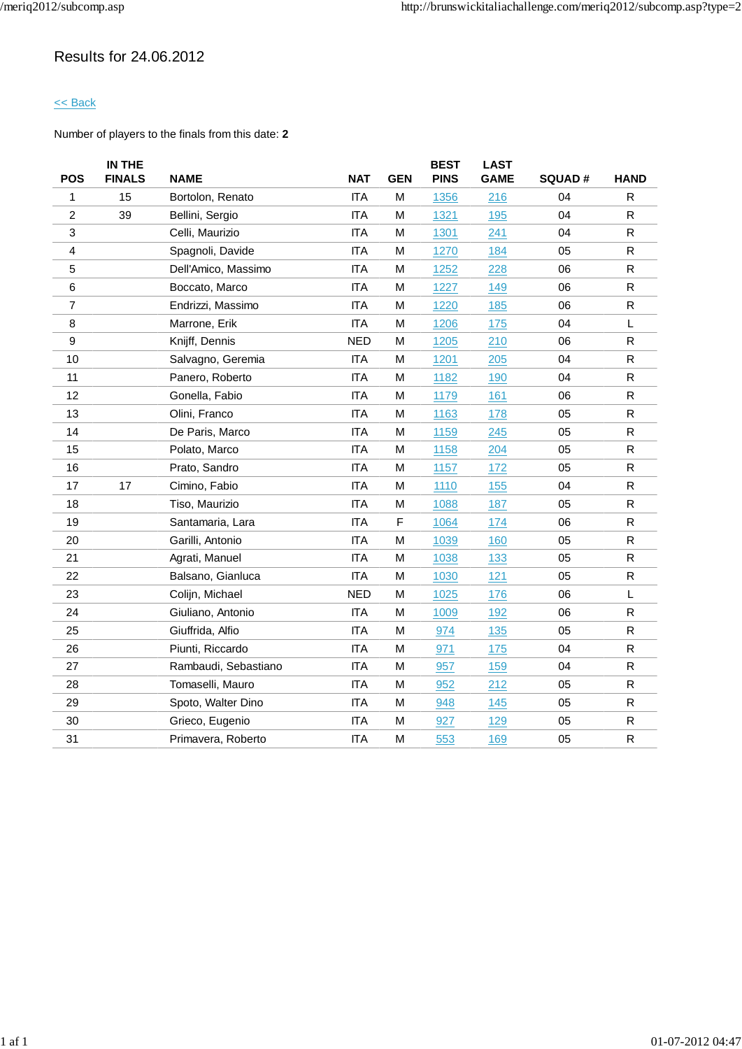# Results for 24.06.2012

<< Back

Number of players to the finals from this date: **2**

| POS | IN THE FINALS | NAME | NAT | GEN | BEST PINS | LAST GAME | SQUAD # | HAND |
|---|---|---|---|---|---|---|---|---|
| 1 | 15 | Bortolon, Renato | ITA | M | 1356 | 216 | 04 | R |
| 2 | 39 | Bellini, Sergio | ITA | M | 1321 | 195 | 04 | R |
| 3 | | Celli, Maurizio | ITA | M | 1301 | 241 | 04 | R |
| 4 | | Spagnoli, Davide | ITA | M | 1270 | 184 | 05 | R |
| 5 | | Dell'Amico, Massimo | ITA | M | 1252 | 228 | 06 | R |
| 6 | | Boccato, Marco | ITA | M | 1227 | 149 | 06 | R |
| 7 | | Endrizzi, Massimo | ITA | M | 1220 | 185 | 06 | R |
| 8 | | Marrone, Erik | ITA | M | 1206 | 175 | 04 | L |
| 9 | | Knijff, Dennis | NED | M | 1205 | 210 | 06 | R |
| 10 | | Salvagno, Geremia | ITA | M | 1201 | 205 | 04 | R |
| 11 | | Panero, Roberto | ITA | M | 1182 | 190 | 04 | R |
| 12 | | Gonella, Fabio | ITA | M | 1179 | 161 | 06 | R |
| 13 | | Olini, Franco | ITA | M | 1163 | 178 | 05 | R |
| 14 | | De Paris, Marco | ITA | M | 1159 | 245 | 05 | R |
| 15 | | Polato, Marco | ITA | M | 1158 | 204 | 05 | R |
| 16 | | Prato, Sandro | ITA | M | 1157 | 172 | 05 | R |
| 17 | 17 | Cimino, Fabio | ITA | M | 1110 | 155 | 04 | R |
| 18 | | Tiso, Maurizio | ITA | M | 1088 | 187 | 05 | R |
| 19 | | Santamaria, Lara | ITA | F | 1064 | 174 | 06 | R |
| 20 | | Garilli, Antonio | ITA | M | 1039 | 160 | 05 | R |
| 21 | | Agrati, Manuel | ITA | M | 1038 | 133 | 05 | R |
| 22 | | Balsano, Gianluca | ITA | M | 1030 | 121 | 05 | R |
| 23 | | Colijn, Michael | NED | M | 1025 | 176 | 06 | L |
| 24 | | Giuliano, Antonio | ITA | M | 1009 | 192 | 06 | R |
| 25 | | Giuffrida, Alfio | ITA | M | 974 | 135 | 05 | R |
| 26 | | Piunti, Riccardo | ITA | M | 971 | 175 | 04 | R |
| 27 | | Rambaudi, Sebastiano | ITA | M | 957 | 159 | 04 | R |
| 28 | | Tomaselli, Mauro | ITA | M | 952 | 212 | 05 | R |
| 29 | | Spoto, Walter Dino | ITA | M | 948 | 145 | 05 | R |
| 30 | | Grieco, Eugenio | ITA | M | 927 | 129 | 05 | R |
| 31 | | Primavera, Roberto | ITA | M | 553 | 169 | 05 | R |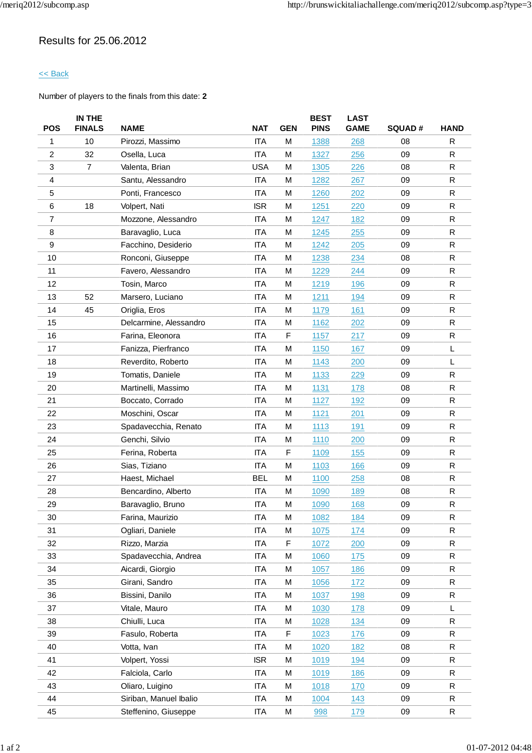Results for 25.06.2012

<< Back

Number of players to the finals from this date: **2**

| POS | IN THE FINALS | NAME | NAT | GEN | BEST PINS | LAST GAME | SQUAD # | HAND |
|---|---|---|---|---|---|---|---|---|
| 1 | 10 | Pirozzi, Massimo | ITA | M | 1388 | 268 | 08 | R |
| 2 | 32 | Osella, Luca | ITA | M | 1327 | 256 | 09 | R |
| 3 | 7 | Valenta, Brian | USA | M | 1305 | 226 | 08 | R |
| 4 | | Santu, Alessandro | ITA | M | 1282 | 267 | 09 | R |
| 5 | | Ponti, Francesco | ITA | M | 1260 | 202 | 09 | R |
| 6 | 18 | Volpert, Nati | ISR | M | 1251 | 220 | 09 | R |
| 7 | | Mozzone, Alessandro | ITA | M | 1247 | 182 | 09 | R |
| 8 | | Baravaglio, Luca | ITA | M | 1245 | 255 | 09 | R |
| 9 | | Facchino, Desiderio | ITA | M | 1242 | 205 | 09 | R |
| 10 | | Ronconi, Giuseppe | ITA | M | 1238 | 234 | 08 | R |
| 11 | | Favero, Alessandro | ITA | M | 1229 | 244 | 09 | R |
| 12 | | Tosin, Marco | ITA | M | 1219 | 196 | 09 | R |
| 13 | 52 | Marsero, Luciano | ITA | M | 1211 | 194 | 09 | R |
| 14 | 45 | Origlia, Eros | ITA | M | 1179 | 161 | 09 | R |
| 15 | | Delcarmine, Alessandro | ITA | M | 1162 | 202 | 09 | R |
| 16 | | Farina, Eleonora | ITA | F | 1157 | 217 | 09 | R |
| 17 | | Fanizza, Pierfranco | ITA | M | 1150 | 167 | 09 | L |
| 18 | | Reverdito, Roberto | ITA | M | 1143 | 200 | 09 | L |
| 19 | | Tomatis, Daniele | ITA | M | 1133 | 229 | 09 | R |
| 20 | | Martinelli, Massimo | ITA | M | 1131 | 178 | 08 | R |
| 21 | | Boccato, Corrado | ITA | M | 1127 | 192 | 09 | R |
| 22 | | Moschini, Oscar | ITA | M | 1121 | 201 | 09 | R |
| 23 | | Spadavecchia, Renato | ITA | M | 1113 | 191 | 09 | R |
| 24 | | Genchi, Silvio | ITA | M | 1110 | 200 | 09 | R |
| 25 | | Ferina, Roberta | ITA | F | 1109 | 155 | 09 | R |
| 26 | | Sias, Tiziano | ITA | M | 1103 | 166 | 09 | R |
| 27 | | Haest, Michael | BEL | M | 1100 | 258 | 08 | R |
| 28 | | Bencardino, Alberto | ITA | M | 1090 | 189 | 08 | R |
| 29 | | Baravaglio, Bruno | ITA | M | 1090 | 168 | 09 | R |
| 30 | | Farina, Maurizio | ITA | M | 1082 | 184 | 09 | R |
| 31 | | Ogliari, Daniele | ITA | M | 1075 | 174 | 09 | R |
| 32 | | Rizzo, Marzia | ITA | F | 1072 | 200 | 09 | R |
| 33 | | Spadavecchia, Andrea | ITA | M | 1060 | 175 | 09 | R |
| 34 | | Aicardi, Giorgio | ITA | M | 1057 | 186 | 09 | R |
| 35 | | Girani, Sandro | ITA | M | 1056 | 172 | 09 | R |
| 36 | | Bissini, Danilo | ITA | M | 1037 | 198 | 09 | R |
| 37 | | Vitale, Mauro | ITA | M | 1030 | 178 | 09 | L |
| 38 | | Chiulli, Luca | ITA | M | 1028 | 134 | 09 | R |
| 39 | | Fasulo, Roberta | ITA | F | 1023 | 176 | 09 | R |
| 40 | | Votta, Ivan | ITA | M | 1020 | 182 | 08 | R |
| 41 | | Volpert, Yossi | ISR | M | 1019 | 194 | 09 | R |
| 42 | | Falciola, Carlo | ITA | M | 1019 | 186 | 09 | R |
| 43 | | Oliaro, Luigino | ITA | M | 1018 | 170 | 09 | R |
| 44 | | Siriban, Manuel Ibalio | ITA | M | 1004 | 143 | 09 | R |
| 45 | | Steffenino, Giuseppe | ITA | M | 998 | 179 | 09 | R |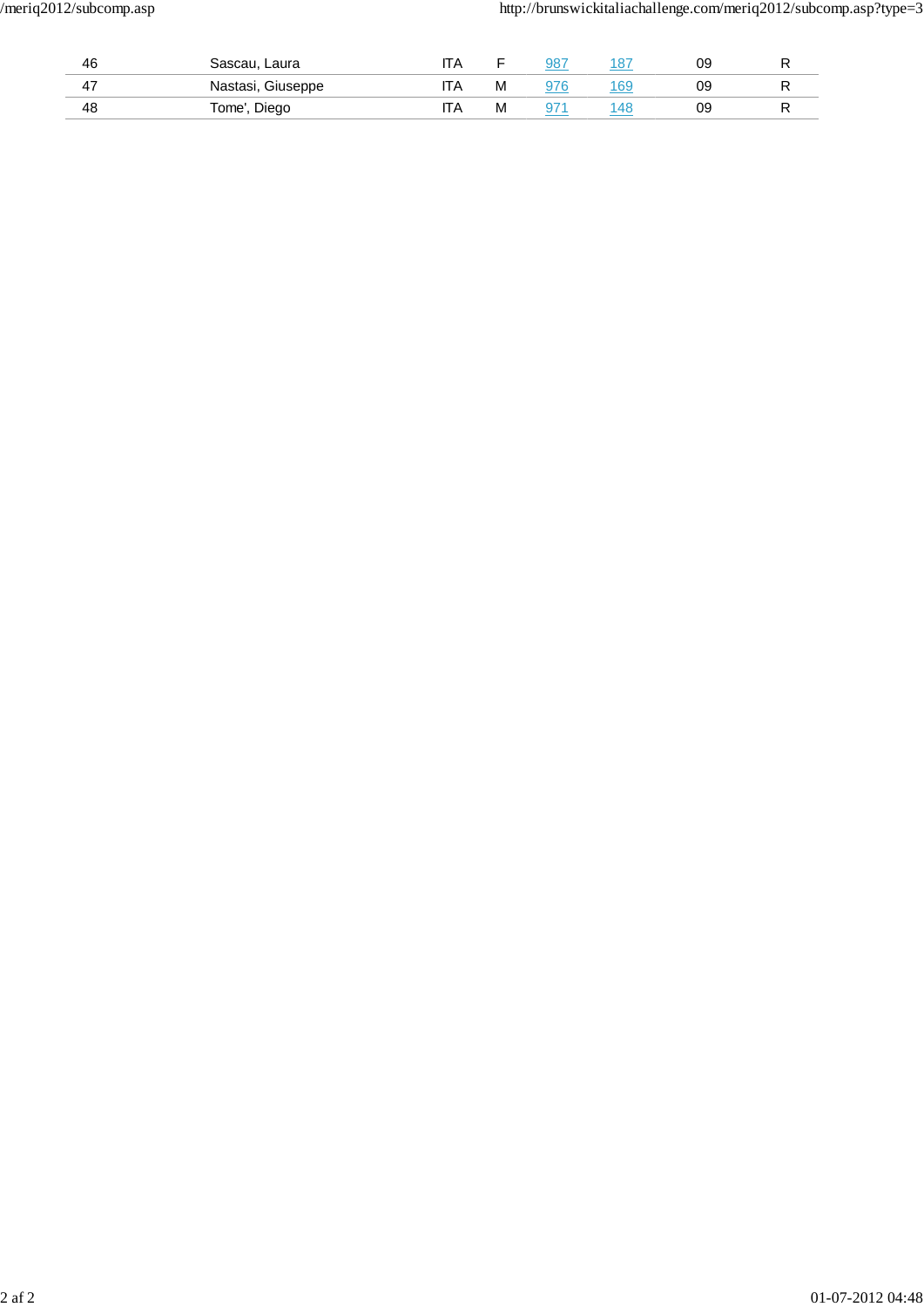| | | | | | | | |
|---|---|---|---|---|---|---|---|
| 46 | Sascau, Laura | ITA | F | 987 | 187 | 09 | R |
| 47 | Nastasi, Giuseppe | ITA | M | 976 | 169 | 09 | R |
| 48 | Tome', Diego | ITA | M | 971 | 148 | 09 | R |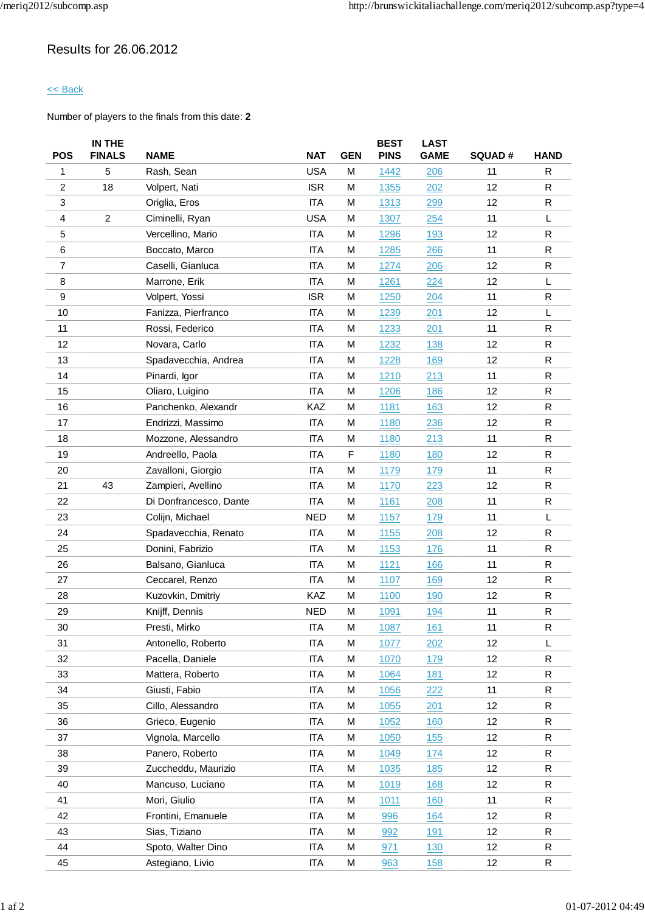# Results for 26.06.2012

<< Back

Number of players to the finals from this date: **2**

| POS | IN THE FINALS | NAME | NAT | GEN | BEST PINS | LAST GAME | SQUAD # | HAND |
|---|---|---|---|---|---|---|---|---|
| 1 | 5 | Rash, Sean | USA | M | 1442 | 206 | 11 | R |
| 2 | 18 | Volpert, Nati | ISR | M | 1355 | 202 | 12 | R |
| 3 | | Origlia, Eros | ITA | M | 1313 | 299 | 12 | R |
| 4 | 2 | Ciminelli, Ryan | USA | M | 1307 | 254 | 11 | L |
| 5 | | Vercellino, Mario | ITA | M | 1296 | 193 | 12 | R |
| 6 | | Boccato, Marco | ITA | M | 1285 | 266 | 11 | R |
| 7 | | Caselli, Gianluca | ITA | M | 1274 | 206 | 12 | R |
| 8 | | Marrone, Erik | ITA | M | 1261 | 224 | 12 | L |
| 9 | | Volpert, Yossi | ISR | M | 1250 | 204 | 11 | R |
| 10 | | Fanizza, Pierfranco | ITA | M | 1239 | 201 | 12 | L |
| 11 | | Rossi, Federico | ITA | M | 1233 | 201 | 11 | R |
| 12 | | Novara, Carlo | ITA | M | 1232 | 138 | 12 | R |
| 13 | | Spadavecchia, Andrea | ITA | M | 1228 | 169 | 12 | R |
| 14 | | Pinardi, Igor | ITA | M | 1210 | 213 | 11 | R |
| 15 | | Oliaro, Luigino | ITA | M | 1206 | 186 | 12 | R |
| 16 | | Panchenko, Alexandr | KAZ | M | 1181 | 163 | 12 | R |
| 17 | | Endrizzi, Massimo | ITA | M | 1180 | 236 | 12 | R |
| 18 | | Mozzone, Alessandro | ITA | M | 1180 | 213 | 11 | R |
| 19 | | Andreello, Paola | ITA | F | 1180 | 180 | 12 | R |
| 20 | | Zavalloni, Giorgio | ITA | M | 1179 | 179 | 11 | R |
| 21 | 43 | Zampieri, Avellino | ITA | M | 1170 | 223 | 12 | R |
| 22 | | Di Donfrancesco, Dante | ITA | M | 1161 | 208 | 11 | R |
| 23 | | Colijn, Michael | NED | M | 1157 | 179 | 11 | L |
| 24 | | Spadavecchia, Renato | ITA | M | 1155 | 208 | 12 | R |
| 25 | | Donini, Fabrizio | ITA | M | 1153 | 176 | 11 | R |
| 26 | | Balsano, Gianluca | ITA | M | 1121 | 166 | 11 | R |
| 27 | | Ceccarel, Renzo | ITA | M | 1107 | 169 | 12 | R |
| 28 | | Kuzovkin, Dmitriy | KAZ | M | 1100 | 190 | 12 | R |
| 29 | | Knijff, Dennis | NED | M | 1091 | 194 | 11 | R |
| 30 | | Presti, Mirko | ITA | M | 1087 | 161 | 11 | R |
| 31 | | Antonello, Roberto | ITA | M | 1077 | 202 | 12 | L |
| 32 | | Pacella, Daniele | ITA | M | 1070 | 179 | 12 | R |
| 33 | | Mattera, Roberto | ITA | M | 1064 | 181 | 12 | R |
| 34 | | Giusti, Fabio | ITA | M | 1056 | 222 | 11 | R |
| 35 | | Cillo, Alessandro | ITA | M | 1055 | 201 | 12 | R |
| 36 | | Grieco, Eugenio | ITA | M | 1052 | 160 | 12 | R |
| 37 | | Vignola, Marcello | ITA | M | 1050 | 155 | 12 | R |
| 38 | | Panero, Roberto | ITA | M | 1049 | 174 | 12 | R |
| 39 | | Zuccheddu, Maurizio | ITA | M | 1035 | 185 | 12 | R |
| 40 | | Mancuso, Luciano | ITA | M | 1019 | 168 | 12 | R |
| 41 | | Mori, Giulio | ITA | M | 1011 | 160 | 11 | R |
| 42 | | Frontini, Emanuele | ITA | M | 996 | 164 | 12 | R |
| 43 | | Sias, Tiziano | ITA | M | 992 | 191 | 12 | R |
| 44 | | Spoto, Walter Dino | ITA | M | 971 | 130 | 12 | R |
| 45 | | Astegiano, Livio | ITA | M | 963 | 158 | 12 | R |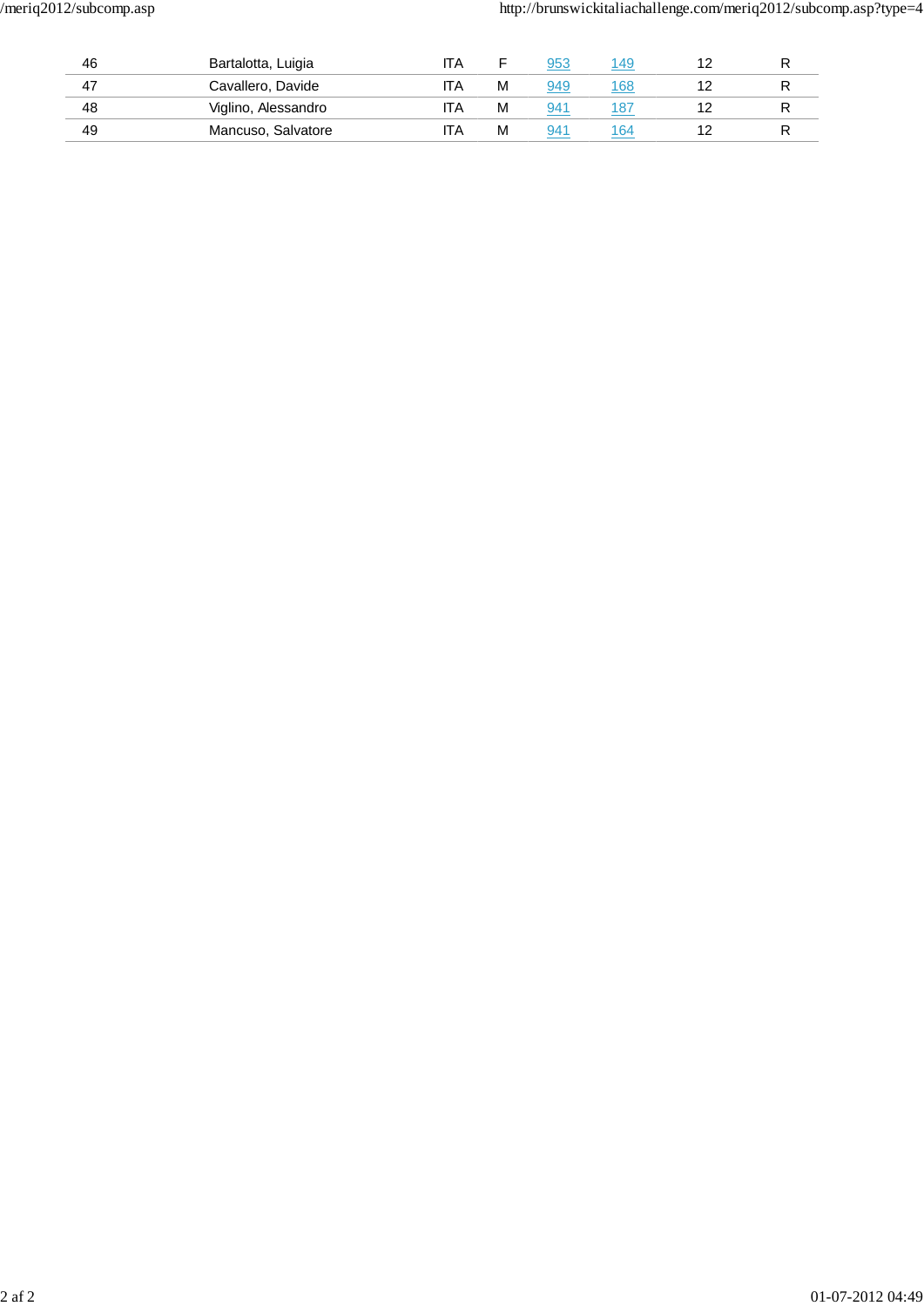| | | | | | | | |
|---|---|---|---|---|---|---|---|
| 46 | Bartalotta, Luigia | ITA | F | 953 | 149 | 12 | R |
| 47 | Cavallero, Davide | ITA | M | 949 | 168 | 12 | R |
| 48 | Viglino, Alessandro | ITA | M | 941 | 187 | 12 | R |
| 49 | Mancuso, Salvatore | ITA | M | 941 | 164 | 12 | R |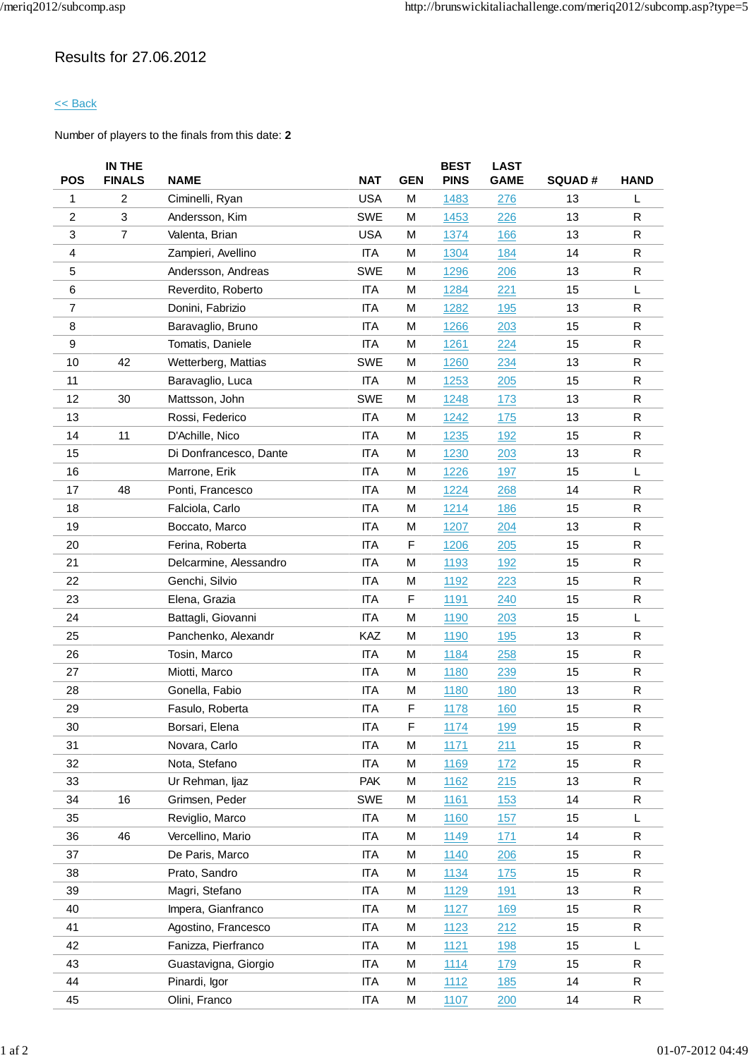# Results for 27.06.2012

<< Back

Number of players to the finals from this date: **2**

| POS | IN THE FINALS | NAME | NAT | GEN | BEST PINS | LAST GAME | SQUAD # | HAND |
|---|---|---|---|---|---|---|---|---|
| 1 | 2 | Ciminelli, Ryan | USA | M | 1483 | 276 | 13 | L |
| 2 | 3 | Andersson, Kim | SWE | M | 1453 | 226 | 13 | R |
| 3 | 7 | Valenta, Brian | USA | M | 1374 | 166 | 13 | R |
| 4 | | Zampieri, Avellino | ITA | M | 1304 | 184 | 14 | R |
| 5 | | Andersson, Andreas | SWE | M | 1296 | 206 | 13 | R |
| 6 | | Reverdito, Roberto | ITA | M | 1284 | 221 | 15 | L |
| 7 | | Donini, Fabrizio | ITA | M | 1282 | 195 | 13 | R |
| 8 | | Baravaglio, Bruno | ITA | M | 1266 | 203 | 15 | R |
| 9 | | Tomatis, Daniele | ITA | M | 1261 | 224 | 15 | R |
| 10 | 42 | Wetterberg, Mattias | SWE | M | 1260 | 234 | 13 | R |
| 11 | | Baravaglio, Luca | ITA | M | 1253 | 205 | 15 | R |
| 12 | 30 | Mattsson, John | SWE | M | 1248 | 173 | 13 | R |
| 13 | | Rossi, Federico | ITA | M | 1242 | 175 | 13 | R |
| 14 | 11 | D'Achille, Nico | ITA | M | 1235 | 192 | 15 | R |
| 15 | | Di Donfrancesco, Dante | ITA | M | 1230 | 203 | 13 | R |
| 16 | | Marrone, Erik | ITA | M | 1226 | 197 | 15 | L |
| 17 | 48 | Ponti, Francesco | ITA | M | 1224 | 268 | 14 | R |
| 18 | | Falciola, Carlo | ITA | M | 1214 | 186 | 15 | R |
| 19 | | Boccato, Marco | ITA | M | 1207 | 204 | 13 | R |
| 20 | | Ferina, Roberta | ITA | F | 1206 | 205 | 15 | R |
| 21 | | Delcarmine, Alessandro | ITA | M | 1193 | 192 | 15 | R |
| 22 | | Genchi, Silvio | ITA | M | 1192 | 223 | 15 | R |
| 23 | | Elena, Grazia | ITA | F | 1191 | 240 | 15 | R |
| 24 | | Battagli, Giovanni | ITA | M | 1190 | 203 | 15 | L |
| 25 | | Panchenko, Alexandr | KAZ | M | 1190 | 195 | 13 | R |
| 26 | | Tosin, Marco | ITA | M | 1184 | 258 | 15 | R |
| 27 | | Miotti, Marco | ITA | M | 1180 | 239 | 15 | R |
| 28 | | Gonella, Fabio | ITA | M | 1180 | 180 | 13 | R |
| 29 | | Fasulo, Roberta | ITA | F | 1178 | 160 | 15 | R |
| 30 | | Borsari, Elena | ITA | F | 1174 | 199 | 15 | R |
| 31 | | Novara, Carlo | ITA | M | 1171 | 211 | 15 | R |
| 32 | | Nota, Stefano | ITA | M | 1169 | 172 | 15 | R |
| 33 | | Ur Rehman, Ijaz | PAK | M | 1162 | 215 | 13 | R |
| 34 | 16 | Grimsen, Peder | SWE | M | 1161 | 153 | 14 | R |
| 35 | | Reviglio, Marco | ITA | M | 1160 | 157 | 15 | L |
| 36 | 46 | Vercellino, Mario | ITA | M | 1149 | 171 | 14 | R |
| 37 | | De Paris, Marco | ITA | M | 1140 | 206 | 15 | R |
| 38 | | Prato, Sandro | ITA | M | 1134 | 175 | 15 | R |
| 39 | | Magri, Stefano | ITA | M | 1129 | 191 | 13 | R |
| 40 | | Impera, Gianfranco | ITA | M | 1127 | 169 | 15 | R |
| 41 | | Agostino, Francesco | ITA | M | 1123 | 212 | 15 | R |
| 42 | | Fanizza, Pierfranco | ITA | M | 1121 | 198 | 15 | L |
| 43 | | Guastavigna, Giorgio | ITA | M | 1114 | 179 | 15 | R |
| 44 | | Pinardi, Igor | ITA | M | 1112 | 185 | 14 | R |
| 45 | | Olini, Franco | ITA | M | 1107 | 200 | 14 | R |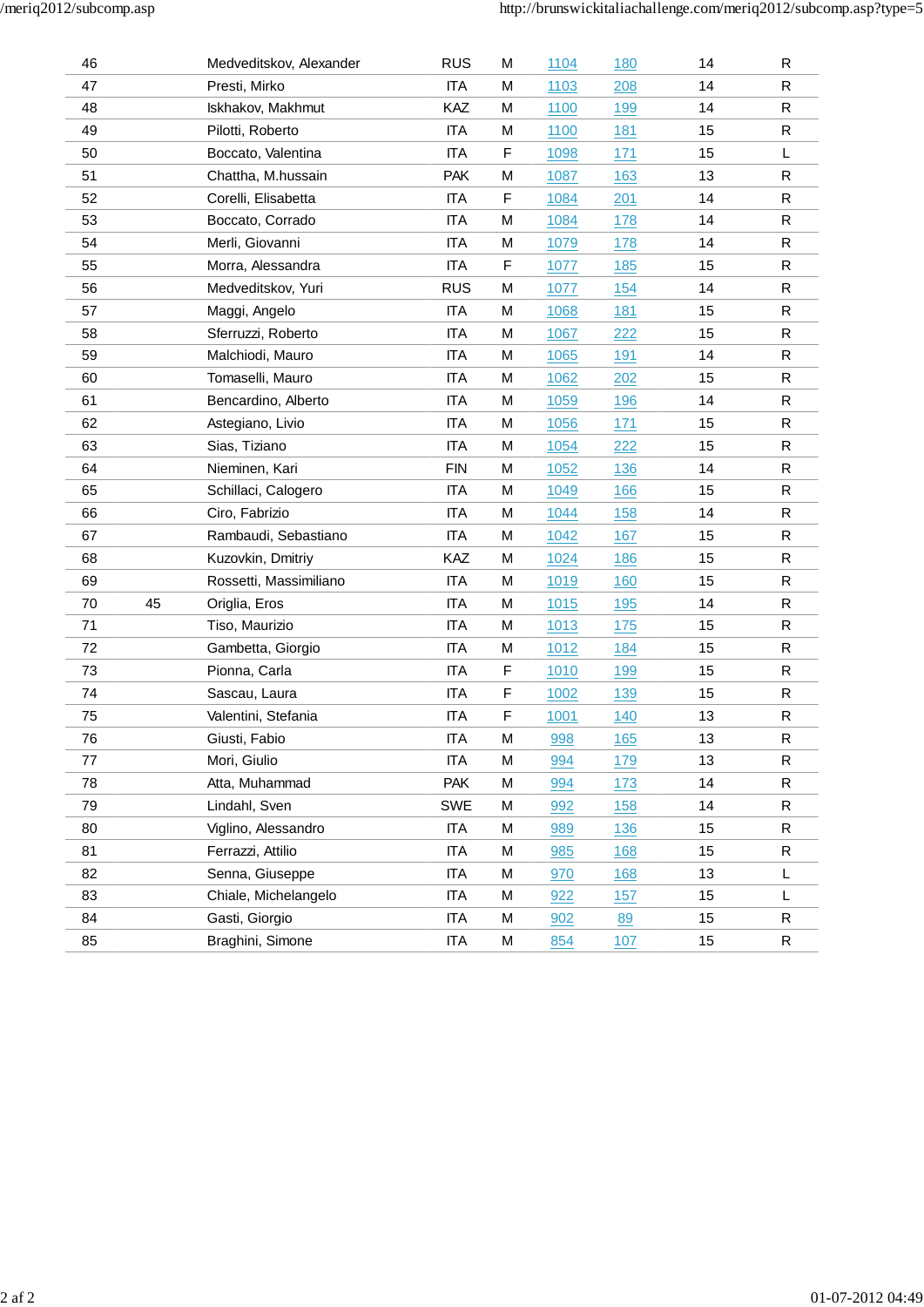| | | | | | | | | |
|---|---|---|---|---|---|---|---|---|
| 46 | | Medveditskov, Alexander | RUS | M | 1104 | 180 | 14 | R |
| 47 | | Presti, Mirko | ITA | M | 1103 | 208 | 14 | R |
| 48 | | Iskhakov, Makhmut | KAZ | M | 1100 | 199 | 14 | R |
| 49 | | Pilotti, Roberto | ITA | M | 1100 | 181 | 15 | R |
| 50 | | Boccato, Valentina | ITA | F | 1098 | 171 | 15 | L |
| 51 | | Chattha, M.hussain | PAK | M | 1087 | 163 | 13 | R |
| 52 | | Corelli, Elisabetta | ITA | F | 1084 | 201 | 14 | R |
| 53 | | Boccato, Corrado | ITA | M | 1084 | 178 | 14 | R |
| 54 | | Merli, Giovanni | ITA | M | 1079 | 178 | 14 | R |
| 55 | | Morra, Alessandra | ITA | F | 1077 | 185 | 15 | R |
| 56 | | Medveditskov, Yuri | RUS | M | 1077 | 154 | 14 | R |
| 57 | | Maggi, Angelo | ITA | M | 1068 | 181 | 15 | R |
| 58 | | Sferruzzi, Roberto | ITA | M | 1067 | 222 | 15 | R |
| 59 | | Malchiodi, Mauro | ITA | M | 1065 | 191 | 14 | R |
| 60 | | Tomaselli, Mauro | ITA | M | 1062 | 202 | 15 | R |
| 61 | | Bencardino, Alberto | ITA | M | 1059 | 196 | 14 | R |
| 62 | | Astegiano, Livio | ITA | M | 1056 | 171 | 15 | R |
| 63 | | Sias, Tiziano | ITA | M | 1054 | 222 | 15 | R |
| 64 | | Nieminen, Kari | FIN | M | 1052 | 136 | 14 | R |
| 65 | | Schillaci, Calogero | ITA | M | 1049 | 166 | 15 | R |
| 66 | | Ciro, Fabrizio | ITA | M | 1044 | 158 | 14 | R |
| 67 | | Rambaudi, Sebastiano | ITA | M | 1042 | 167 | 15 | R |
| 68 | | Kuzovkin, Dmitriy | KAZ | M | 1024 | 186 | 15 | R |
| 69 | | Rossetti, Massimiliano | ITA | M | 1019 | 160 | 15 | R |
| 70 | 45 | Origlia, Eros | ITA | M | 1015 | 195 | 14 | R |
| 71 | | Tiso, Maurizio | ITA | M | 1013 | 175 | 15 | R |
| 72 | | Gambetta, Giorgio | ITA | M | 1012 | 184 | 15 | R |
| 73 | | Pionna, Carla | ITA | F | 1010 | 199 | 15 | R |
| 74 | | Sascau, Laura | ITA | F | 1002 | 139 | 15 | R |
| 75 | | Valentini, Stefania | ITA | F | 1001 | 140 | 13 | R |
| 76 | | Giusti, Fabio | ITA | M | 998 | 165 | 13 | R |
| 77 | | Mori, Giulio | ITA | M | 994 | 179 | 13 | R |
| 78 | | Atta, Muhammad | PAK | M | 994 | 173 | 14 | R |
| 79 | | Lindahl, Sven | SWE | M | 992 | 158 | 14 | R |
| 80 | | Viglino, Alessandro | ITA | M | 989 | 136 | 15 | R |
| 81 | | Ferrazzi, Attilio | ITA | M | 985 | 168 | 15 | R |
| 82 | | Senna, Giuseppe | ITA | M | 970 | 168 | 13 | L |
| 83 | | Chiale, Michelangelo | ITA | M | 922 | 157 | 15 | L |
| 84 | | Gasti, Giorgio | ITA | M | 902 | 89 | 15 | R |
| 85 | | Braghini, Simone | ITA | M | 854 | 107 | 15 | R |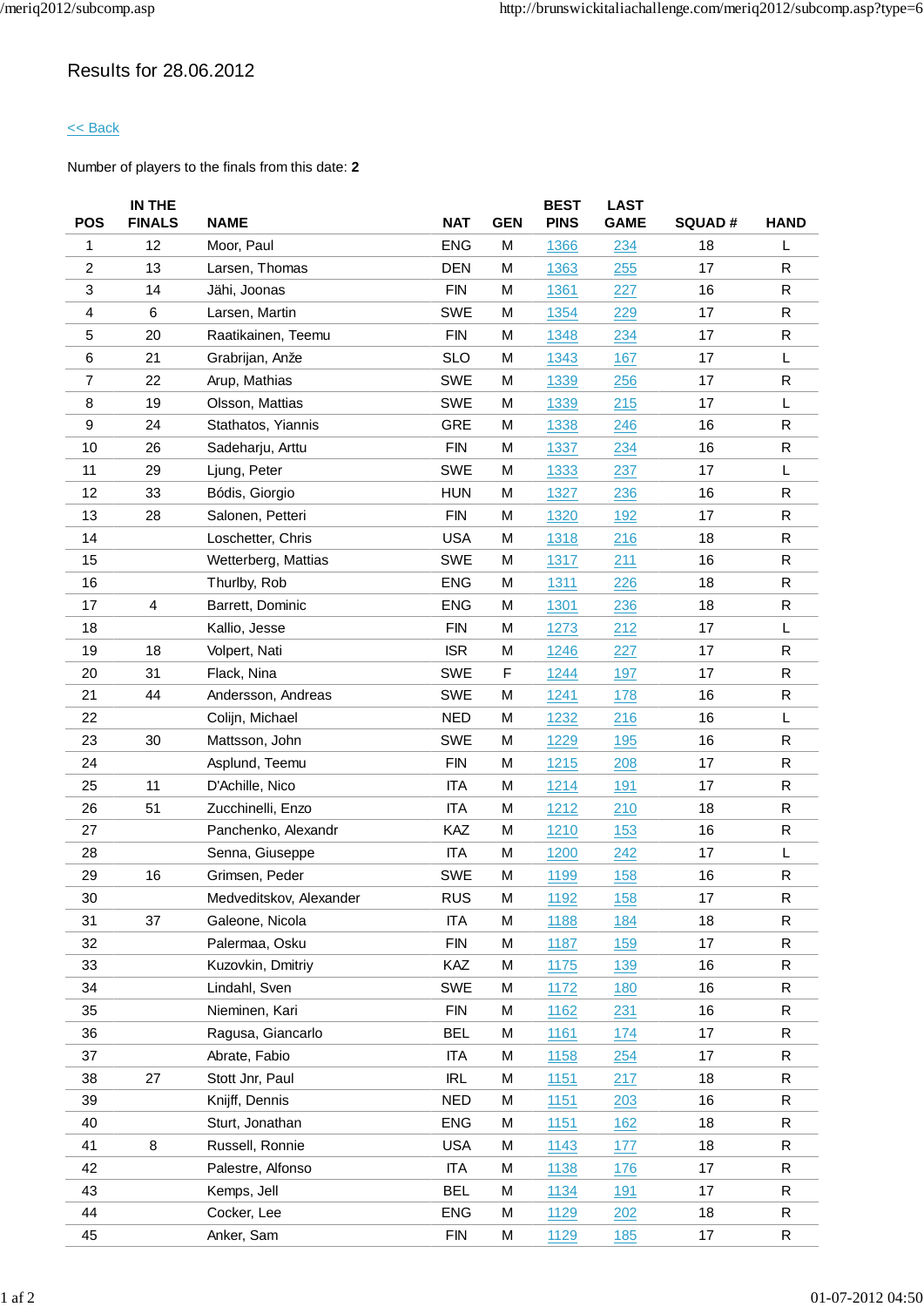Results for 28.06.2012

<< Back

Number of players to the finals from this date: **2**

| POS | IN THE FINALS | NAME | NAT | GEN | BEST PINS | LAST GAME | SQUAD # | HAND |
|---|---|---|---|---|---|---|---|---|
| 1 | 12 | Moor, Paul | ENG | M | 1366 | 234 | 18 | L |
| 2 | 13 | Larsen, Thomas | DEN | M | 1363 | 255 | 17 | R |
| 3 | 14 | Jähi, Joonas | FIN | M | 1361 | 227 | 16 | R |
| 4 | 6 | Larsen, Martin | SWE | M | 1354 | 229 | 17 | R |
| 5 | 20 | Raatikainen, Teemu | FIN | M | 1348 | 234 | 17 | R |
| 6 | 21 | Grabrijan, Anže | SLO | M | 1343 | 167 | 17 | L |
| 7 | 22 | Arup, Mathias | SWE | M | 1339 | 256 | 17 | R |
| 8 | 19 | Olsson, Mattias | SWE | M | 1339 | 215 | 17 | L |
| 9 | 24 | Stathatos, Yiannis | GRE | M | 1338 | 246 | 16 | R |
| 10 | 26 | Sadeharju, Arttu | FIN | M | 1337 | 234 | 16 | R |
| 11 | 29 | Ljung, Peter | SWE | M | 1333 | 237 | 17 | L |
| 12 | 33 | Bódis, Giorgio | HUN | M | 1327 | 236 | 16 | R |
| 13 | 28 | Salonen, Petteri | FIN | M | 1320 | 192 | 17 | R |
| 14 | | Loschetter, Chris | USA | M | 1318 | 216 | 18 | R |
| 15 | | Wetterberg, Mattias | SWE | M | 1317 | 211 | 16 | R |
| 16 | | Thurlby, Rob | ENG | M | 1311 | 226 | 18 | R |
| 17 | 4 | Barrett, Dominic | ENG | M | 1301 | 236 | 18 | R |
| 18 | | Kallio, Jesse | FIN | M | 1273 | 212 | 17 | L |
| 19 | 18 | Volpert, Nati | ISR | M | 1246 | 227 | 17 | R |
| 20 | 31 | Flack, Nina | SWE | F | 1244 | 197 | 17 | R |
| 21 | 44 | Andersson, Andreas | SWE | M | 1241 | 178 | 16 | R |
| 22 | | Colijn, Michael | NED | M | 1232 | 216 | 16 | L |
| 23 | 30 | Mattsson, John | SWE | M | 1229 | 195 | 16 | R |
| 24 | | Asplund, Teemu | FIN | M | 1215 | 208 | 17 | R |
| 25 | 11 | D'Achille, Nico | ITA | M | 1214 | 191 | 17 | R |
| 26 | 51 | Zucchinelli, Enzo | ITA | M | 1212 | 210 | 18 | R |
| 27 | | Panchenko, Alexandr | KAZ | M | 1210 | 153 | 16 | R |
| 28 | | Senna, Giuseppe | ITA | M | 1200 | 242 | 17 | L |
| 29 | 16 | Grimsen, Peder | SWE | M | 1199 | 158 | 16 | R |
| 30 | | Medveditskov, Alexander | RUS | M | 1192 | 158 | 17 | R |
| 31 | 37 | Galeone, Nicola | ITA | M | 1188 | 184 | 18 | R |
| 32 | | Palermaa, Osku | FIN | M | 1187 | 159 | 17 | R |
| 33 | | Kuzovkin, Dmitriy | KAZ | M | 1175 | 139 | 16 | R |
| 34 | | Lindahl, Sven | SWE | M | 1172 | 180 | 16 | R |
| 35 | | Nieminen, Kari | FIN | M | 1162 | 231 | 16 | R |
| 36 | | Ragusa, Giancarlo | BEL | M | 1161 | 174 | 17 | R |
| 37 | | Abrate, Fabio | ITA | M | 1158 | 254 | 17 | R |
| 38 | 27 | Stott Jnr, Paul | IRL | M | 1151 | 217 | 18 | R |
| 39 | | Knijff, Dennis | NED | M | 1151 | 203 | 16 | R |
| 40 | | Sturt, Jonathan | ENG | M | 1151 | 162 | 18 | R |
| 41 | 8 | Russell, Ronnie | USA | M | 1143 | 177 | 18 | R |
| 42 | | Palestre, Alfonso | ITA | M | 1138 | 176 | 17 | R |
| 43 | | Kemps, Jell | BEL | M | 1134 | 191 | 17 | R |
| 44 | | Cocker, Lee | ENG | M | 1129 | 202 | 18 | R |
| 45 | | Anker, Sam | FIN | M | 1129 | 185 | 17 | R |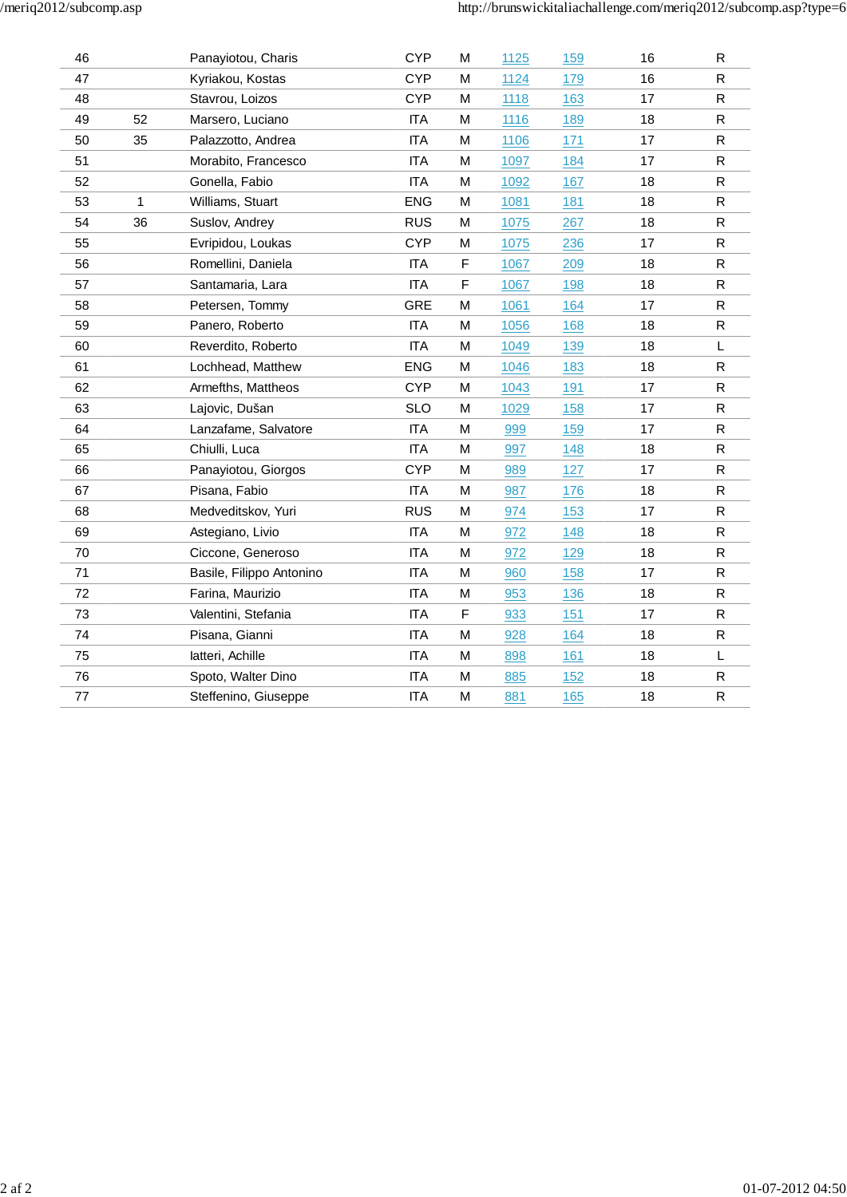| | | | | | | | | |
|---|---|---|---|---|---|---|---|---|
| 46 | | Panayiotou, Charis | CYP | M | 1125 | 159 | 16 | R |
| 47 | | Kyriakou, Kostas | CYP | M | 1124 | 179 | 16 | R |
| 48 | | Stavrou, Loizos | CYP | M | 1118 | 163 | 17 | R |
| 49 | 52 | Marsero, Luciano | ITA | M | 1116 | 189 | 18 | R |
| 50 | 35 | Palazzotto, Andrea | ITA | M | 1106 | 171 | 17 | R |
| 51 | | Morabito, Francesco | ITA | M | 1097 | 184 | 17 | R |
| 52 | | Gonella, Fabio | ITA | M | 1092 | 167 | 18 | R |
| 53 | 1 | Williams, Stuart | ENG | M | 1081 | 181 | 18 | R |
| 54 | 36 | Suslov, Andrey | RUS | M | 1075 | 267 | 18 | R |
| 55 | | Evripidou, Loukas | CYP | M | 1075 | 236 | 17 | R |
| 56 | | Romellini, Daniela | ITA | F | 1067 | 209 | 18 | R |
| 57 | | Santamaria, Lara | ITA | F | 1067 | 198 | 18 | R |
| 58 | | Petersen, Tommy | GRE | M | 1061 | 164 | 17 | R |
| 59 | | Panero, Roberto | ITA | M | 1056 | 168 | 18 | R |
| 60 | | Reverdito, Roberto | ITA | M | 1049 | 139 | 18 | L |
| 61 | | Lochhead, Matthew | ENG | M | 1046 | 183 | 18 | R |
| 62 | | Armefths, Mattheos | CYP | M | 1043 | 191 | 17 | R |
| 63 | | Lajovic, Dušan | SLO | M | 1029 | 158 | 17 | R |
| 64 | | Lanzafame, Salvatore | ITA | M | 999 | 159 | 17 | R |
| 65 | | Chiulli, Luca | ITA | M | 997 | 148 | 18 | R |
| 66 | | Panayiotou, Giorgos | CYP | M | 989 | 127 | 17 | R |
| 67 | | Pisana, Fabio | ITA | M | 987 | 176 | 18 | R |
| 68 | | Medveditskov, Yuri | RUS | M | 974 | 153 | 17 | R |
| 69 | | Astegiano, Livio | ITA | M | 972 | 148 | 18 | R |
| 70 | | Ciccone, Generoso | ITA | M | 972 | 129 | 18 | R |
| 71 | | Basile, Filippo Antonino | ITA | M | 960 | 158 | 17 | R |
| 72 | | Farina, Maurizio | ITA | M | 953 | 136 | 18 | R |
| 73 | | Valentini, Stefania | ITA | F | 933 | 151 | 17 | R |
| 74 | | Pisana, Gianni | ITA | M | 928 | 164 | 18 | R |
| 75 | | Iatteri, Achille | ITA | M | 898 | 161 | 18 | L |
| 76 | | Spoto, Walter Dino | ITA | M | 885 | 152 | 18 | R |
| 77 | | Steffenino, Giuseppe | ITA | M | 881 | 165 | 18 | R |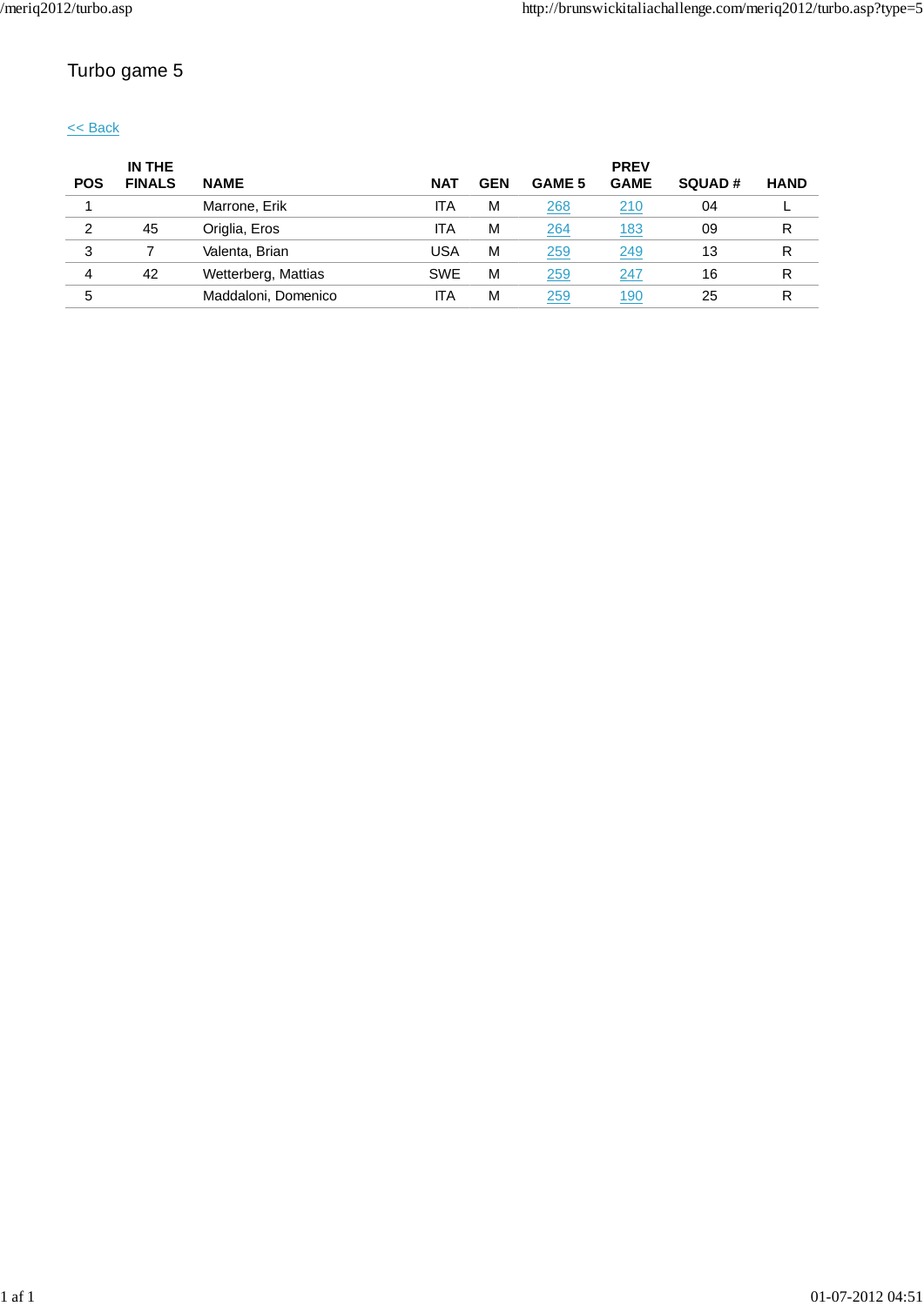# Turbo game 5

[<< Back]

| POS | IN THE FINALS | NAME | NAT | GEN | GAME 5 | PREV GAME | SQUAD # | HAND |
|---|---|---|---|---|---|---|---|---|
| 1 | | Marrone, Erik | ITA | M | 268 | 210 | 04 | L |
| 2 | 45 | Origlia, Eros | ITA | M | 264 | 183 | 09 | R |
| 3 | 7 | Valenta, Brian | USA | M | 259 | 249 | 13 | R |
| 4 | 42 | Wetterberg, Mattias | SWE | M | 259 | 247 | 16 | R |
| 5 | | Maddaloni, Domenico | ITA | M | 259 | 190 | 25 | R |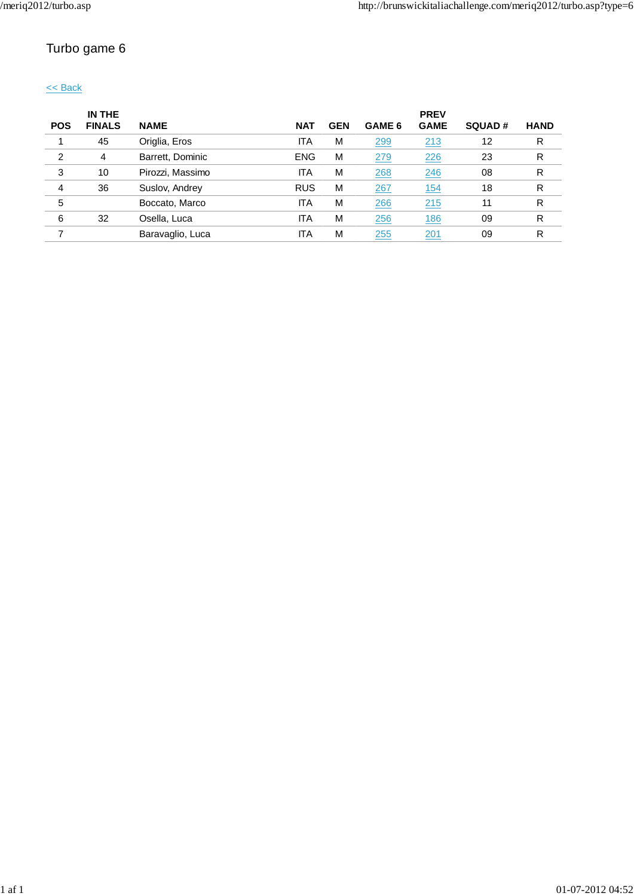# Turbo game 6

<< Back

| POS | IN THE FINALS | NAME | NAT | GEN | GAME 6 | PREV GAME | SQUAD # | HAND |
|---|---|---|---|---|---|---|---|---|
| 1 | 45 | Origlia, Eros | ITA | M | 299 | 213 | 12 | R |
| 2 | 4 | Barrett, Dominic | ENG | M | 279 | 226 | 23 | R |
| 3 | 10 | Pirozzi, Massimo | ITA | M | 268 | 246 | 08 | R |
| 4 | 36 | Suslov, Andrey | RUS | M | 267 | 154 | 18 | R |
| 5 | | Boccato, Marco | ITA | M | 266 | 215 | 11 | R |
| 6 | 32 | Osella, Luca | ITA | M | 256 | 186 | 09 | R |
| 7 | | Baravaglio, Luca | ITA | M | 255 | 201 | 09 | R |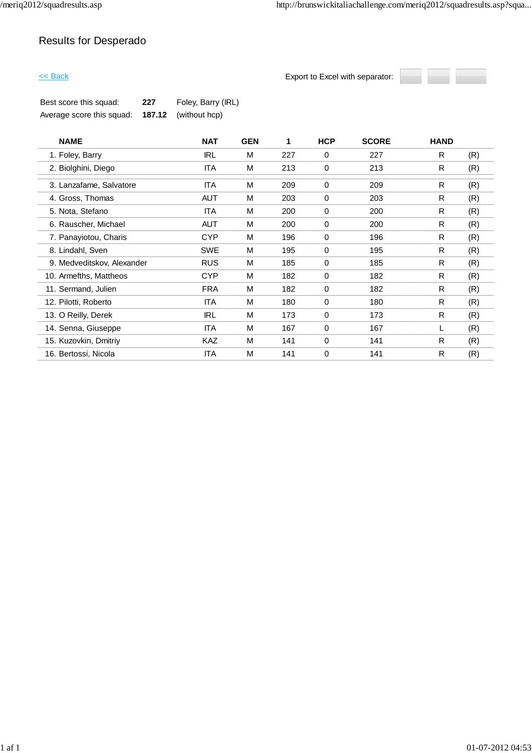# Results for Desperado

<< Back

Export to Excel with separator:

| | | |
|---|---|---|
| Best score this squad: | **227** | Foley, Barry (IRL) |
| Average score this squad: | **187.12** | (without hcp) |

| NAME | NAT | GEN | 1 | HCP | SCORE | HAND | |
|---|---|---|---|---|---|---|---|
| 1. Foley, Barry | IRL | M | 227 | 0 | 227 | R | (R) |
| 2. Biolghini, Diego | ITA | M | 213 | 0 | 213 | R | (R) |
| 3. Lanzafame, Salvatore | ITA | M | 209 | 0 | 209 | R | (R) |
| 4. Gross, Thomas | AUT | M | 203 | 0 | 203 | R | (R) |
| 5. Nota, Stefano | ITA | M | 200 | 0 | 200 | R | (R) |
| 6. Rauscher, Michael | AUT | M | 200 | 0 | 200 | R | (R) |
| 7. Panayiotou, Charis | CYP | M | 196 | 0 | 196 | R | (R) |
| 8. Lindahl, Sven | SWE | M | 195 | 0 | 195 | R | (R) |
| 9. Medveditskov, Alexander | RUS | M | 185 | 0 | 185 | R | (R) |
| 10. Armefths, Mattheos | CYP | M | 182 | 0 | 182 | R | (R) |
| 11. Sermand, Julien | FRA | M | 182 | 0 | 182 | R | (R) |
| 12. Pilotti, Roberto | ITA | M | 180 | 0 | 180 | R | (R) |
| 13. O Reilly, Derek | IRL | M | 173 | 0 | 173 | R | (R) |
| 14. Senna, Giuseppe | ITA | M | 167 | 0 | 167 | L | (R) |
| 15. Kuzovkin, Dmitriy | KAZ | M | 141 | 0 | 141 | R | (R) |
| 16. Bertossi, Nicola | ITA | M | 141 | 0 | 141 | R | (R) |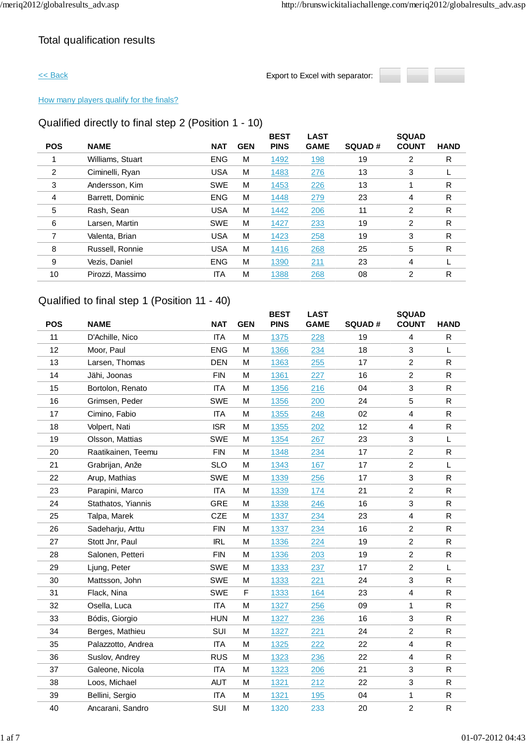Total qualification results

[<< Back]

Export to Excel with separator:

[How many players qualify for the finals?]

## Qualified directly to final step 2 (Position 1 - 10)

| POS | NAME | NAT | GEN | BEST PINS | LAST GAME | SQUAD # | SQUAD COUNT | HAND |
|---|---|---|---|---|---|---|---|---|
| 1 | Williams, Stuart | ENG | M | 1492 | 198 | 19 | 2 | R |
| 2 | Ciminelli, Ryan | USA | M | 1483 | 276 | 13 | 3 | L |
| 3 | Andersson, Kim | SWE | M | 1453 | 226 | 13 | 1 | R |
| 4 | Barrett, Dominic | ENG | M | 1448 | 279 | 23 | 4 | R |
| 5 | Rash, Sean | USA | M | 1442 | 206 | 11 | 2 | R |
| 6 | Larsen, Martin | SWE | M | 1427 | 233 | 19 | 2 | R |
| 7 | Valenta, Brian | USA | M | 1423 | 258 | 19 | 3 | R |
| 8 | Russell, Ronnie | USA | M | 1416 | 268 | 25 | 5 | R |
| 9 | Vezis, Daniel | ENG | M | 1390 | 211 | 23 | 4 | L |
| 10 | Pirozzi, Massimo | ITA | M | 1388 | 268 | 08 | 2 | R |

## Qualified to final step 1 (Position 11 - 40)

| POS | NAME | NAT | GEN | BEST PINS | LAST GAME | SQUAD # | SQUAD COUNT | HAND |
|---|---|---|---|---|---|---|---|---|
| 11 | D'Achille, Nico | ITA | M | 1375 | 228 | 19 | 4 | R |
| 12 | Moor, Paul | ENG | M | 1366 | 234 | 18 | 3 | L |
| 13 | Larsen, Thomas | DEN | M | 1363 | 255 | 17 | 2 | R |
| 14 | Jähi, Joonas | FIN | M | 1361 | 227 | 16 | 2 | R |
| 15 | Bortolon, Renato | ITA | M | 1356 | 216 | 04 | 3 | R |
| 16 | Grimsen, Peder | SWE | M | 1356 | 200 | 24 | 5 | R |
| 17 | Cimino, Fabio | ITA | M | 1355 | 248 | 02 | 4 | R |
| 18 | Volpert, Nati | ISR | M | 1355 | 202 | 12 | 4 | R |
| 19 | Olsson, Mattias | SWE | M | 1354 | 267 | 23 | 3 | L |
| 20 | Raatikainen, Teemu | FIN | M | 1348 | 234 | 17 | 2 | R |
| 21 | Grabrijan, Anže | SLO | M | 1343 | 167 | 17 | 2 | L |
| 22 | Arup, Mathias | SWE | M | 1339 | 256 | 17 | 3 | R |
| 23 | Parapini, Marco | ITA | M | 1339 | 174 | 21 | 2 | R |
| 24 | Stathatos, Yiannis | GRE | M | 1338 | 246 | 16 | 3 | R |
| 25 | Talpa, Marek | CZE | M | 1337 | 234 | 23 | 4 | R |
| 26 | Sadeharju, Arttu | FIN | M | 1337 | 234 | 16 | 2 | R |
| 27 | Stott Jnr, Paul | IRL | M | 1336 | 224 | 19 | 2 | R |
| 28 | Salonen, Petteri | FIN | M | 1336 | 203 | 19 | 2 | R |
| 29 | Ljung, Peter | SWE | M | 1333 | 237 | 17 | 2 | L |
| 30 | Mattsson, John | SWE | M | 1333 | 221 | 24 | 3 | R |
| 31 | Flack, Nina | SWE | F | 1333 | 164 | 23 | 4 | R |
| 32 | Osella, Luca | ITA | M | 1327 | 256 | 09 | 1 | R |
| 33 | Bódis, Giorgio | HUN | M | 1327 | 236 | 16 | 3 | R |
| 34 | Berges, Mathieu | SUI | M | 1327 | 221 | 24 | 2 | R |
| 35 | Palazzotto, Andrea | ITA | M | 1325 | 222 | 22 | 4 | R |
| 36 | Suslov, Andrey | RUS | M | 1323 | 236 | 22 | 4 | R |
| 37 | Galeone, Nicola | ITA | M | 1323 | 206 | 21 | 3 | R |
| 38 | Loos, Michael | AUT | M | 1321 | 212 | 22 | 3 | R |
| 39 | Bellini, Sergio | ITA | M | 1321 | 195 | 04 | 1 | R |
| 40 | Ancarani, Sandro | SUI | M | 1320 | 233 | 20 | 2 | R |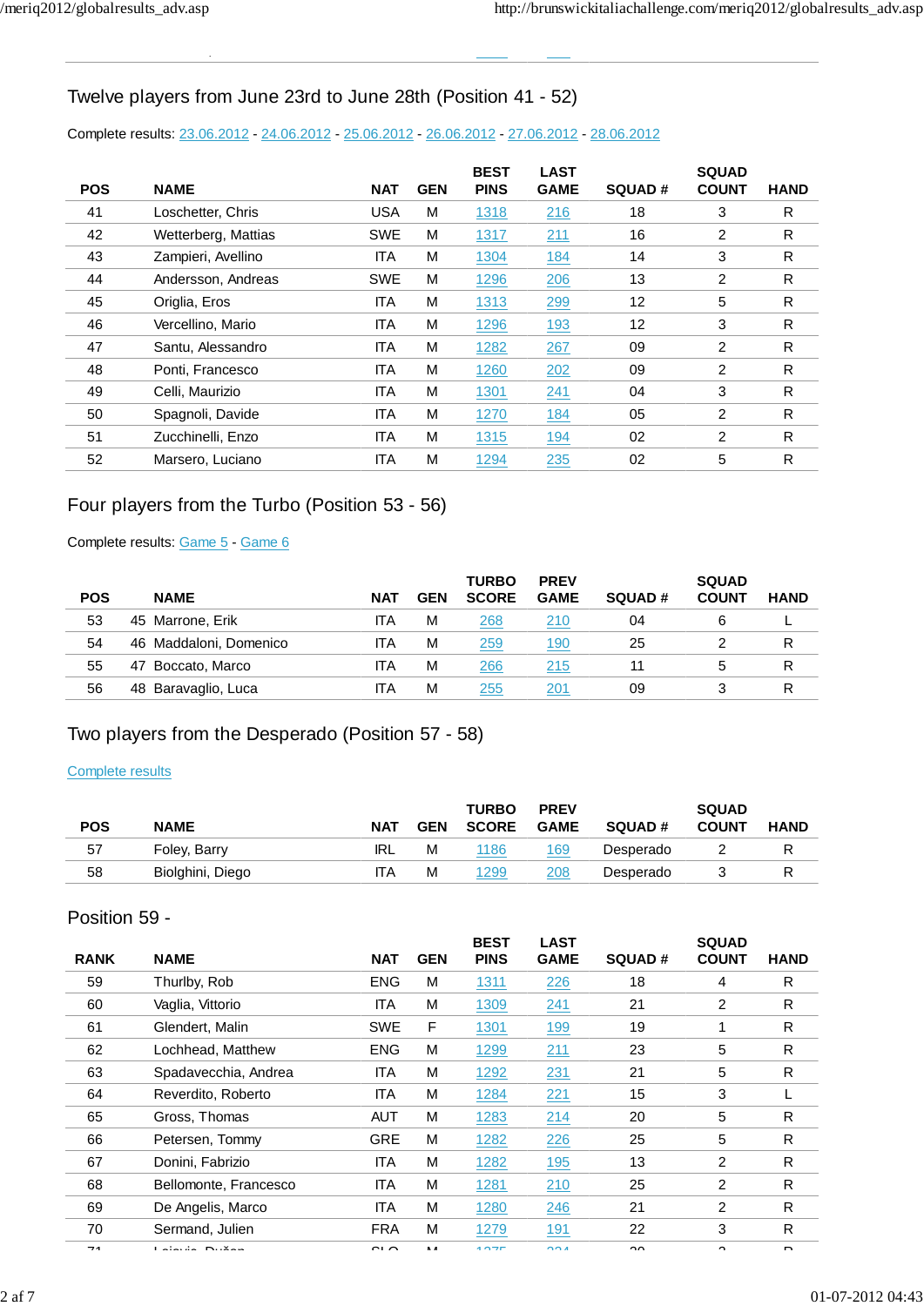## Twelve players from June 23rd to June 28th (Position 41 - 52)

Complete results: 23.06.2012 - 24.06.2012 - 25.06.2012 - 26.06.2012 - 27.06.2012 - 28.06.2012

| POS | NAME | NAT | GEN | BEST PINS | LAST GAME | SQUAD # | SQUAD COUNT | HAND |
|---|---|---|---|---|---|---|---|---|
| 41 | Loschetter, Chris | USA | M | 1318 | 216 | 18 | 3 | R |
| 42 | Wetterberg, Mattias | SWE | M | 1317 | 211 | 16 | 2 | R |
| 43 | Zampieri, Avellino | ITA | M | 1304 | 184 | 14 | 3 | R |
| 44 | Andersson, Andreas | SWE | M | 1296 | 206 | 13 | 2 | R |
| 45 | Origlia, Eros | ITA | M | 1313 | 299 | 12 | 5 | R |
| 46 | Vercellino, Mario | ITA | M | 1296 | 193 | 12 | 3 | R |
| 47 | Santu, Alessandro | ITA | M | 1282 | 267 | 09 | 2 | R |
| 48 | Ponti, Francesco | ITA | M | 1260 | 202 | 09 | 2 | R |
| 49 | Celli, Maurizio | ITA | M | 1301 | 241 | 04 | 3 | R |
| 50 | Spagnoli, Davide | ITA | M | 1270 | 184 | 05 | 2 | R |
| 51 | Zucchinelli, Enzo | ITA | M | 1315 | 194 | 02 | 2 | R |
| 52 | Marsero, Luciano | ITA | M | 1294 | 235 | 02 | 5 | R |

## Four players from the Turbo (Position 53 - 56)

Complete results: Game 5 - Game 6

| POS | NAME | NAT | GEN | TURBO SCORE | PREV GAME | SQUAD # | SQUAD COUNT | HAND |
|---|---|---|---|---|---|---|---|---|
| 53 | 45 Marrone, Erik | ITA | M | 268 | 210 | 04 | 6 | L |
| 54 | 46 Maddaloni, Domenico | ITA | M | 259 | 190 | 25 | 2 | R |
| 55 | 47 Boccato, Marco | ITA | M | 266 | 215 | 11 | 5 | R |
| 56 | 48 Baravaglio, Luca | ITA | M | 255 | 201 | 09 | 3 | R |

## Two players from the Desperado (Position 57 - 58)

Complete results

| POS | NAME | NAT | GEN | TURBO SCORE | PREV GAME | SQUAD # | SQUAD COUNT | HAND |
|---|---|---|---|---|---|---|---|---|
| 57 | Foley, Barry | IRL | M | 1186 | 169 | Desperado | 2 | R |
| 58 | Biolghini, Diego | ITA | M | 1299 | 208 | Desperado | 3 | R |

## Position 59 -

| RANK | NAME | NAT | GEN | BEST PINS | LAST GAME | SQUAD # | SQUAD COUNT | HAND |
|---|---|---|---|---|---|---|---|---|
| 59 | Thurlby, Rob | ENG | M | 1311 | 226 | 18 | 4 | R |
| 60 | Vaglia, Vittorio | ITA | M | 1309 | 241 | 21 | 2 | R |
| 61 | Glendert, Malin | SWE | F | 1301 | 199 | 19 | 1 | R |
| 62 | Lochhead, Matthew | ENG | M | 1299 | 211 | 23 | 5 | R |
| 63 | Spadavecchia, Andrea | ITA | M | 1292 | 231 | 21 | 5 | R |
| 64 | Reverdito, Roberto | ITA | M | 1284 | 221 | 15 | 3 | L |
| 65 | Gross, Thomas | AUT | M | 1283 | 214 | 20 | 5 | R |
| 66 | Petersen, Tommy | GRE | M | 1282 | 226 | 25 | 5 | R |
| 67 | Donini, Fabrizio | ITA | M | 1282 | 195 | 13 | 2 | R |
| 68 | Bellomonte, Francesco | ITA | M | 1281 | 210 | 25 | 2 | R |
| 69 | De Angelis, Marco | ITA | M | 1280 | 246 | 21 | 2 | R |
| 70 | Sermand, Julien | FRA | M | 1279 | 191 | 22 | 3 | R |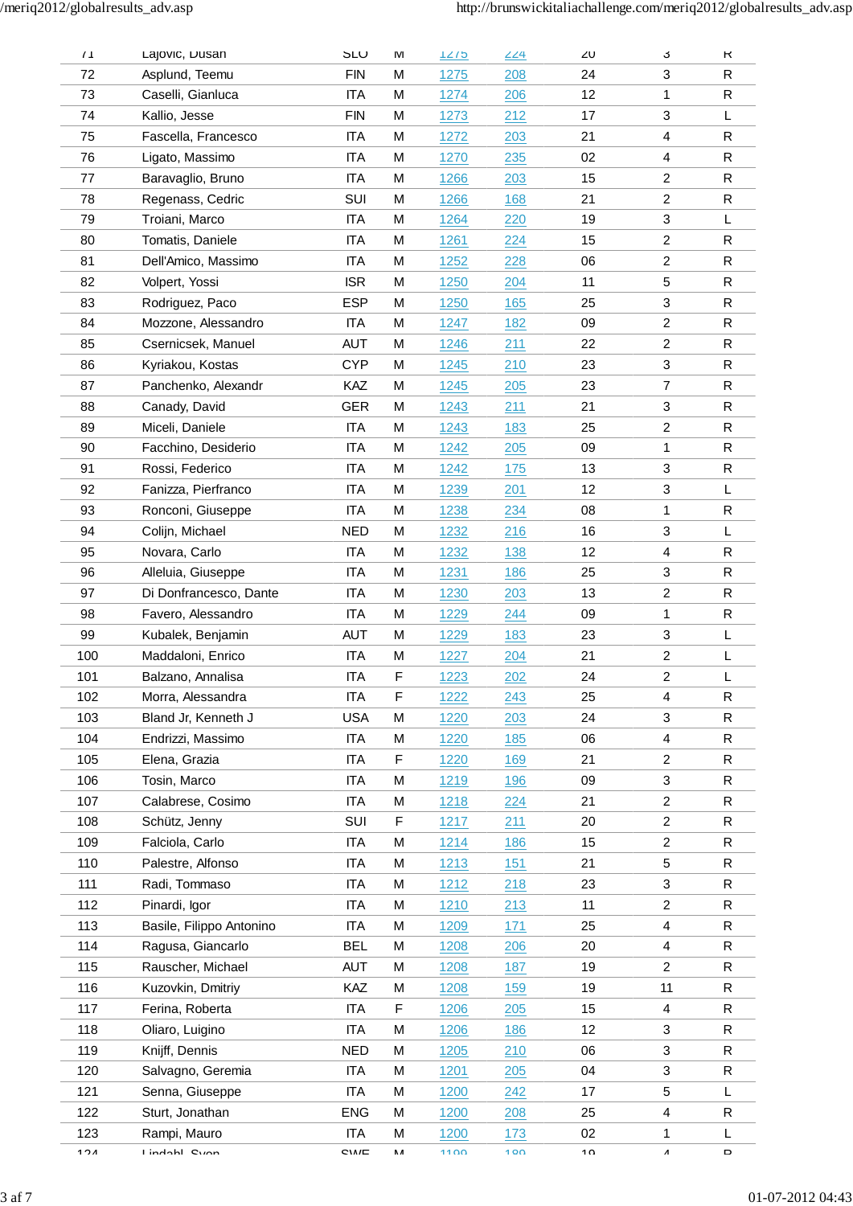| | | | | | | | | |
|---|---|---|---|---|---|---|---|---|
| 71 | Lajovic, Dusan | SLO | M | 1275 | 224 | 20 | 3 | R |
| 72 | Asplund, Teemu | FIN | M | 1275 | 208 | 24 | 3 | R |
| 73 | Caselli, Gianluca | ITA | M | 1274 | 206 | 12 | 1 | R |
| 74 | Kallio, Jesse | FIN | M | 1273 | 212 | 17 | 3 | L |
| 75 | Fascella, Francesco | ITA | M | 1272 | 203 | 21 | 4 | R |
| 76 | Ligato, Massimo | ITA | M | 1270 | 235 | 02 | 4 | R |
| 77 | Baravaglio, Bruno | ITA | M | 1266 | 203 | 15 | 2 | R |
| 78 | Regenass, Cedric | SUI | M | 1266 | 168 | 21 | 2 | R |
| 79 | Troiani, Marco | ITA | M | 1264 | 220 | 19 | 3 | L |
| 80 | Tomatis, Daniele | ITA | M | 1261 | 224 | 15 | 2 | R |
| 81 | Dell'Amico, Massimo | ITA | M | 1252 | 228 | 06 | 2 | R |
| 82 | Volpert, Yossi | ISR | M | 1250 | 204 | 11 | 5 | R |
| 83 | Rodriguez, Paco | ESP | M | 1250 | 165 | 25 | 3 | R |
| 84 | Mozzone, Alessandro | ITA | M | 1247 | 182 | 09 | 2 | R |
| 85 | Csernicsek, Manuel | AUT | M | 1246 | 211 | 22 | 2 | R |
| 86 | Kyriakou, Kostas | CYP | M | 1245 | 210 | 23 | 3 | R |
| 87 | Panchenko, Alexandr | KAZ | M | 1245 | 205 | 23 | 7 | R |
| 88 | Canady, David | GER | M | 1243 | 211 | 21 | 3 | R |
| 89 | Miceli, Daniele | ITA | M | 1243 | 183 | 25 | 2 | R |
| 90 | Facchino, Desiderio | ITA | M | 1242 | 205 | 09 | 1 | R |
| 91 | Rossi, Federico | ITA | M | 1242 | 175 | 13 | 3 | R |
| 92 | Fanizza, Pierfranco | ITA | M | 1239 | 201 | 12 | 3 | L |
| 93 | Ronconi, Giuseppe | ITA | M | 1238 | 234 | 08 | 1 | R |
| 94 | Colijn, Michael | NED | M | 1232 | 216 | 16 | 3 | L |
| 95 | Novara, Carlo | ITA | M | 1232 | 138 | 12 | 4 | R |
| 96 | Alleluia, Giuseppe | ITA | M | 1231 | 186 | 25 | 3 | R |
| 97 | Di Donfrancesco, Dante | ITA | M | 1230 | 203 | 13 | 2 | R |
| 98 | Favero, Alessandro | ITA | M | 1229 | 244 | 09 | 1 | R |
| 99 | Kubalek, Benjamin | AUT | M | 1229 | 183 | 23 | 3 | L |
| 100 | Maddaloni, Enrico | ITA | M | 1227 | 204 | 21 | 2 | L |
| 101 | Balzano, Annalisa | ITA | F | 1223 | 202 | 24 | 2 | L |
| 102 | Morra, Alessandra | ITA | F | 1222 | 243 | 25 | 4 | R |
| 103 | Bland Jr, Kenneth J | USA | M | 1220 | 203 | 24 | 3 | R |
| 104 | Endrizzi, Massimo | ITA | M | 1220 | 185 | 06 | 4 | R |
| 105 | Elena, Grazia | ITA | F | 1220 | 169 | 21 | 2 | R |
| 106 | Tosin, Marco | ITA | M | 1219 | 196 | 09 | 3 | R |
| 107 | Calabrese, Cosimo | ITA | M | 1218 | 224 | 21 | 2 | R |
| 108 | Schütz, Jenny | SUI | F | 1217 | 211 | 20 | 2 | R |
| 109 | Falciola, Carlo | ITA | M | 1214 | 186 | 15 | 2 | R |
| 110 | Palestre, Alfonso | ITA | M | 1213 | 151 | 21 | 5 | R |
| 111 | Radi, Tommaso | ITA | M | 1212 | 218 | 23 | 3 | R |
| 112 | Pinardi, Igor | ITA | M | 1210 | 213 | 11 | 2 | R |
| 113 | Basile, Filippo Antonino | ITA | M | 1209 | 171 | 25 | 4 | R |
| 114 | Ragusa, Giancarlo | BEL | M | 1208 | 206 | 20 | 4 | R |
| 115 | Rauscher, Michael | AUT | M | 1208 | 187 | 19 | 2 | R |
| 116 | Kuzovkin, Dmitriy | KAZ | M | 1208 | 159 | 19 | 11 | R |
| 117 | Ferina, Roberta | ITA | F | 1206 | 205 | 15 | 4 | R |
| 118 | Oliaro, Luigino | ITA | M | 1206 | 186 | 12 | 3 | R |
| 119 | Knijff, Dennis | NED | M | 1205 | 210 | 06 | 3 | R |
| 120 | Salvagno, Geremia | ITA | M | 1201 | 205 | 04 | 3 | R |
| 121 | Senna, Giuseppe | ITA | M | 1200 | 242 | 17 | 5 | L |
| 122 | Sturt, Jonathan | ENG | M | 1200 | 208 | 25 | 4 | R |
| 123 | Rampi, Mauro | ITA | M | 1200 | 173 | 02 | 1 | L |
| 124 | Lindahl, Sven | SWE | M | 1199 | 180 | 19 | 4 | R |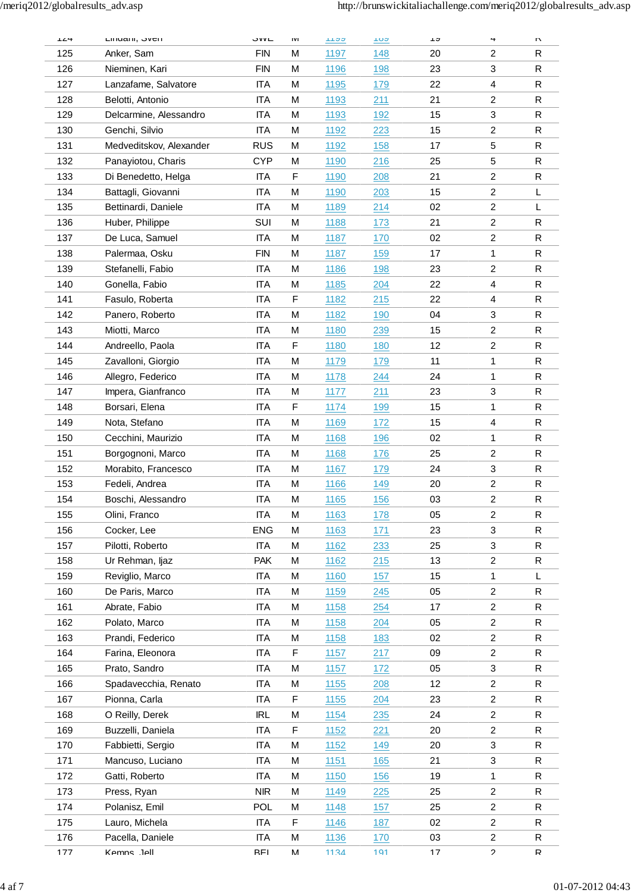| | | | | | | | | |
|---|---|---|---|---|---|---|---|---|
| 124 | Lindahl, Sven | SWE | M | 1199 | 189 | 19 | 4 | R |
| 125 | Anker, Sam | FIN | M | 1197 | 148 | 20 | 2 | R |
| 126 | Nieminen, Kari | FIN | M | 1196 | 198 | 23 | 3 | R |
| 127 | Lanzafame, Salvatore | ITA | M | 1195 | 179 | 22 | 4 | R |
| 128 | Belotti, Antonio | ITA | M | 1193 | 211 | 21 | 2 | R |
| 129 | Delcarmine, Alessandro | ITA | M | 1193 | 192 | 15 | 3 | R |
| 130 | Genchi, Silvio | ITA | M | 1192 | 223 | 15 | 2 | R |
| 131 | Medveditskov, Alexander | RUS | M | 1192 | 158 | 17 | 5 | R |
| 132 | Panayiotou, Charis | CYP | M | 1190 | 216 | 25 | 5 | R |
| 133 | Di Benedetto, Helga | ITA | F | 1190 | 208 | 21 | 2 | R |
| 134 | Battagli, Giovanni | ITA | M | 1190 | 203 | 15 | 2 | L |
| 135 | Bettinardi, Daniele | ITA | M | 1189 | 214 | 02 | 2 | L |
| 136 | Huber, Philippe | SUI | M | 1188 | 173 | 21 | 2 | R |
| 137 | De Luca, Samuel | ITA | M | 1187 | 170 | 02 | 2 | R |
| 138 | Palermaa, Osku | FIN | M | 1187 | 159 | 17 | 1 | R |
| 139 | Stefanelli, Fabio | ITA | M | 1186 | 198 | 23 | 2 | R |
| 140 | Gonella, Fabio | ITA | M | 1185 | 204 | 22 | 4 | R |
| 141 | Fasulo, Roberta | ITA | F | 1182 | 215 | 22 | 4 | R |
| 142 | Panero, Roberto | ITA | M | 1182 | 190 | 04 | 3 | R |
| 143 | Miotti, Marco | ITA | M | 1180 | 239 | 15 | 2 | R |
| 144 | Andreello, Paola | ITA | F | 1180 | 180 | 12 | 2 | R |
| 145 | Zavalloni, Giorgio | ITA | M | 1179 | 179 | 11 | 1 | R |
| 146 | Allegro, Federico | ITA | M | 1178 | 244 | 24 | 1 | R |
| 147 | Impera, Gianfranco | ITA | M | 1177 | 211 | 23 | 3 | R |
| 148 | Borsari, Elena | ITA | F | 1174 | 199 | 15 | 1 | R |
| 149 | Nota, Stefano | ITA | M | 1169 | 172 | 15 | 4 | R |
| 150 | Cecchini, Maurizio | ITA | M | 1168 | 196 | 02 | 1 | R |
| 151 | Borgognoni, Marco | ITA | M | 1168 | 176 | 25 | 2 | R |
| 152 | Morabito, Francesco | ITA | M | 1167 | 179 | 24 | 3 | R |
| 153 | Fedeli, Andrea | ITA | M | 1166 | 149 | 20 | 2 | R |
| 154 | Boschi, Alessandro | ITA | M | 1165 | 156 | 03 | 2 | R |
| 155 | Olini, Franco | ITA | M | 1163 | 178 | 05 | 2 | R |
| 156 | Cocker, Lee | ENG | M | 1163 | 171 | 23 | 3 | R |
| 157 | Pilotti, Roberto | ITA | M | 1162 | 233 | 25 | 3 | R |
| 158 | Ur Rehman, Ijaz | PAK | M | 1162 | 215 | 13 | 2 | R |
| 159 | Reviglio, Marco | ITA | M | 1160 | 157 | 15 | 1 | L |
| 160 | De Paris, Marco | ITA | M | 1159 | 245 | 05 | 2 | R |
| 161 | Abrate, Fabio | ITA | M | 1158 | 254 | 17 | 2 | R |
| 162 | Polato, Marco | ITA | M | 1158 | 204 | 05 | 2 | R |
| 163 | Prandi, Federico | ITA | M | 1158 | 183 | 02 | 2 | R |
| 164 | Farina, Eleonora | ITA | F | 1157 | 217 | 09 | 2 | R |
| 165 | Prato, Sandro | ITA | M | 1157 | 172 | 05 | 3 | R |
| 166 | Spadavecchia, Renato | ITA | M | 1155 | 208 | 12 | 2 | R |
| 167 | Pionna, Carla | ITA | F | 1155 | 204 | 23 | 2 | R |
| 168 | O Reilly, Derek | IRL | M | 1154 | 235 | 24 | 2 | R |
| 169 | Buzzelli, Daniela | ITA | F | 1152 | 221 | 20 | 2 | R |
| 170 | Fabbietti, Sergio | ITA | M | 1152 | 149 | 20 | 3 | R |
| 171 | Mancuso, Luciano | ITA | M | 1151 | 165 | 21 | 3 | R |
| 172 | Gatti, Roberto | ITA | M | 1150 | 156 | 19 | 1 | R |
| 173 | Press, Ryan | NIR | M | 1149 | 225 | 25 | 2 | R |
| 174 | Polanisz, Emil | POL | M | 1148 | 157 | 25 | 2 | R |
| 175 | Lauro, Michela | ITA | F | 1146 | 187 | 02 | 2 | R |
| 176 | Pacella, Daniele | ITA | M | 1136 | 170 | 03 | 2 | R |
| 177 | Kemps, Jell | BEL | M | 1134 | 191 | 17 | 2 | R |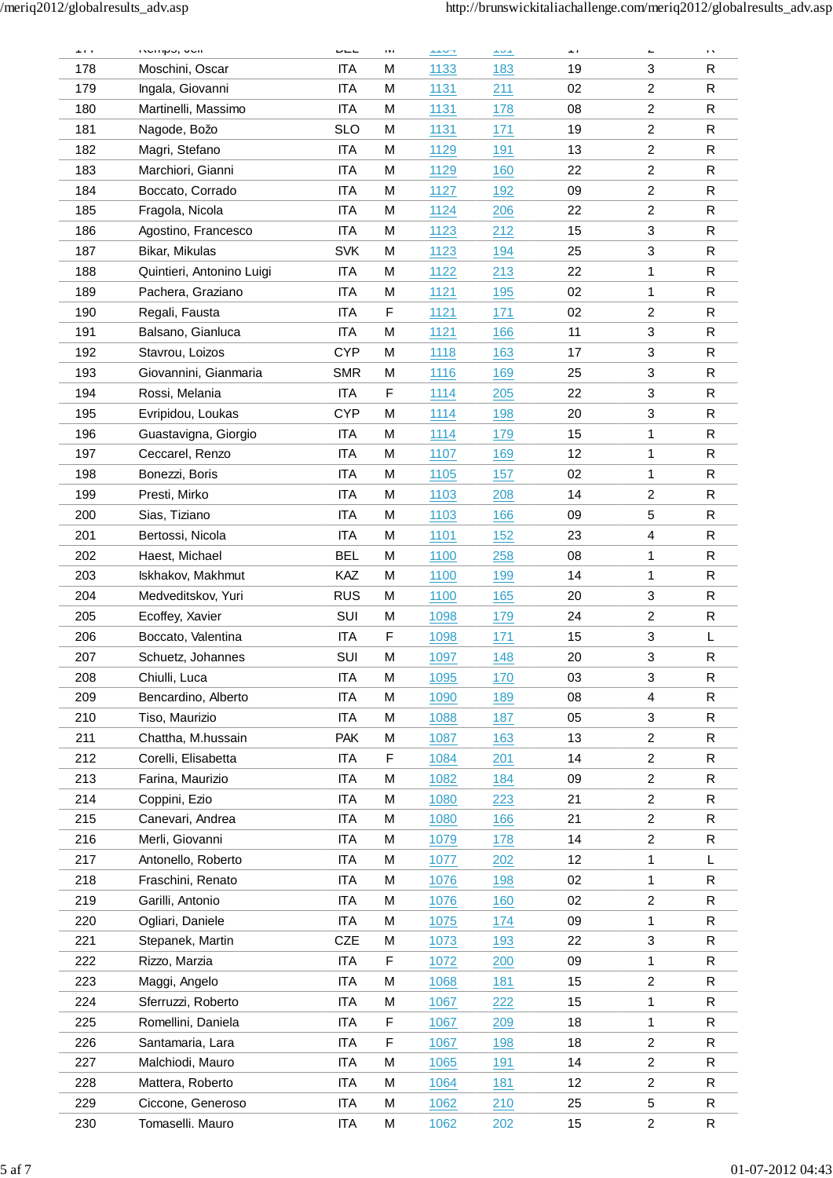| | | | | | | | | |
|---|---|---|---|---|---|---|---|---|
| 178 | Moschini, Oscar | ITA | M | 1133 | 183 | 19 | 3 | R |
| 179 | Ingala, Giovanni | ITA | M | 1131 | 211 | 02 | 2 | R |
| 180 | Martinelli, Massimo | ITA | M | 1131 | 178 | 08 | 2 | R |
| 181 | Nagode, Božo | SLO | M | 1131 | 171 | 19 | 2 | R |
| 182 | Magri, Stefano | ITA | M | 1129 | 191 | 13 | 2 | R |
| 183 | Marchiori, Gianni | ITA | M | 1129 | 160 | 22 | 2 | R |
| 184 | Boccato, Corrado | ITA | M | 1127 | 192 | 09 | 2 | R |
| 185 | Fragola, Nicola | ITA | M | 1124 | 206 | 22 | 2 | R |
| 186 | Agostino, Francesco | ITA | M | 1123 | 212 | 15 | 3 | R |
| 187 | Bikar, Mikulas | SVK | M | 1123 | 194 | 25 | 3 | R |
| 188 | Quintieri, Antonino Luigi | ITA | M | 1122 | 213 | 22 | 1 | R |
| 189 | Pachera, Graziano | ITA | M | 1121 | 195 | 02 | 1 | R |
| 190 | Regali, Fausta | ITA | F | 1121 | 171 | 02 | 2 | R |
| 191 | Balsano, Gianluca | ITA | M | 1121 | 166 | 11 | 3 | R |
| 192 | Stavrou, Loizos | CYP | M | 1118 | 163 | 17 | 3 | R |
| 193 | Giovannini, Gianmaria | SMR | M | 1116 | 169 | 25 | 3 | R |
| 194 | Rossi, Melania | ITA | F | 1114 | 205 | 22 | 3 | R |
| 195 | Evripidou, Loukas | CYP | M | 1114 | 198 | 20 | 3 | R |
| 196 | Guastavigna, Giorgio | ITA | M | 1114 | 179 | 15 | 1 | R |
| 197 | Ceccarel, Renzo | ITA | M | 1107 | 169 | 12 | 1 | R |
| 198 | Bonezzi, Boris | ITA | M | 1105 | 157 | 02 | 1 | R |
| 199 | Presti, Mirko | ITA | M | 1103 | 208 | 14 | 2 | R |
| 200 | Sias, Tiziano | ITA | M | 1103 | 166 | 09 | 5 | R |
| 201 | Bertossi, Nicola | ITA | M | 1101 | 152 | 23 | 4 | R |
| 202 | Haest, Michael | BEL | M | 1100 | 258 | 08 | 1 | R |
| 203 | Iskhakov, Makhmut | KAZ | M | 1100 | 199 | 14 | 1 | R |
| 204 | Medveditskov, Yuri | RUS | M | 1100 | 165 | 20 | 3 | R |
| 205 | Ecoffey, Xavier | SUI | M | 1098 | 179 | 24 | 2 | R |
| 206 | Boccato, Valentina | ITA | F | 1098 | 171 | 15 | 3 | L |
| 207 | Schuetz, Johannes | SUI | M | 1097 | 148 | 20 | 3 | R |
| 208 | Chiulli, Luca | ITA | M | 1095 | 170 | 03 | 3 | R |
| 209 | Bencardino, Alberto | ITA | M | 1090 | 189 | 08 | 4 | R |
| 210 | Tiso, Maurizio | ITA | M | 1088 | 187 | 05 | 3 | R |
| 211 | Chattha, M.hussain | PAK | M | 1087 | 163 | 13 | 2 | R |
| 212 | Corelli, Elisabetta | ITA | F | 1084 | 201 | 14 | 2 | R |
| 213 | Farina, Maurizio | ITA | M | 1082 | 184 | 09 | 2 | R |
| 214 | Coppini, Ezio | ITA | M | 1080 | 223 | 21 | 2 | R |
| 215 | Canevari, Andrea | ITA | M | 1080 | 166 | 21 | 2 | R |
| 216 | Merli, Giovanni | ITA | M | 1079 | 178 | 14 | 2 | R |
| 217 | Antonello, Roberto | ITA | M | 1077 | 202 | 12 | 1 | L |
| 218 | Fraschini, Renato | ITA | M | 1076 | 198 | 02 | 1 | R |
| 219 | Garilli, Antonio | ITA | M | 1076 | 160 | 02 | 2 | R |
| 220 | Ogliari, Daniele | ITA | M | 1075 | 174 | 09 | 1 | R |
| 221 | Stepanek, Martin | CZE | M | 1073 | 193 | 22 | 3 | R |
| 222 | Rizzo, Marzia | ITA | F | 1072 | 200 | 09 | 1 | R |
| 223 | Maggi, Angelo | ITA | M | 1068 | 181 | 15 | 2 | R |
| 224 | Sferruzzi, Roberto | ITA | M | 1067 | 222 | 15 | 1 | R |
| 225 | Romellini, Daniela | ITA | F | 1067 | 209 | 18 | 1 | R |
| 226 | Santamaria, Lara | ITA | F | 1067 | 198 | 18 | 2 | R |
| 227 | Malchiodi, Mauro | ITA | M | 1065 | 191 | 14 | 2 | R |
| 228 | Mattera, Roberto | ITA | M | 1064 | 181 | 12 | 2 | R |
| 229 | Ciccone, Generoso | ITA | M | 1062 | 210 | 25 | 5 | R |
| 230 | Tomaselli. Mauro | ITA | M | 1062 | 202 | 15 | 2 | R |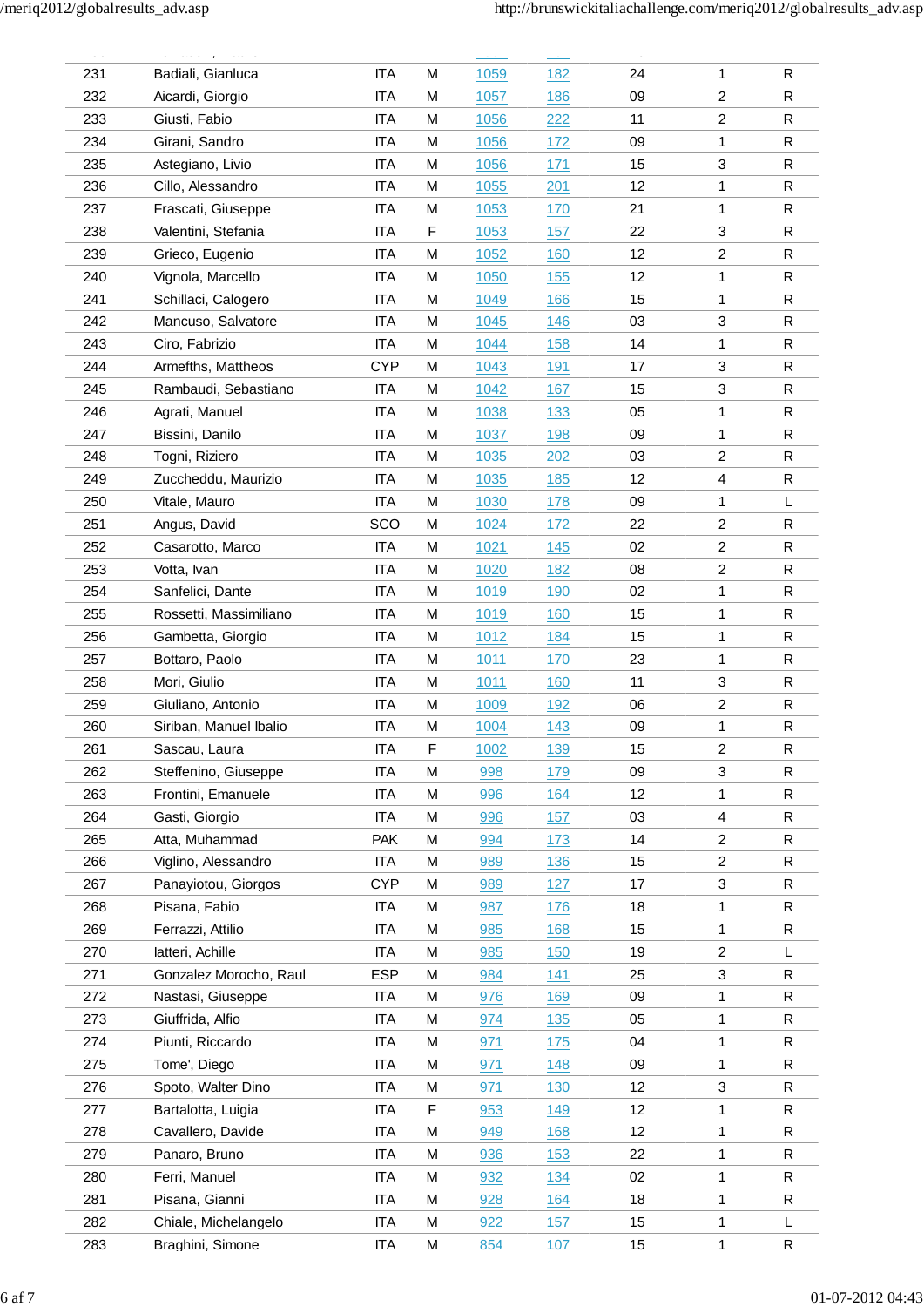| | | | | | | | | |
|---|---|---|---|---|---|---|---|---|
| 231 | Badiali, Gianluca | ITA | M | 1059 | 182 | 24 | 1 | R |
| 232 | Aicardi, Giorgio | ITA | M | 1057 | 186 | 09 | 2 | R |
| 233 | Giusti, Fabio | ITA | M | 1056 | 222 | 11 | 2 | R |
| 234 | Girani, Sandro | ITA | M | 1056 | 172 | 09 | 1 | R |
| 235 | Astegiano, Livio | ITA | M | 1056 | 171 | 15 | 3 | R |
| 236 | Cillo, Alessandro | ITA | M | 1055 | 201 | 12 | 1 | R |
| 237 | Frascati, Giuseppe | ITA | M | 1053 | 170 | 21 | 1 | R |
| 238 | Valentini, Stefania | ITA | F | 1053 | 157 | 22 | 3 | R |
| 239 | Grieco, Eugenio | ITA | M | 1052 | 160 | 12 | 2 | R |
| 240 | Vignola, Marcello | ITA | M | 1050 | 155 | 12 | 1 | R |
| 241 | Schillaci, Calogero | ITA | M | 1049 | 166 | 15 | 1 | R |
| 242 | Mancuso, Salvatore | ITA | M | 1045 | 146 | 03 | 3 | R |
| 243 | Ciro, Fabrizio | ITA | M | 1044 | 158 | 14 | 1 | R |
| 244 | Armefths, Mattheos | CYP | M | 1043 | 191 | 17 | 3 | R |
| 245 | Rambaudi, Sebastiano | ITA | M | 1042 | 167 | 15 | 3 | R |
| 246 | Agrati, Manuel | ITA | M | 1038 | 133 | 05 | 1 | R |
| 247 | Bissini, Danilo | ITA | M | 1037 | 198 | 09 | 1 | R |
| 248 | Togni, Riziero | ITA | M | 1035 | 202 | 03 | 2 | R |
| 249 | Zuccheddu, Maurizio | ITA | M | 1035 | 185 | 12 | 4 | R |
| 250 | Vitale, Mauro | ITA | M | 1030 | 178 | 09 | 1 | L |
| 251 | Angus, David | SCO | M | 1024 | 172 | 22 | 2 | R |
| 252 | Casarotto, Marco | ITA | M | 1021 | 145 | 02 | 2 | R |
| 253 | Votta, Ivan | ITA | M | 1020 | 182 | 08 | 2 | R |
| 254 | Sanfelici, Dante | ITA | M | 1019 | 190 | 02 | 1 | R |
| 255 | Rossetti, Massimiliano | ITA | M | 1019 | 160 | 15 | 1 | R |
| 256 | Gambetta, Giorgio | ITA | M | 1012 | 184 | 15 | 1 | R |
| 257 | Bottaro, Paolo | ITA | M | 1011 | 170 | 23 | 1 | R |
| 258 | Mori, Giulio | ITA | M | 1011 | 160 | 11 | 3 | R |
| 259 | Giuliano, Antonio | ITA | M | 1009 | 192 | 06 | 2 | R |
| 260 | Siriban, Manuel Ibalio | ITA | M | 1004 | 143 | 09 | 1 | R |
| 261 | Sascau, Laura | ITA | F | 1002 | 139 | 15 | 2 | R |
| 262 | Steffenino, Giuseppe | ITA | M | 998 | 179 | 09 | 3 | R |
| 263 | Frontini, Emanuele | ITA | M | 996 | 164 | 12 | 1 | R |
| 264 | Gasti, Giorgio | ITA | M | 996 | 157 | 03 | 4 | R |
| 265 | Atta, Muhammad | PAK | M | 994 | 173 | 14 | 2 | R |
| 266 | Viglino, Alessandro | ITA | M | 989 | 136 | 15 | 2 | R |
| 267 | Panayiotou, Giorgos | CYP | M | 989 | 127 | 17 | 3 | R |
| 268 | Pisana, Fabio | ITA | M | 987 | 176 | 18 | 1 | R |
| 269 | Ferrazzi, Attilio | ITA | M | 985 | 168 | 15 | 1 | R |
| 270 | Iatteri, Achille | ITA | M | 985 | 150 | 19 | 2 | L |
| 271 | Gonzalez Morocho, Raul | ESP | M | 984 | 141 | 25 | 3 | R |
| 272 | Nastasi, Giuseppe | ITA | M | 976 | 169 | 09 | 1 | R |
| 273 | Giuffrida, Alfio | ITA | M | 974 | 135 | 05 | 1 | R |
| 274 | Piunti, Riccardo | ITA | M | 971 | 175 | 04 | 1 | R |
| 275 | Tome', Diego | ITA | M | 971 | 148 | 09 | 1 | R |
| 276 | Spoto, Walter Dino | ITA | M | 971 | 130 | 12 | 3 | R |
| 277 | Bartalotta, Luigia | ITA | F | 953 | 149 | 12 | 1 | R |
| 278 | Cavallero, Davide | ITA | M | 949 | 168 | 12 | 1 | R |
| 279 | Panaro, Bruno | ITA | M | 936 | 153 | 22 | 1 | R |
| 280 | Ferri, Manuel | ITA | M | 932 | 134 | 02 | 1 | R |
| 281 | Pisana, Gianni | ITA | M | 928 | 164 | 18 | 1 | R |
| 282 | Chiale, Michelangelo | ITA | M | 922 | 157 | 15 | 1 | L |
| 283 | Braghini, Simone | ITA | M | 854 | 107 | 15 | 1 | R |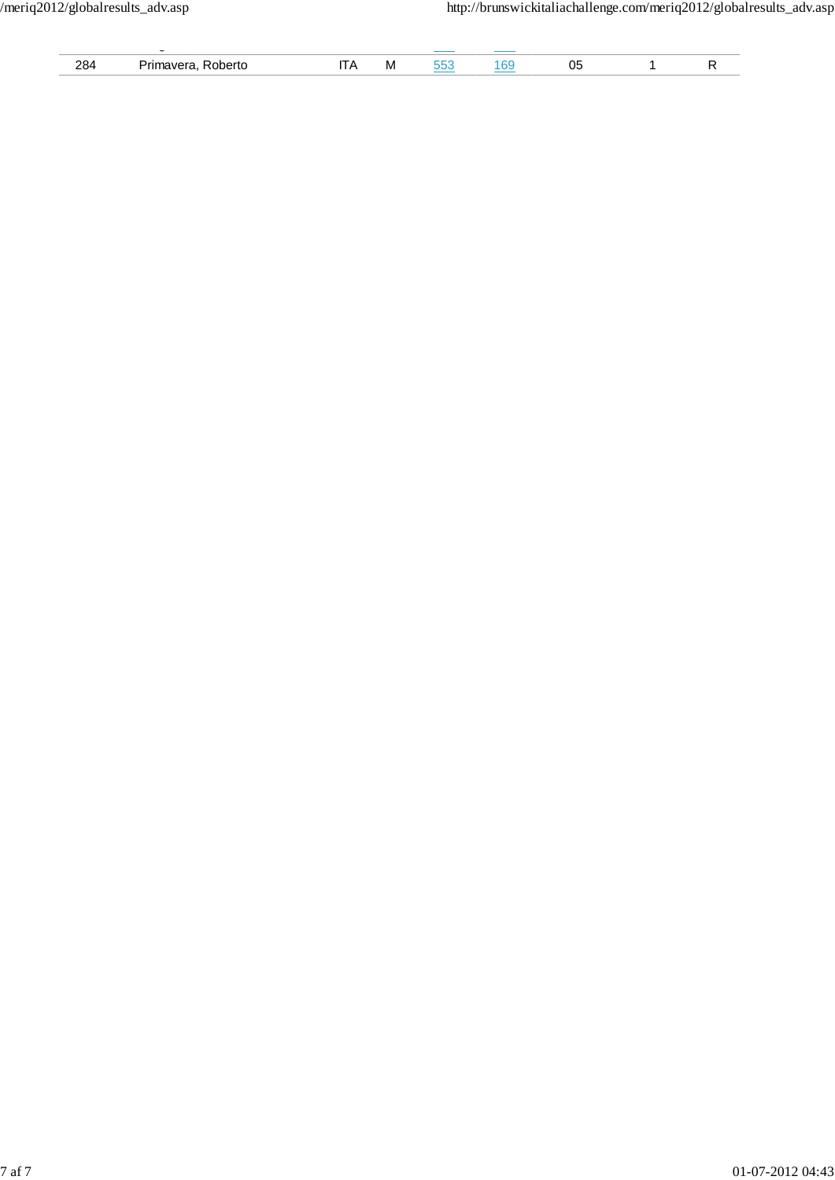| | | | | | | | | |
|---|---|---|---|---|---|---|---|---|
| 284 | Primavera, Roberto | ITA | M | 553 | 169 | 05 | 1 | R |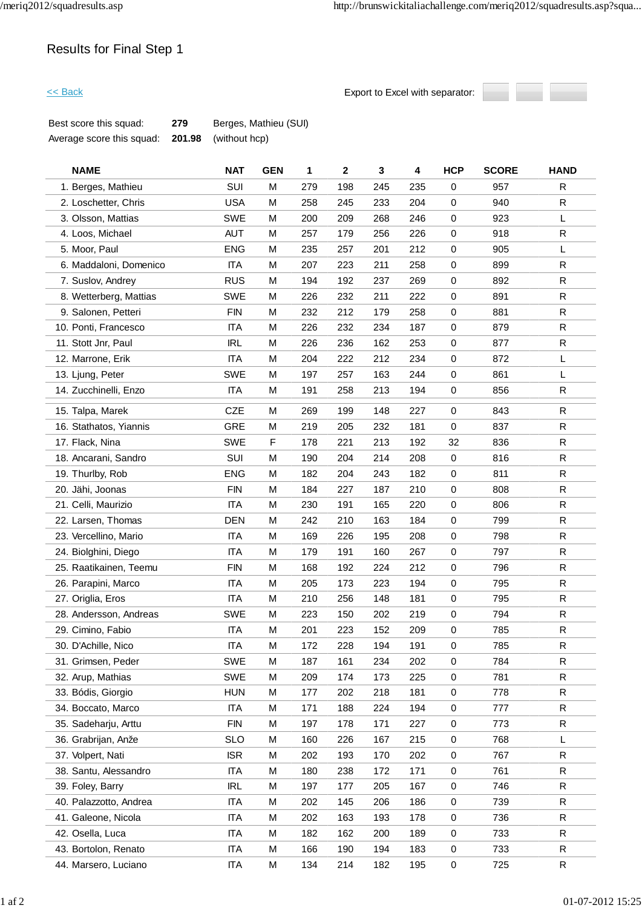# Results for Final Step 1

<< Back

Export to Excel with separator:

| | | |
|---|---|---|
| Best score this squad: | **279** | Berges, Mathieu (SUI) |
| Average score this squad: | **201.98** | (without hcp) |

| NAME | NAT | GEN | 1 | 2 | 3 | 4 | HCP | SCORE | HAND |
|---|---|---|---|---|---|---|---|---|---|
| 1. Berges, Mathieu | SUI | M | 279 | 198 | 245 | 235 | 0 | 957 | R |
| 2. Loschetter, Chris | USA | M | 258 | 245 | 233 | 204 | 0 | 940 | R |
| 3. Olsson, Mattias | SWE | M | 200 | 209 | 268 | 246 | 0 | 923 | L |
| 4. Loos, Michael | AUT | M | 257 | 179 | 256 | 226 | 0 | 918 | R |
| 5. Moor, Paul | ENG | M | 235 | 257 | 201 | 212 | 0 | 905 | L |
| 6. Maddaloni, Domenico | ITA | M | 207 | 223 | 211 | 258 | 0 | 899 | R |
| 7. Suslov, Andrey | RUS | M | 194 | 192 | 237 | 269 | 0 | 892 | R |
| 8. Wetterberg, Mattias | SWE | M | 226 | 232 | 211 | 222 | 0 | 891 | R |
| 9. Salonen, Petteri | FIN | M | 232 | 212 | 179 | 258 | 0 | 881 | R |
| 10. Ponti, Francesco | ITA | M | 226 | 232 | 234 | 187 | 0 | 879 | R |
| 11. Stott Jnr, Paul | IRL | M | 226 | 236 | 162 | 253 | 0 | 877 | R |
| 12. Marrone, Erik | ITA | M | 204 | 222 | 212 | 234 | 0 | 872 | L |
| 13. Ljung, Peter | SWE | M | 197 | 257 | 163 | 244 | 0 | 861 | L |
| 14. Zucchinelli, Enzo | ITA | M | 191 | 258 | 213 | 194 | 0 | 856 | R |
| 15. Talpa, Marek | CZE | M | 269 | 199 | 148 | 227 | 0 | 843 | R |
| 16. Stathatos, Yiannis | GRE | M | 219 | 205 | 232 | 181 | 0 | 837 | R |
| 17. Flack, Nina | SWE | F | 178 | 221 | 213 | 192 | 32 | 836 | R |
| 18. Ancarani, Sandro | SUI | M | 190 | 204 | 214 | 208 | 0 | 816 | R |
| 19. Thurlby, Rob | ENG | M | 182 | 204 | 243 | 182 | 0 | 811 | R |
| 20. Jähi, Joonas | FIN | M | 184 | 227 | 187 | 210 | 0 | 808 | R |
| 21. Celli, Maurizio | ITA | M | 230 | 191 | 165 | 220 | 0 | 806 | R |
| 22. Larsen, Thomas | DEN | M | 242 | 210 | 163 | 184 | 0 | 799 | R |
| 23. Vercellino, Mario | ITA | M | 169 | 226 | 195 | 208 | 0 | 798 | R |
| 24. Biolghini, Diego | ITA | M | 179 | 191 | 160 | 267 | 0 | 797 | R |
| 25. Raatikainen, Teemu | FIN | M | 168 | 192 | 224 | 212 | 0 | 796 | R |
| 26. Parapini, Marco | ITA | M | 205 | 173 | 223 | 194 | 0 | 795 | R |
| 27. Origlia, Eros | ITA | M | 210 | 256 | 148 | 181 | 0 | 795 | R |
| 28. Andersson, Andreas | SWE | M | 223 | 150 | 202 | 219 | 0 | 794 | R |
| 29. Cimino, Fabio | ITA | M | 201 | 223 | 152 | 209 | 0 | 785 | R |
| 30. D'Achille, Nico | ITA | M | 172 | 228 | 194 | 191 | 0 | 785 | R |
| 31. Grimsen, Peder | SWE | M | 187 | 161 | 234 | 202 | 0 | 784 | R |
| 32. Arup, Mathias | SWE | M | 209 | 174 | 173 | 225 | 0 | 781 | R |
| 33. Bódis, Giorgio | HUN | M | 177 | 202 | 218 | 181 | 0 | 778 | R |
| 34. Boccato, Marco | ITA | M | 171 | 188 | 224 | 194 | 0 | 777 | R |
| 35. Sadeharju, Arttu | FIN | M | 197 | 178 | 171 | 227 | 0 | 773 | R |
| 36. Grabrijan, Anže | SLO | M | 160 | 226 | 167 | 215 | 0 | 768 | L |
| 37. Volpert, Nati | ISR | M | 202 | 193 | 170 | 202 | 0 | 767 | R |
| 38. Santu, Alessandro | ITA | M | 180 | 238 | 172 | 171 | 0 | 761 | R |
| 39. Foley, Barry | IRL | M | 197 | 177 | 205 | 167 | 0 | 746 | R |
| 40. Palazzotto, Andrea | ITA | M | 202 | 145 | 206 | 186 | 0 | 739 | R |
| 41. Galeone, Nicola | ITA | M | 202 | 163 | 193 | 178 | 0 | 736 | R |
| 42. Osella, Luca | ITA | M | 182 | 162 | 200 | 189 | 0 | 733 | R |
| 43. Bortolon, Renato | ITA | M | 166 | 190 | 194 | 183 | 0 | 733 | R |
| 44. Marsero, Luciano | ITA | M | 134 | 214 | 182 | 195 | 0 | 725 | R |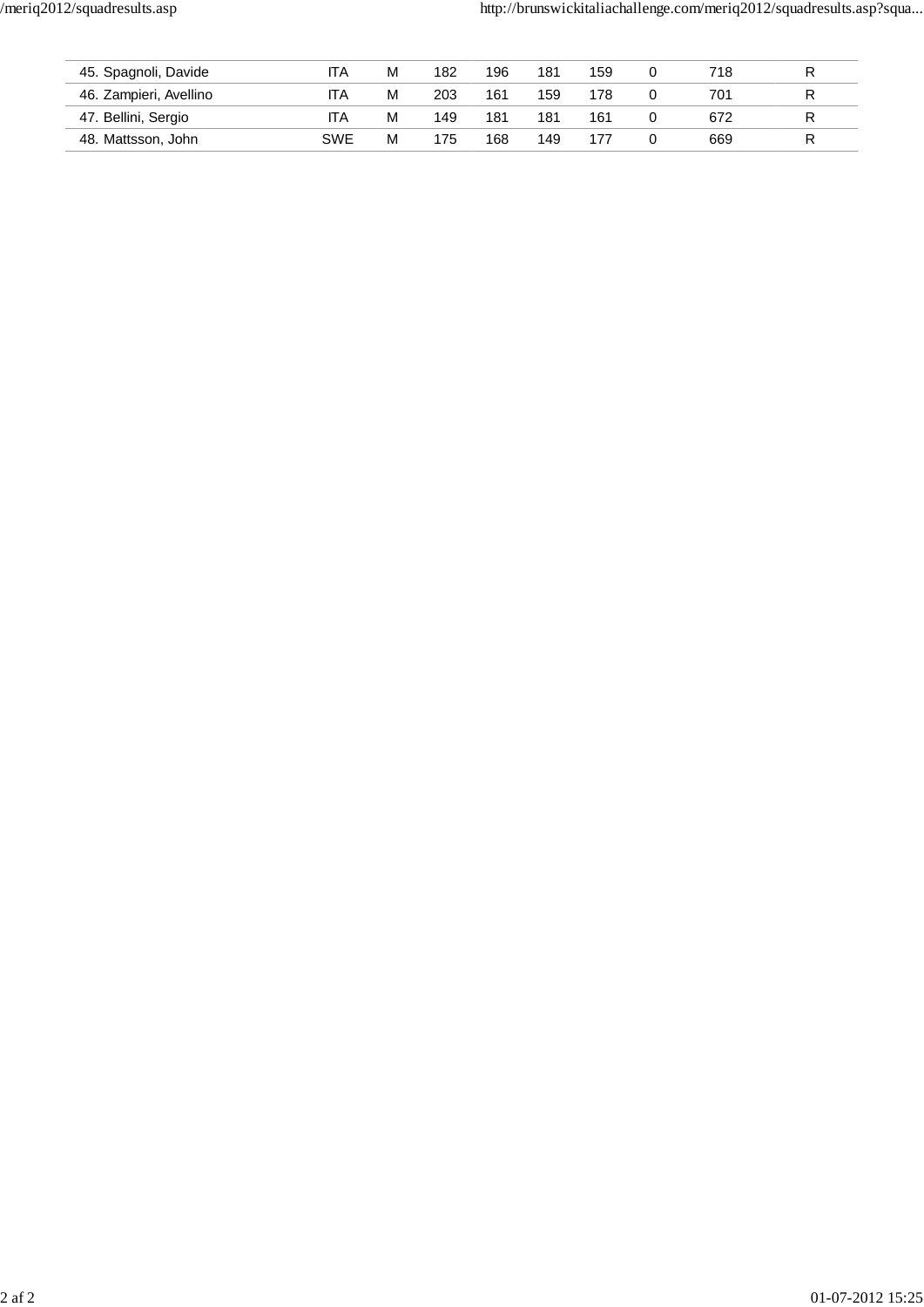| 45. Spagnoli, Davide | ITA | M | 182 | 196 | 181 | 159 | 0 | 718 | R |
|---|---|---|---|---|---|---|---|---|---|
| 46. Zampieri, Avellino | ITA | M | 203 | 161 | 159 | 178 | 0 | 701 | R |
| 47. Bellini, Sergio | ITA | M | 149 | 181 | 181 | 161 | 0 | 672 | R |
| 48. Mattsson, John | SWE | M | 175 | 168 | 149 | 177 | 0 | 669 | R |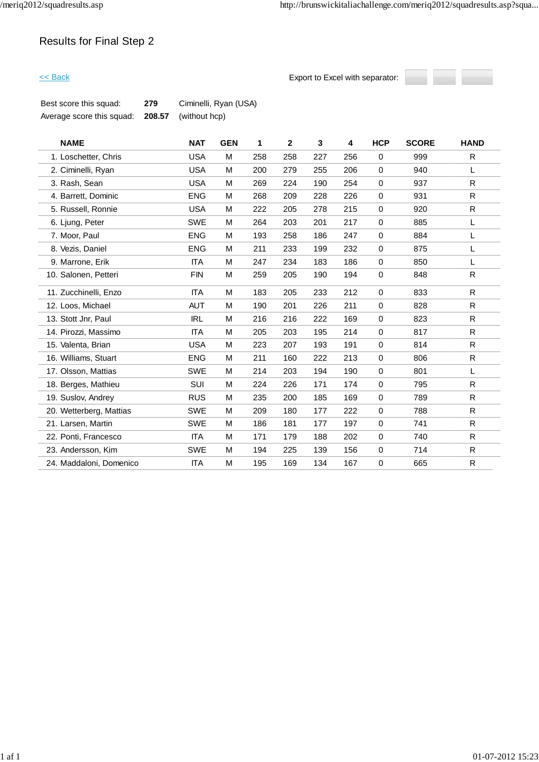# Results for Final Step 2

<< Back

Export to Excel with separator:

| | | |
|---|---|---|
| Best score this squad: | **279** | Ciminelli, Ryan (USA) |
| Average score this squad: | **208.57** | (without hcp) |

| NAME | NAT | GEN | 1 | 2 | 3 | 4 | HCP | SCORE | HAND |
|---|---|---|---|---|---|---|---|---|---|
| 1. Loschetter, Chris | USA | M | 258 | 258 | 227 | 256 | 0 | 999 | R |
| 2. Ciminelli, Ryan | USA | M | 200 | 279 | 255 | 206 | 0 | 940 | L |
| 3. Rash, Sean | USA | M | 269 | 224 | 190 | 254 | 0 | 937 | R |
| 4. Barrett, Dominic | ENG | M | 268 | 209 | 228 | 226 | 0 | 931 | R |
| 5. Russell, Ronnie | USA | M | 222 | 205 | 278 | 215 | 0 | 920 | R |
| 6. Ljung, Peter | SWE | M | 264 | 203 | 201 | 217 | 0 | 885 | L |
| 7. Moor, Paul | ENG | M | 193 | 258 | 186 | 247 | 0 | 884 | L |
| 8. Vezis, Daniel | ENG | M | 211 | 233 | 199 | 232 | 0 | 875 | L |
| 9. Marrone, Erik | ITA | M | 247 | 234 | 183 | 186 | 0 | 850 | L |
| 10. Salonen, Petteri | FIN | M | 259 | 205 | 190 | 194 | 0 | 848 | R |
| 11. Zucchinelli, Enzo | ITA | M | 183 | 205 | 233 | 212 | 0 | 833 | R |
| 12. Loos, Michael | AUT | M | 190 | 201 | 226 | 211 | 0 | 828 | R |
| 13. Stott Jnr, Paul | IRL | M | 216 | 216 | 222 | 169 | 0 | 823 | R |
| 14. Pirozzi, Massimo | ITA | M | 205 | 203 | 195 | 214 | 0 | 817 | R |
| 15. Valenta, Brian | USA | M | 223 | 207 | 193 | 191 | 0 | 814 | R |
| 16. Williams, Stuart | ENG | M | 211 | 160 | 222 | 213 | 0 | 806 | R |
| 17. Olsson, Mattias | SWE | M | 214 | 203 | 194 | 190 | 0 | 801 | L |
| 18. Berges, Mathieu | SUI | M | 224 | 226 | 171 | 174 | 0 | 795 | R |
| 19. Suslov, Andrey | RUS | M | 235 | 200 | 185 | 169 | 0 | 789 | R |
| 20. Wetterberg, Mattias | SWE | M | 209 | 180 | 177 | 222 | 0 | 788 | R |
| 21. Larsen, Martin | SWE | M | 186 | 181 | 177 | 197 | 0 | 741 | R |
| 22. Ponti, Francesco | ITA | M | 171 | 179 | 188 | 202 | 0 | 740 | R |
| 23. Andersson, Kim | SWE | M | 194 | 225 | 139 | 156 | 0 | 714 | R |
| 24. Maddaloni, Domenico | ITA | M | 195 | 169 | 134 | 167 | 0 | 665 | R |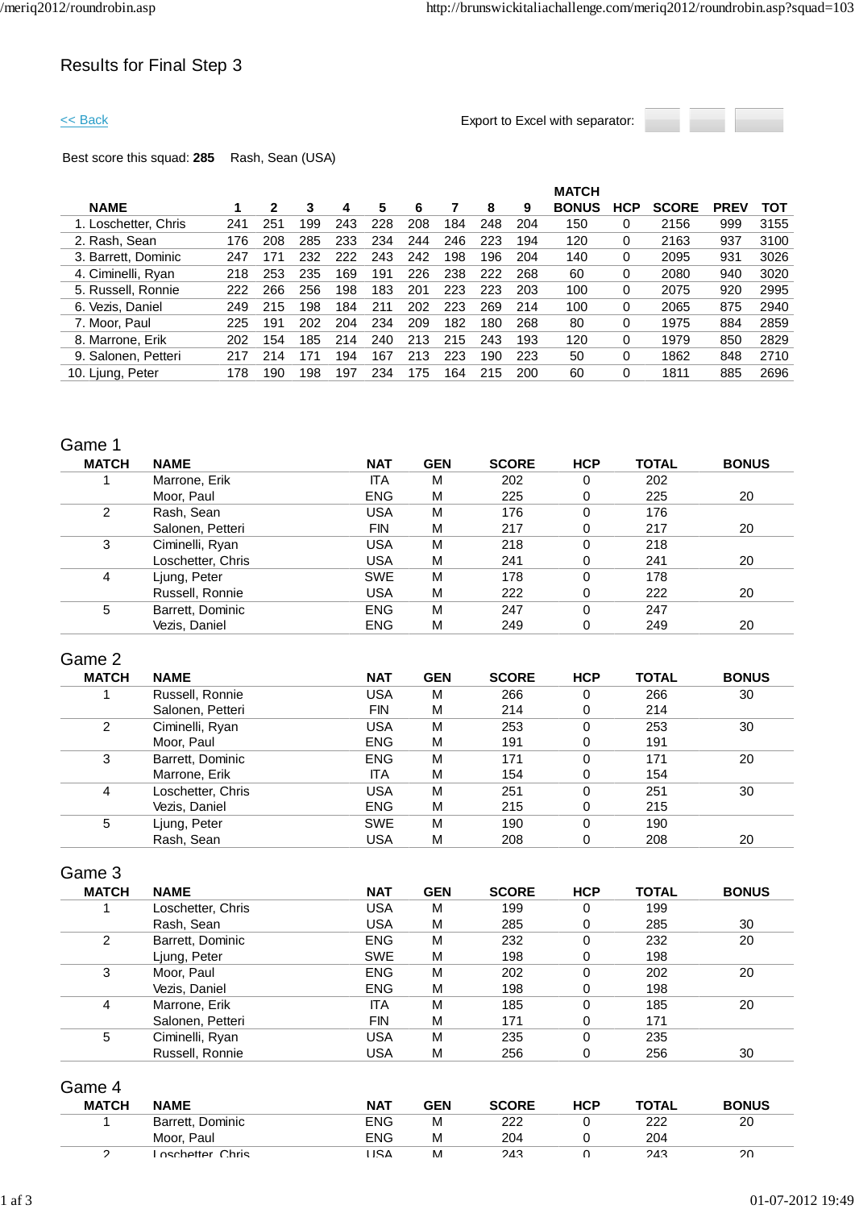# Results for Final Step 3

<< Back

Export to Excel with separator:

Best score this squad: **285** Rash, Sean (USA)

| NAME | 1 | 2 | 3 | 4 | 5 | 6 | 7 | 8 | 9 | MATCH BONUS | HCP | SCORE | PREV | TOT |
|---|---|---|---|---|---|---|---|---|---|---|---|---|---|---|
| 1. Loschetter, Chris | 241 | 251 | 199 | 243 | 228 | 208 | 184 | 248 | 204 | 150 | 0 | 2156 | 999 | 3155 |
| 2. Rash, Sean | 176 | 208 | 285 | 233 | 234 | 244 | 246 | 223 | 194 | 120 | 0 | 2163 | 937 | 3100 |
| 3. Barrett, Dominic | 247 | 171 | 232 | 222 | 243 | 242 | 198 | 196 | 204 | 140 | 0 | 2095 | 931 | 3026 |
| 4. Ciminelli, Ryan | 218 | 253 | 235 | 169 | 191 | 226 | 238 | 222 | 268 | 60 | 0 | 2080 | 940 | 3020 |
| 5. Russell, Ronnie | 222 | 266 | 256 | 198 | 183 | 201 | 223 | 223 | 203 | 100 | 0 | 2075 | 920 | 2995 |
| 6. Vezis, Daniel | 249 | 215 | 198 | 184 | 211 | 202 | 223 | 269 | 214 | 100 | 0 | 2065 | 875 | 2940 |
| 7. Moor, Paul | 225 | 191 | 202 | 204 | 234 | 209 | 182 | 180 | 268 | 80 | 0 | 1975 | 884 | 2859 |
| 8. Marrone, Erik | 202 | 154 | 185 | 214 | 240 | 213 | 215 | 243 | 193 | 120 | 0 | 1979 | 850 | 2829 |
| 9. Salonen, Petteri | 217 | 214 | 171 | 194 | 167 | 213 | 223 | 190 | 223 | 50 | 0 | 1862 | 848 | 2710 |
| 10. Ljung, Peter | 178 | 190 | 198 | 197 | 234 | 175 | 164 | 215 | 200 | 60 | 0 | 1811 | 885 | 2696 |

## Game 1

| MATCH | NAME | NAT | GEN | SCORE | HCP | TOTAL | BONUS |
|---|---|---|---|---|---|---|---|
| 1 | Marrone, Erik | ITA | M | 202 | 0 | 202 | |
| | Moor, Paul | ENG | M | 225 | 0 | 225 | 20 |
| 2 | Rash, Sean | USA | M | 176 | 0 | 176 | |
| | Salonen, Petteri | FIN | M | 217 | 0 | 217 | 20 |
| 3 | Ciminelli, Ryan | USA | M | 218 | 0 | 218 | |
| | Loschetter, Chris | USA | M | 241 | 0 | 241 | 20 |
| 4 | Ljung, Peter | SWE | M | 178 | 0 | 178 | |
| | Russell, Ronnie | USA | M | 222 | 0 | 222 | 20 |
| 5 | Barrett, Dominic | ENG | M | 247 | 0 | 247 | |
| | Vezis, Daniel | ENG | M | 249 | 0 | 249 | 20 |

## Game 2

| MATCH | NAME | NAT | GEN | SCORE | HCP | TOTAL | BONUS |
|---|---|---|---|---|---|---|---|
| 1 | Russell, Ronnie | USA | M | 266 | 0 | 266 | 30 |
| | Salonen, Petteri | FIN | M | 214 | 0 | 214 | |
| 2 | Ciminelli, Ryan | USA | M | 253 | 0 | 253 | 30 |
| | Moor, Paul | ENG | M | 191 | 0 | 191 | |
| 3 | Barrett, Dominic | ENG | M | 171 | 0 | 171 | 20 |
| | Marrone, Erik | ITA | M | 154 | 0 | 154 | |
| 4 | Loschetter, Chris | USA | M | 251 | 0 | 251 | 30 |
| | Vezis, Daniel | ENG | M | 215 | 0 | 215 | |
| 5 | Ljung, Peter | SWE | M | 190 | 0 | 190 | |
| | Rash, Sean | USA | M | 208 | 0 | 208 | 20 |

## Game 3

| MATCH | NAME | NAT | GEN | SCORE | HCP | TOTAL | BONUS |
|---|---|---|---|---|---|---|---|
| 1 | Loschetter, Chris | USA | M | 199 | 0 | 199 | |
| | Rash, Sean | USA | M | 285 | 0 | 285 | 30 |
| 2 | Barrett, Dominic | ENG | M | 232 | 0 | 232 | 20 |
| | Ljung, Peter | SWE | M | 198 | 0 | 198 | |
| 3 | Moor, Paul | ENG | M | 202 | 0 | 202 | 20 |
| | Vezis, Daniel | ENG | M | 198 | 0 | 198 | |
| 4 | Marrone, Erik | ITA | M | 185 | 0 | 185 | 20 |
| | Salonen, Petteri | FIN | M | 171 | 0 | 171 | |
| 5 | Ciminelli, Ryan | USA | M | 235 | 0 | 235 | |
| | Russell, Ronnie | USA | M | 256 | 0 | 256 | 30 |

## Game 4

| MATCH | NAME | NAT | GEN | SCORE | HCP | TOTAL | BONUS |
|---|---|---|---|---|---|---|---|
| 1 | Barrett, Dominic | ENG | M | 222 | 0 | 222 | 20 |
| | Moor, Paul | ENG | M | 204 | 0 | 204 | |
| 2 | Loschetter, Chris | USA | M | 243 | 0 | 243 | 20 |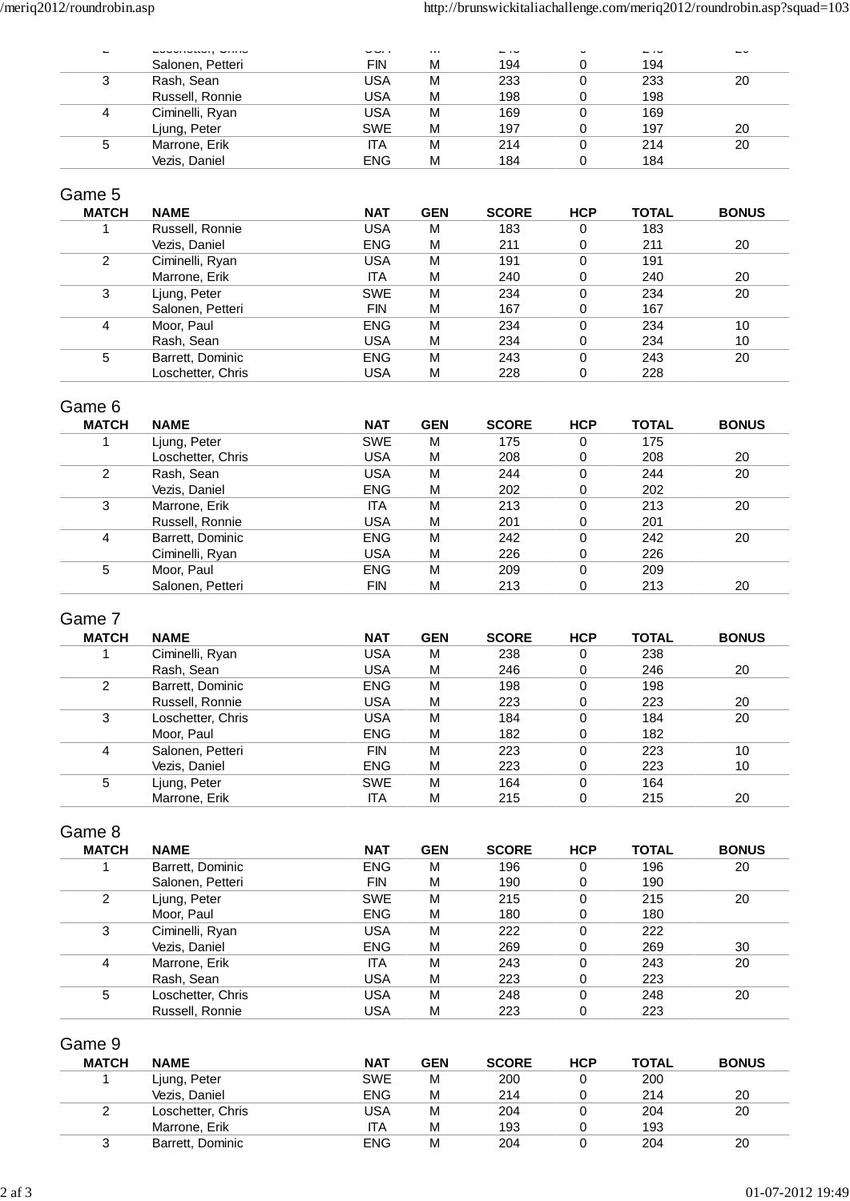| MATCH | NAME | NAT | GEN | SCORE | HCP | TOTAL | BONUS |
|---|---|---|---|---|---|---|---|
| 2 | Loschetter, Chris | USA | M | 243 | 0 | 243 | 20 |
| | Salonen, Petteri | FIN | M | 194 | 0 | 194 | |
| 3 | Rash, Sean | USA | M | 233 | 0 | 233 | 20 |
| | Russell, Ronnie | USA | M | 198 | 0 | 198 | |
| 4 | Ciminelli, Ryan | USA | M | 169 | 0 | 169 | |
| | Ljung, Peter | SWE | M | 197 | 0 | 197 | 20 |
| 5 | Marrone, Erik | ITA | M | 214 | 0 | 214 | 20 |
| | Vezis, Daniel | ENG | M | 184 | 0 | 184 | |

## Game 5

| MATCH | NAME | NAT | GEN | SCORE | HCP | TOTAL | BONUS |
|---|---|---|---|---|---|---|---|
| 1 | Russell, Ronnie | USA | M | 183 | 0 | 183 | |
| | Vezis, Daniel | ENG | M | 211 | 0 | 211 | 20 |
| 2 | Ciminelli, Ryan | USA | M | 191 | 0 | 191 | |
| | Marrone, Erik | ITA | M | 240 | 0 | 240 | 20 |
| 3 | Ljung, Peter | SWE | M | 234 | 0 | 234 | 20 |
| | Salonen, Petteri | FIN | M | 167 | 0 | 167 | |
| 4 | Moor, Paul | ENG | M | 234 | 0 | 234 | 10 |
| | Rash, Sean | USA | M | 234 | 0 | 234 | 10 |
| 5 | Barrett, Dominic | ENG | M | 243 | 0 | 243 | 20 |
| | Loschetter, Chris | USA | M | 228 | 0 | 228 | |

## Game 6

| MATCH | NAME | NAT | GEN | SCORE | HCP | TOTAL | BONUS |
|---|---|---|---|---|---|---|---|
| 1 | Ljung, Peter | SWE | M | 175 | 0 | 175 | |
| | Loschetter, Chris | USA | M | 208 | 0 | 208 | 20 |
| 2 | Rash, Sean | USA | M | 244 | 0 | 244 | 20 |
| | Vezis, Daniel | ENG | M | 202 | 0 | 202 | |
| 3 | Marrone, Erik | ITA | M | 213 | 0 | 213 | 20 |
| | Russell, Ronnie | USA | M | 201 | 0 | 201 | |
| 4 | Barrett, Dominic | ENG | M | 242 | 0 | 242 | 20 |
| | Ciminelli, Ryan | USA | M | 226 | 0 | 226 | |
| 5 | Moor, Paul | ENG | M | 209 | 0 | 209 | |
| | Salonen, Petteri | FIN | M | 213 | 0 | 213 | 20 |

## Game 7

| MATCH | NAME | NAT | GEN | SCORE | HCP | TOTAL | BONUS |
|---|---|---|---|---|---|---|---|
| 1 | Ciminelli, Ryan | USA | M | 238 | 0 | 238 | |
| | Rash, Sean | USA | M | 246 | 0 | 246 | 20 |
| 2 | Barrett, Dominic | ENG | M | 198 | 0 | 198 | |
| | Russell, Ronnie | USA | M | 223 | 0 | 223 | 20 |
| 3 | Loschetter, Chris | USA | M | 184 | 0 | 184 | 20 |
| | Moor, Paul | ENG | M | 182 | 0 | 182 | |
| 4 | Salonen, Petteri | FIN | M | 223 | 0 | 223 | 10 |
| | Vezis, Daniel | ENG | M | 223 | 0 | 223 | 10 |
| 5 | Ljung, Peter | SWE | M | 164 | 0 | 164 | |
| | Marrone, Erik | ITA | M | 215 | 0 | 215 | 20 |

## Game 8

| MATCH | NAME | NAT | GEN | SCORE | HCP | TOTAL | BONUS |
|---|---|---|---|---|---|---|---|
| 1 | Barrett, Dominic | ENG | M | 196 | 0 | 196 | 20 |
| | Salonen, Petteri | FIN | M | 190 | 0 | 190 | |
| 2 | Ljung, Peter | SWE | M | 215 | 0 | 215 | 20 |
| | Moor, Paul | ENG | M | 180 | 0 | 180 | |
| 3 | Ciminelli, Ryan | USA | M | 222 | 0 | 222 | |
| | Vezis, Daniel | ENG | M | 269 | 0 | 269 | 30 |
| 4 | Marrone, Erik | ITA | M | 243 | 0 | 243 | 20 |
| | Rash, Sean | USA | M | 223 | 0 | 223 | |
| 5 | Loschetter, Chris | USA | M | 248 | 0 | 248 | 20 |
| | Russell, Ronnie | USA | M | 223 | 0 | 223 | |

## Game 9

| MATCH | NAME | NAT | GEN | SCORE | HCP | TOTAL | BONUS |
|---|---|---|---|---|---|---|---|
| 1 | Ljung, Peter | SWE | M | 200 | 0 | 200 | |
| | Vezis, Daniel | ENG | M | 214 | 0 | 214 | 20 |
| 2 | Loschetter, Chris | USA | M | 204 | 0 | 204 | 20 |
| | Marrone, Erik | ITA | M | 193 | 0 | 193 | |
| 3 | Barrett, Dominic | ENG | M | 204 | 0 | 204 | 20 |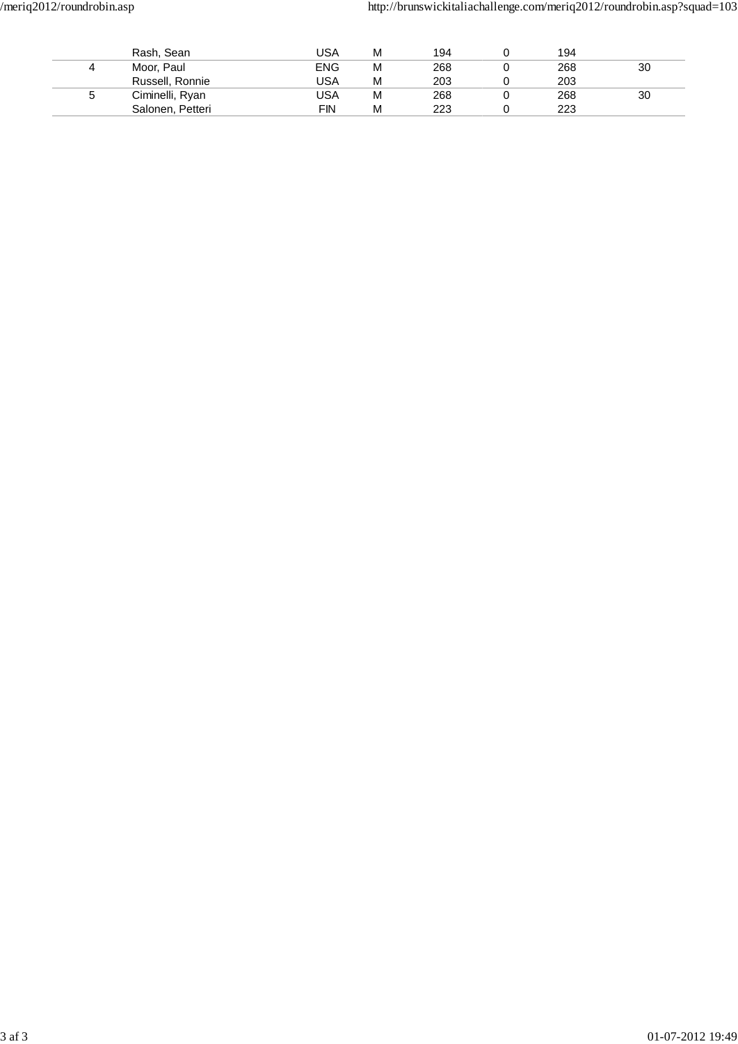| | | | | | | | |
|---|---|---|---|---|---|---|---|
| | Rash, Sean | USA | M | 194 | 0 | 194 | |
| 4 | Moor, Paul | ENG | M | 268 | 0 | 268 | 30 |
| | Russell, Ronnie | USA | M | 203 | 0 | 203 | |
| 5 | Ciminelli, Ryan | USA | M | 268 | 0 | 268 | 30 |
| | Salonen, Petteri | FIN | M | 223 | 0 | 223 | |